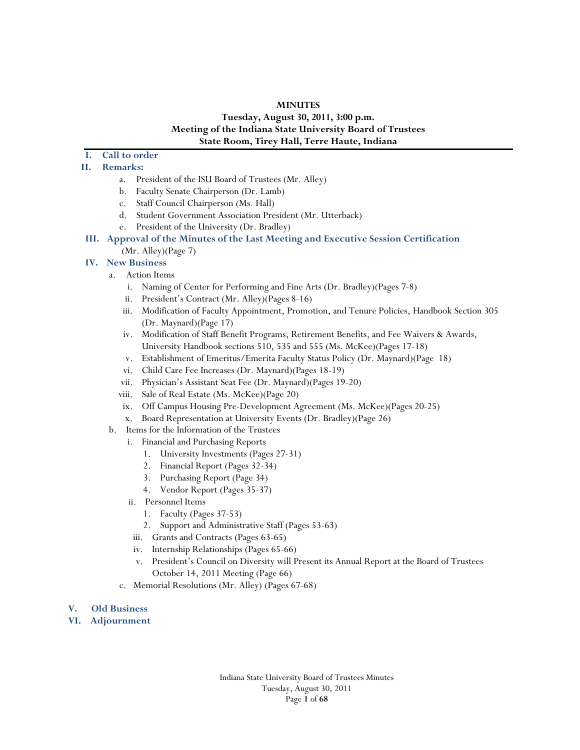**MINUTES**

**Tuesday, August 30, 2011, 3:00 p.m.**

**Meeting of the Indiana State University Board of Trustees**

**State Room, Tirey Hall, Terre Haute, Indiana**

---

**I. Call to order**

**II. Remarks:**

- a. President of the ISU Board of Trustees (Mr. Alley)
- b. Faculty Senate Chairperson (Dr. Lamb)
- c. Staff Council Chairperson (Ms. Hall)
- d. Student Government Association President (Mr. Utterback)
- e. President of the University (Dr. Bradley)

**III. Approval of the Minutes of the Last Meeting and Executive Session Certification** (Mr. Alley)(Page 7)

**IV. New Business**

- a. Action Items
  - i. Naming of Center for Performing and Fine Arts (Dr. Bradley)(Pages 7-8)
  - ii. President's Contract (Mr. Alley)(Pages 8-16)
  - iii. Modification of Faculty Appointment, Promotion, and Tenure Policies, Handbook Section 305 (Dr. Maynard)(Page 17)
  - iv. Modification of Staff Benefit Programs, Retirement Benefits, and Fee Waivers & Awards, University Handbook sections 510, 535 and 555 (Ms. McKee)(Pages 17-18)
  - v. Establishment of Emeritus/Emerita Faculty Status Policy (Dr. Maynard)(Page 18)
  - vi. Child Care Fee Increases (Dr. Maynard)(Pages 18-19)
  - vii. Physician's Assistant Seat Fee (Dr. Maynard)(Pages 19-20)
  - viii. Sale of Real Estate (Ms. McKee)(Page 20)
  - ix. Off Campus Housing Pre-Development Agreement (Ms. McKee)(Pages 20-25)
  - x. Board Representation at University Events (Dr. Bradley)(Page 26)
- b. Items for the Information of the Trustees
  - i. Financial and Purchasing Reports
    1. University Investments (Pages 27-31)
    2. Financial Report (Pages 32-34)
    3. Purchasing Report (Page 34)
    4. Vendor Report (Pages 35-37)
  - ii. Personnel Items
    1. Faculty (Pages 37-53)
    2. Support and Administrative Staff (Pages 53-63)
  - iii. Grants and Contracts (Pages 63-65)
  - iv. Internship Relationships (Pages 65-66)
  - v. President's Council on Diversity will Present its Annual Report at the Board of Trustees October 14, 2011 Meeting (Page 66)
- c. Memorial Resolutions (Mr. Alley) (Pages 67-68)

**V. Old Business**

**VI. Adjournment**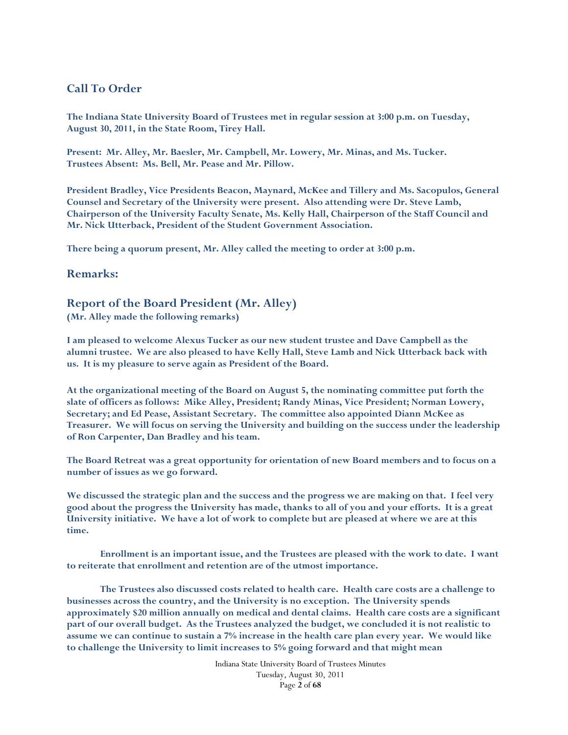## Call To Order

**The Indiana State University Board of Trustees met in regular session at 3:00 p.m. on Tuesday, August 30, 2011, in the State Room, Tirey Hall.**

**Present: Mr. Alley, Mr. Baesler, Mr. Campbell, Mr. Lowery, Mr. Minas, and Ms. Tucker. Trustees Absent: Ms. Bell, Mr. Pease and Mr. Pillow.**

**President Bradley, Vice Presidents Beacon, Maynard, McKee and Tillery and Ms. Sacopulos, General Counsel and Secretary of the University were present. Also attending were Dr. Steve Lamb, Chairperson of the University Faculty Senate, Ms. Kelly Hall, Chairperson of the Staff Council and Mr. Nick Utterback, President of the Student Government Association.**

**There being a quorum present, Mr. Alley called the meeting to order at 3:00 p.m.**

## Remarks:

## Report of the Board President (Mr. Alley)

**(Mr. Alley made the following remarks)**

**I am pleased to welcome Alexus Tucker as our new student trustee and Dave Campbell as the alumni trustee. We are also pleased to have Kelly Hall, Steve Lamb and Nick Utterback back with us. It is my pleasure to serve again as President of the Board.**

**At the organizational meeting of the Board on August 5, the nominating committee put forth the slate of officers as follows: Mike Alley, President; Randy Minas, Vice President; Norman Lowery, Secretary; and Ed Pease, Assistant Secretary. The committee also appointed Diann McKee as Treasurer. We will focus on serving the University and building on the success under the leadership of Ron Carpenter, Dan Bradley and his team.**

**The Board Retreat was a great opportunity for orientation of new Board members and to focus on a number of issues as we go forward.**

**We discussed the strategic plan and the success and the progress we are making on that. I feel very good about the progress the University has made, thanks to all of you and your efforts. It is a great University initiative. We have a lot of work to complete but are pleased at where we are at this time.**

**Enrollment is an important issue, and the Trustees are pleased with the work to date. I want to reiterate that enrollment and retention are of the utmost importance.**

**The Trustees also discussed costs related to health care. Health care costs are a challenge to businesses across the country, and the University is no exception. The University spends approximately $20 million annually on medical and dental claims. Health care costs are a significant part of our overall budget. As the Trustees analyzed the budget, we concluded it is not realistic to assume we can continue to sustain a 7% increase in the health care plan every year. We would like to challenge the University to limit increases to 5% going forward and that might mean**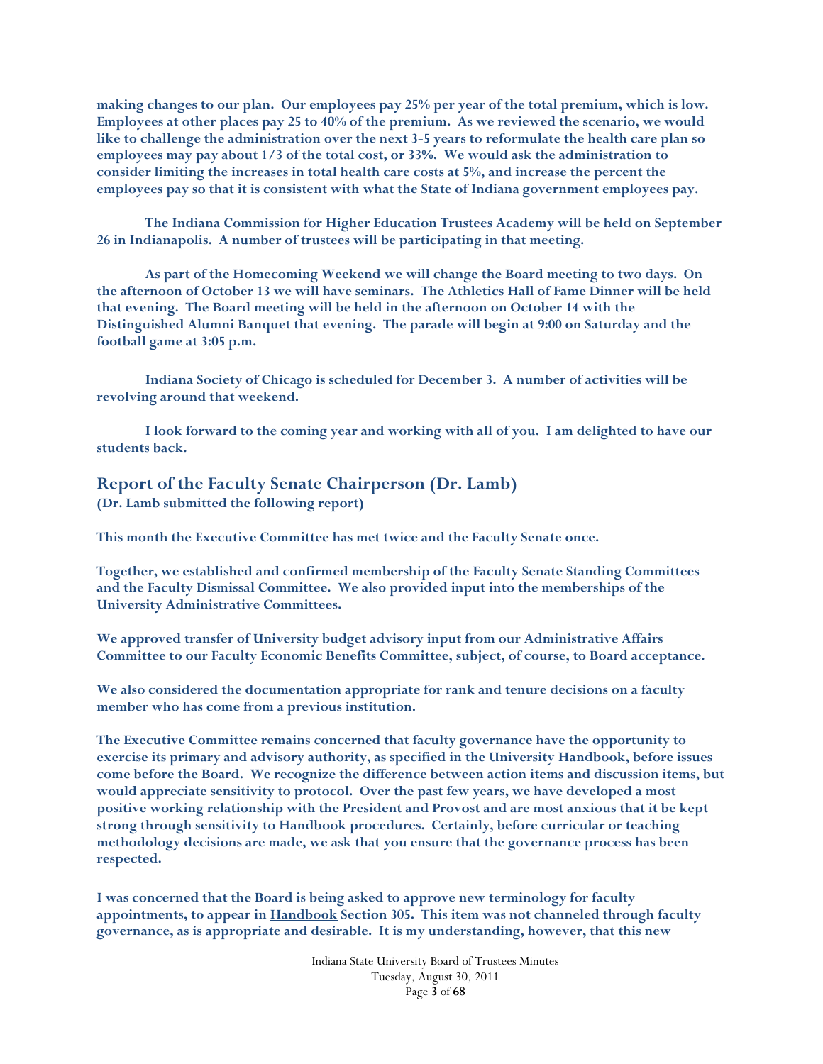**making changes to our plan. Our employees pay 25% per year of the total premium, which is low. Employees at other places pay 25 to 40% of the premium. As we reviewed the scenario, we would like to challenge the administration over the next 3-5 years to reformulate the health care plan so employees may pay about 1/3 of the total cost, or 33%. We would ask the administration to consider limiting the increases in total health care costs at 5%, and increase the percent the employees pay so that it is consistent with what the State of Indiana government employees pay.**

**The Indiana Commission for Higher Education Trustees Academy will be held on September 26 in Indianapolis. A number of trustees will be participating in that meeting.**

**As part of the Homecoming Weekend we will change the Board meeting to two days. On the afternoon of October 13 we will have seminars. The Athletics Hall of Fame Dinner will be held that evening. The Board meeting will be held in the afternoon on October 14 with the Distinguished Alumni Banquet that evening. The parade will begin at 9:00 on Saturday and the football game at 3:05 p.m.**

**Indiana Society of Chicago is scheduled for December 3. A number of activities will be revolving around that weekend.**

**I look forward to the coming year and working with all of you. I am delighted to have our students back.**

## Report of the Faculty Senate Chairperson (Dr. Lamb)

**(Dr. Lamb submitted the following report)**

**This month the Executive Committee has met twice and the Faculty Senate once.**

**Together, we established and confirmed membership of the Faculty Senate Standing Committees and the Faculty Dismissal Committee. We also provided input into the memberships of the University Administrative Committees.**

**We approved transfer of University budget advisory input from our Administrative Affairs Committee to our Faculty Economic Benefits Committee, subject, of course, to Board acceptance.**

**We also considered the documentation appropriate for rank and tenure decisions on a faculty member who has come from a previous institution.**

**The Executive Committee remains concerned that faculty governance have the opportunity to exercise its primary and advisory authority, as specified in the University Handbook, before issues come before the Board. We recognize the difference between action items and discussion items, but would appreciate sensitivity to protocol. Over the past few years, we have developed a most positive working relationship with the President and Provost and are most anxious that it be kept strong through sensitivity to Handbook procedures. Certainly, before curricular or teaching methodology decisions are made, we ask that you ensure that the governance process has been respected.**

**I was concerned that the Board is being asked to approve new terminology for faculty appointments, to appear in Handbook Section 305. This item was not channeled through faculty governance, as is appropriate and desirable. It is my understanding, however, that this new**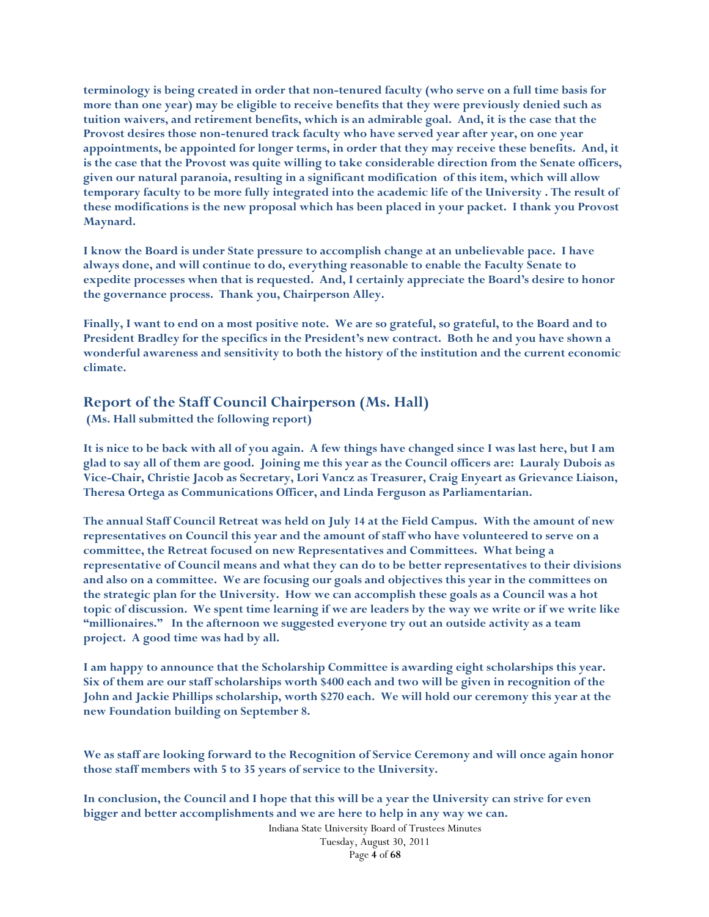**terminology is being created in order that non-tenured faculty (who serve on a full time basis for more than one year) may be eligible to receive benefits that they were previously denied such as tuition waivers, and retirement benefits, which is an admirable goal. And, it is the case that the Provost desires those non-tenured track faculty who have served year after year, on one year appointments, be appointed for longer terms, in order that they may receive these benefits. And, it is the case that the Provost was quite willing to take considerable direction from the Senate officers, given our natural paranoia, resulting in a significant modification of this item, which will allow temporary faculty to be more fully integrated into the academic life of the University . The result of these modifications is the new proposal which has been placed in your packet. I thank you Provost Maynard.**

**I know the Board is under State pressure to accomplish change at an unbelievable pace. I have always done, and will continue to do, everything reasonable to enable the Faculty Senate to expedite processes when that is requested. And, I certainly appreciate the Board's desire to honor the governance process. Thank you, Chairperson Alley.**

**Finally, I want to end on a most positive note. We are so grateful, so grateful, to the Board and to President Bradley for the specifics in the President's new contract. Both he and you have shown a wonderful awareness and sensitivity to both the history of the institution and the current economic climate.**

## Report of the Staff Council Chairperson (Ms. Hall)

**(Ms. Hall submitted the following report)**

**It is nice to be back with all of you again. A few things have changed since I was last here, but I am glad to say all of them are good. Joining me this year as the Council officers are: Lauraly Dubois as Vice-Chair, Christie Jacob as Secretary, Lori Vancz as Treasurer, Craig Enyeart as Grievance Liaison, Theresa Ortega as Communications Officer, and Linda Ferguson as Parliamentarian.**

**The annual Staff Council Retreat was held on July 14 at the Field Campus. With the amount of new representatives on Council this year and the amount of staff who have volunteered to serve on a committee, the Retreat focused on new Representatives and Committees. What being a representative of Council means and what they can do to be better representatives to their divisions and also on a committee. We are focusing our goals and objectives this year in the committees on the strategic plan for the University. How we can accomplish these goals as a Council was a hot topic of discussion. We spent time learning if we are leaders by the way we write or if we write like "millionaires." In the afternoon we suggested everyone try out an outside activity as a team project. A good time was had by all.**

**I am happy to announce that the Scholarship Committee is awarding eight scholarships this year. Six of them are our staff scholarships worth $400 each and two will be given in recognition of the John and Jackie Phillips scholarship, worth $270 each. We will hold our ceremony this year at the new Foundation building on September 8.**

**We as staff are looking forward to the Recognition of Service Ceremony and will once again honor those staff members with 5 to 35 years of service to the University.**

**In conclusion, the Council and I hope that this will be a year the University can strive for even bigger and better accomplishments and we are here to help in any way we can.**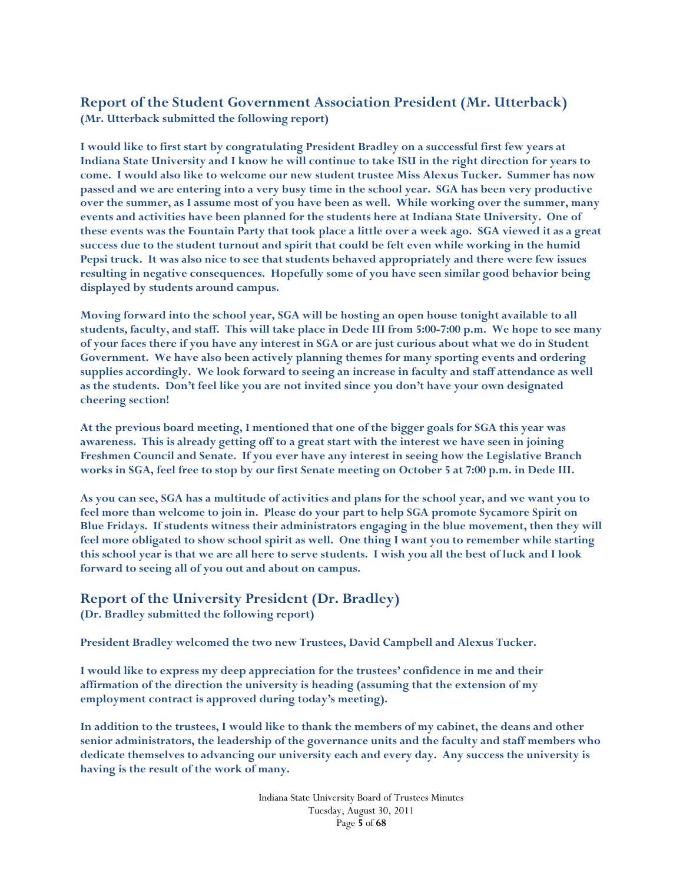## Report of the Student Government Association President (Mr. Utterback)

**(Mr. Utterback submitted the following report)**

**I would like to first start by congratulating President Bradley on a successful first few years at Indiana State University and I know he will continue to take ISU in the right direction for years to come. I would also like to welcome our new student trustee Miss Alexus Tucker. Summer has now passed and we are entering into a very busy time in the school year. SGA has been very productive over the summer, as I assume most of you have been as well. While working over the summer, many events and activities have been planned for the students here at Indiana State University. One of these events was the Fountain Party that took place a little over a week ago. SGA viewed it as a great success due to the student turnout and spirit that could be felt even while working in the humid Pepsi truck. It was also nice to see that students behaved appropriately and there were few issues resulting in negative consequences. Hopefully some of you have seen similar good behavior being displayed by students around campus.**

**Moving forward into the school year, SGA will be hosting an open house tonight available to all students, faculty, and staff. This will take place in Dede III from 5:00-7:00 p.m. We hope to see many of your faces there if you have any interest in SGA or are just curious about what we do in Student Government. We have also been actively planning themes for many sporting events and ordering supplies accordingly. We look forward to seeing an increase in faculty and staff attendance as well as the students. Don't feel like you are not invited since you don't have your own designated cheering section!**

**At the previous board meeting, I mentioned that one of the bigger goals for SGA this year was awareness. This is already getting off to a great start with the interest we have seen in joining Freshmen Council and Senate. If you ever have any interest in seeing how the Legislative Branch works in SGA, feel free to stop by our first Senate meeting on October 5 at 7:00 p.m. in Dede III.**

**As you can see, SGA has a multitude of activities and plans for the school year, and we want you to feel more than welcome to join in. Please do your part to help SGA promote Sycamore Spirit on Blue Fridays. If students witness their administrators engaging in the blue movement, then they will feel more obligated to show school spirit as well. One thing I want you to remember while starting this school year is that we are all here to serve students. I wish you all the best of luck and I look forward to seeing all of you out and about on campus.**

## Report of the University President (Dr. Bradley)

**(Dr. Bradley submitted the following report)**

**President Bradley welcomed the two new Trustees, David Campbell and Alexus Tucker.**

**I would like to express my deep appreciation for the trustees' confidence in me and their affirmation of the direction the university is heading (assuming that the extension of my employment contract is approved during today's meeting).**

**In addition to the trustees, I would like to thank the members of my cabinet, the deans and other senior administrators, the leadership of the governance units and the faculty and staff members who dedicate themselves to advancing our university each and every day. Any success the university is having is the result of the work of many.**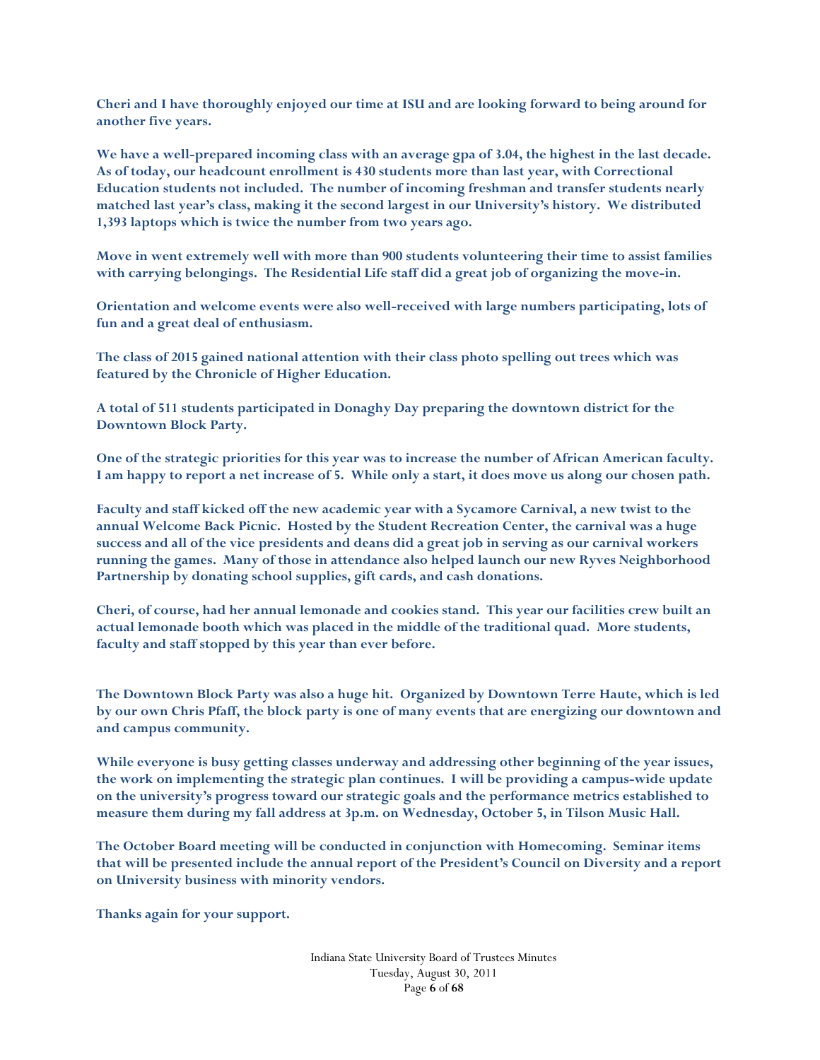**Cheri and I have thoroughly enjoyed our time at ISU and are looking forward to being around for another five years.**

**We have a well-prepared incoming class with an average gpa of 3.04, the highest in the last decade. As of today, our headcount enrollment is 430 students more than last year, with Correctional Education students not included. The number of incoming freshman and transfer students nearly matched last year's class, making it the second largest in our University's history. We distributed 1,393 laptops which is twice the number from two years ago.**

**Move in went extremely well with more than 900 students volunteering their time to assist families with carrying belongings. The Residential Life staff did a great job of organizing the move-in.**

**Orientation and welcome events were also well-received with large numbers participating, lots of fun and a great deal of enthusiasm.**

**The class of 2015 gained national attention with their class photo spelling out trees which was featured by the Chronicle of Higher Education.**

**A total of 511 students participated in Donaghy Day preparing the downtown district for the Downtown Block Party.**

**One of the strategic priorities for this year was to increase the number of African American faculty. I am happy to report a net increase of 5. While only a start, it does move us along our chosen path.**

**Faculty and staff kicked off the new academic year with a Sycamore Carnival, a new twist to the annual Welcome Back Picnic. Hosted by the Student Recreation Center, the carnival was a huge success and all of the vice presidents and deans did a great job in serving as our carnival workers running the games. Many of those in attendance also helped launch our new Ryves Neighborhood Partnership by donating school supplies, gift cards, and cash donations.**

**Cheri, of course, had her annual lemonade and cookies stand. This year our facilities crew built an actual lemonade booth which was placed in the middle of the traditional quad. More students, faculty and staff stopped by this year than ever before.**

**The Downtown Block Party was also a huge hit. Organized by Downtown Terre Haute, which is led by our own Chris Pfaff, the block party is one of many events that are energizing our downtown and and campus community.**

**While everyone is busy getting classes underway and addressing other beginning of the year issues, the work on implementing the strategic plan continues. I will be providing a campus-wide update on the university's progress toward our strategic goals and the performance metrics established to measure them during my fall address at 3p.m. on Wednesday, October 5, in Tilson Music Hall.**

**The October Board meeting will be conducted in conjunction with Homecoming. Seminar items that will be presented include the annual report of the President's Council on Diversity and a report on University business with minority vendors.**

**Thanks again for your support.**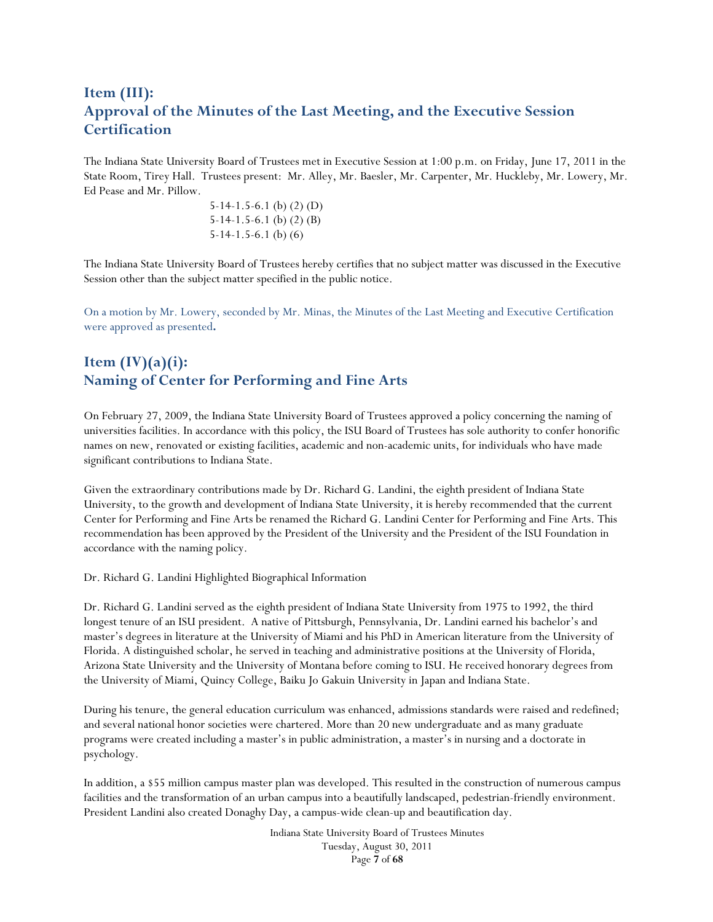## Item (III):
## Approval of the Minutes of the Last Meeting, and the Executive Session Certification

The Indiana State University Board of Trustees met in Executive Session at 1:00 p.m. on Friday, June 17, 2011 in the State Room, Tirey Hall. Trustees present: Mr. Alley, Mr. Baesler, Mr. Carpenter, Mr. Huckleby, Mr. Lowery, Mr. Ed Pease and Mr. Pillow.

5-14-1.5-6.1 (b) (2) (D)
5-14-1.5-6.1 (b) (2) (B)
5-14-1.5-6.1 (b) (6)

The Indiana State University Board of Trustees hereby certifies that no subject matter was discussed in the Executive Session other than the subject matter specified in the public notice.

On a motion by Mr. Lowery, seconded by Mr. Minas, the Minutes of the Last Meeting and Executive Certification were approved as presented**.**

## Item (IV)(a)(i):
## Naming of Center for Performing and Fine Arts

On February 27, 2009, the Indiana State University Board of Trustees approved a policy concerning the naming of universities facilities. In accordance with this policy, the ISU Board of Trustees has sole authority to confer honorific names on new, renovated or existing facilities, academic and non-academic units, for individuals who have made significant contributions to Indiana State.

Given the extraordinary contributions made by Dr. Richard G. Landini, the eighth president of Indiana State University, to the growth and development of Indiana State University, it is hereby recommended that the current Center for Performing and Fine Arts be renamed the Richard G. Landini Center for Performing and Fine Arts. This recommendation has been approved by the President of the University and the President of the ISU Foundation in accordance with the naming policy.

Dr. Richard G. Landini Highlighted Biographical Information

Dr. Richard G. Landini served as the eighth president of Indiana State University from 1975 to 1992, the third longest tenure of an ISU president. A native of Pittsburgh, Pennsylvania, Dr. Landini earned his bachelor's and master's degrees in literature at the University of Miami and his PhD in American literature from the University of Florida. A distinguished scholar, he served in teaching and administrative positions at the University of Florida, Arizona State University and the University of Montana before coming to ISU. He received honorary degrees from the University of Miami, Quincy College, Baiku Jo Gakuin University in Japan and Indiana State.

During his tenure, the general education curriculum was enhanced, admissions standards were raised and redefined; and several national honor societies were chartered. More than 20 new undergraduate and as many graduate programs were created including a master's in public administration, a master's in nursing and a doctorate in psychology.

In addition, a $55 million campus master plan was developed. This resulted in the construction of numerous campus facilities and the transformation of an urban campus into a beautifully landscaped, pedestrian-friendly environment. President Landini also created Donaghy Day, a campus-wide clean-up and beautification day.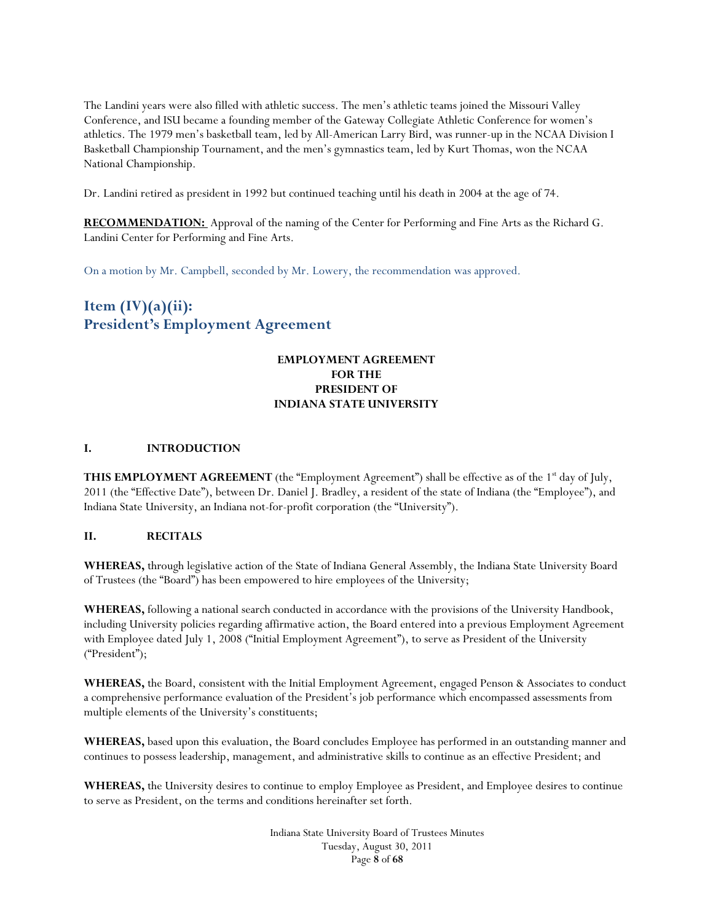The Landini years were also filled with athletic success. The men's athletic teams joined the Missouri Valley Conference, and ISU became a founding member of the Gateway Collegiate Athletic Conference for women's athletics. The 1979 men's basketball team, led by All-American Larry Bird, was runner-up in the NCAA Division I Basketball Championship Tournament, and the men's gymnastics team, led by Kurt Thomas, won the NCAA National Championship.

Dr. Landini retired as president in 1992 but continued teaching until his death in 2004 at the age of 74.

**RECOMMENDATION:** Approval of the naming of the Center for Performing and Fine Arts as the Richard G. Landini Center for Performing and Fine Arts.

On a motion by Mr. Campbell, seconded by Mr. Lowery, the recommendation was approved.

## Item (IV)(a)(ii): President's Employment Agreement

### EMPLOYMENT AGREEMENT FOR THE PRESIDENT OF INDIANA STATE UNIVERSITY

**I. INTRODUCTION**

**THIS EMPLOYMENT AGREEMENT** (the "Employment Agreement") shall be effective as of the 1st day of July, 2011 (the "Effective Date"), between Dr. Daniel J. Bradley, a resident of the state of Indiana (the "Employee"), and Indiana State University, an Indiana not-for-profit corporation (the "University").

**II. RECITALS**

**WHEREAS,** through legislative action of the State of Indiana General Assembly, the Indiana State University Board of Trustees (the "Board") has been empowered to hire employees of the University;

**WHEREAS,** following a national search conducted in accordance with the provisions of the University Handbook, including University policies regarding affirmative action, the Board entered into a previous Employment Agreement with Employee dated July 1, 2008 ("Initial Employment Agreement"), to serve as President of the University ("President");

**WHEREAS,** the Board, consistent with the Initial Employment Agreement, engaged Penson & Associates to conduct a comprehensive performance evaluation of the President's job performance which encompassed assessments from multiple elements of the University's constituents;

**WHEREAS,** based upon this evaluation, the Board concludes Employee has performed in an outstanding manner and continues to possess leadership, management, and administrative skills to continue as an effective President; and

**WHEREAS,** the University desires to continue to employ Employee as President, and Employee desires to continue to serve as President, on the terms and conditions hereinafter set forth.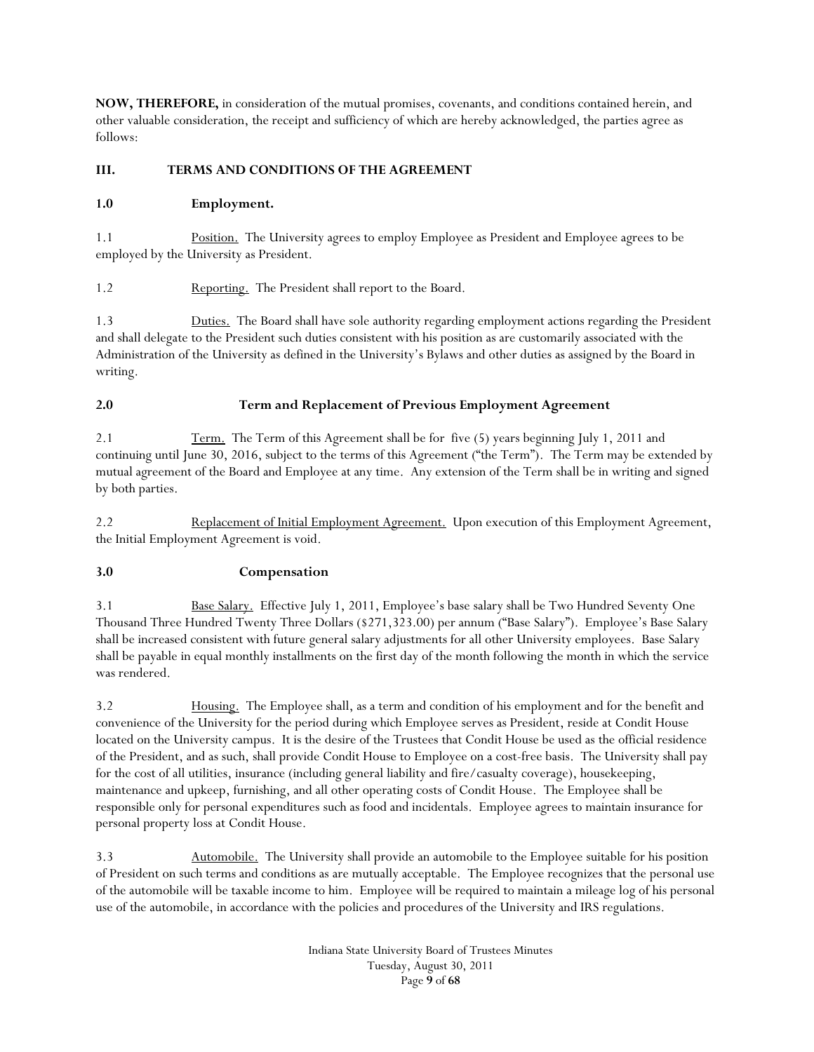**NOW, THEREFORE,** in consideration of the mutual promises, covenants, and conditions contained herein, and other valuable consideration, the receipt and sufficiency of which are hereby acknowledged, the parties agree as follows:

## III. TERMS AND CONDITIONS OF THE AGREEMENT

### 1.0 Employment.

1.1 Position. The University agrees to employ Employee as President and Employee agrees to be employed by the University as President.

1.2 Reporting. The President shall report to the Board.

1.3 Duties. The Board shall have sole authority regarding employment actions regarding the President and shall delegate to the President such duties consistent with his position as are customarily associated with the Administration of the University as defined in the University's Bylaws and other duties as assigned by the Board in writing.

### 2.0 Term and Replacement of Previous Employment Agreement

2.1 Term. The Term of this Agreement shall be for five (5) years beginning July 1, 2011 and continuing until June 30, 2016, subject to the terms of this Agreement ("the Term"). The Term may be extended by mutual agreement of the Board and Employee at any time. Any extension of the Term shall be in writing and signed by both parties.

2.2 Replacement of Initial Employment Agreement. Upon execution of this Employment Agreement, the Initial Employment Agreement is void.

### 3.0 Compensation

3.1 Base Salary. Effective July 1, 2011, Employee's base salary shall be Two Hundred Seventy One Thousand Three Hundred Twenty Three Dollars ($271,323.00) per annum ("Base Salary"). Employee's Base Salary shall be increased consistent with future general salary adjustments for all other University employees. Base Salary shall be payable in equal monthly installments on the first day of the month following the month in which the service was rendered.

3.2 Housing. The Employee shall, as a term and condition of his employment and for the benefit and convenience of the University for the period during which Employee serves as President, reside at Condit House located on the University campus. It is the desire of the Trustees that Condit House be used as the official residence of the President, and as such, shall provide Condit House to Employee on a cost-free basis. The University shall pay for the cost of all utilities, insurance (including general liability and fire/casualty coverage), housekeeping, maintenance and upkeep, furnishing, and all other operating costs of Condit House. The Employee shall be responsible only for personal expenditures such as food and incidentals. Employee agrees to maintain insurance for personal property loss at Condit House.

3.3 Automobile. The University shall provide an automobile to the Employee suitable for his position of President on such terms and conditions as are mutually acceptable. The Employee recognizes that the personal use of the automobile will be taxable income to him. Employee will be required to maintain a mileage log of his personal use of the automobile, in accordance with the policies and procedures of the University and IRS regulations.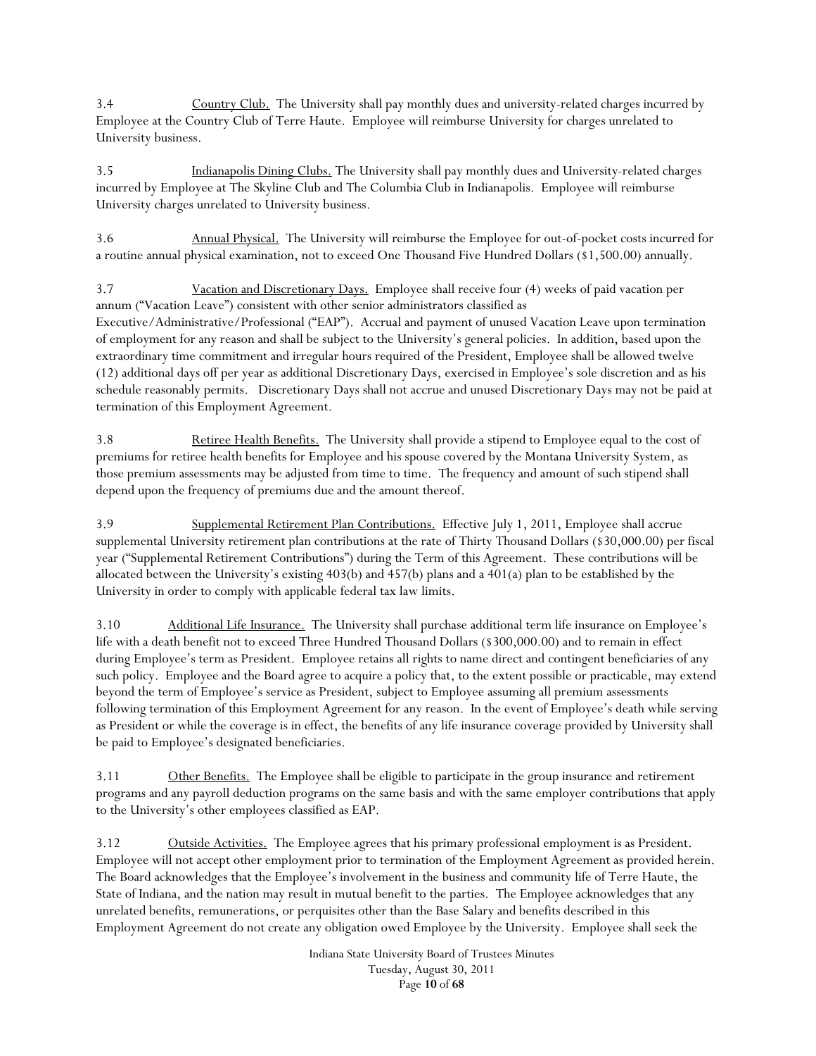3.4 Country Club. The University shall pay monthly dues and university-related charges incurred by Employee at the Country Club of Terre Haute. Employee will reimburse University for charges unrelated to University business.

3.5 Indianapolis Dining Clubs. The University shall pay monthly dues and University-related charges incurred by Employee at The Skyline Club and The Columbia Club in Indianapolis. Employee will reimburse University charges unrelated to University business.

3.6 Annual Physical. The University will reimburse the Employee for out-of-pocket costs incurred for a routine annual physical examination, not to exceed One Thousand Five Hundred Dollars ($1,500.00) annually.

3.7 Vacation and Discretionary Days. Employee shall receive four (4) weeks of paid vacation per annum ("Vacation Leave") consistent with other senior administrators classified as Executive/Administrative/Professional ("EAP"). Accrual and payment of unused Vacation Leave upon termination of employment for any reason and shall be subject to the University's general policies. In addition, based upon the extraordinary time commitment and irregular hours required of the President, Employee shall be allowed twelve (12) additional days off per year as additional Discretionary Days, exercised in Employee's sole discretion and as his schedule reasonably permits. Discretionary Days shall not accrue and unused Discretionary Days may not be paid at termination of this Employment Agreement.

3.8 Retiree Health Benefits. The University shall provide a stipend to Employee equal to the cost of premiums for retiree health benefits for Employee and his spouse covered by the Montana University System, as those premium assessments may be adjusted from time to time. The frequency and amount of such stipend shall depend upon the frequency of premiums due and the amount thereof.

3.9 Supplemental Retirement Plan Contributions. Effective July 1, 2011, Employee shall accrue supplemental University retirement plan contributions at the rate of Thirty Thousand Dollars ($30,000.00) per fiscal year ("Supplemental Retirement Contributions") during the Term of this Agreement. These contributions will be allocated between the University's existing 403(b) and 457(b) plans and a 401(a) plan to be established by the University in order to comply with applicable federal tax law limits.

3.10 Additional Life Insurance. The University shall purchase additional term life insurance on Employee's life with a death benefit not to exceed Three Hundred Thousand Dollars ($300,000.00) and to remain in effect during Employee's term as President. Employee retains all rights to name direct and contingent beneficiaries of any such policy. Employee and the Board agree to acquire a policy that, to the extent possible or practicable, may extend beyond the term of Employee's service as President, subject to Employee assuming all premium assessments following termination of this Employment Agreement for any reason. In the event of Employee's death while serving as President or while the coverage is in effect, the benefits of any life insurance coverage provided by University shall be paid to Employee's designated beneficiaries.

3.11 Other Benefits. The Employee shall be eligible to participate in the group insurance and retirement programs and any payroll deduction programs on the same basis and with the same employer contributions that apply to the University's other employees classified as EAP.

3.12 Outside Activities. The Employee agrees that his primary professional employment is as President. Employee will not accept other employment prior to termination of the Employment Agreement as provided herein. The Board acknowledges that the Employee's involvement in the business and community life of Terre Haute, the State of Indiana, and the nation may result in mutual benefit to the parties. The Employee acknowledges that any unrelated benefits, remunerations, or perquisites other than the Base Salary and benefits described in this Employment Agreement do not create any obligation owed Employee by the University. Employee shall seek the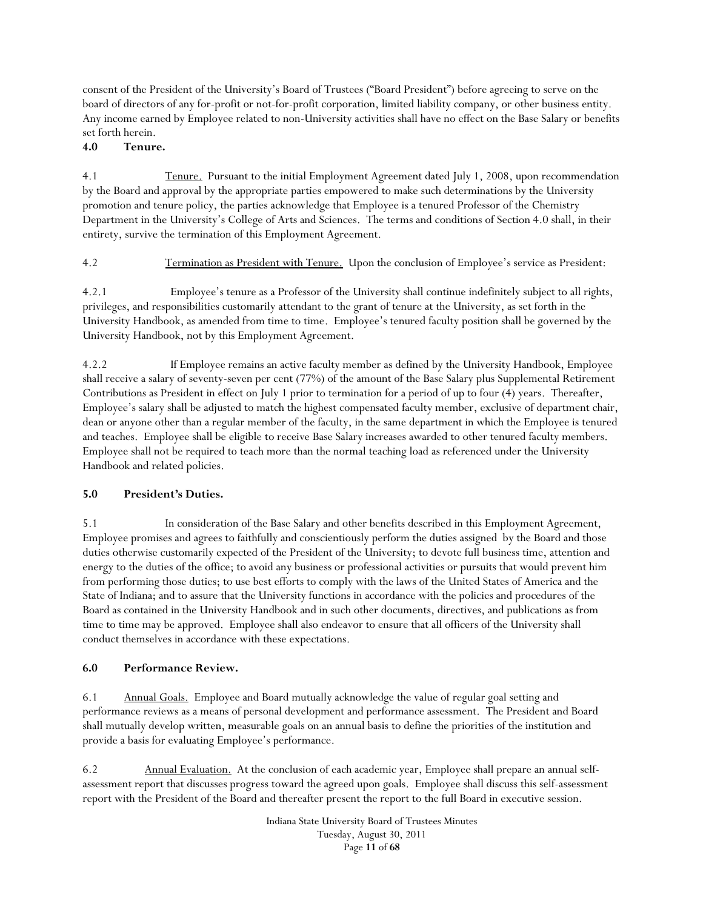consent of the President of the University's Board of Trustees ("Board President") before agreeing to serve on the board of directors of any for-profit or not-for-profit corporation, limited liability company, or other business entity. Any income earned by Employee related to non-University activities shall have no effect on the Base Salary or benefits set forth herein.

**4.0 Tenure.**

4.1 Tenure. Pursuant to the initial Employment Agreement dated July 1, 2008, upon recommendation by the Board and approval by the appropriate parties empowered to make such determinations by the University promotion and tenure policy, the parties acknowledge that Employee is a tenured Professor of the Chemistry Department in the University's College of Arts and Sciences. The terms and conditions of Section 4.0 shall, in their entirety, survive the termination of this Employment Agreement.

4.2 Termination as President with Tenure. Upon the conclusion of Employee's service as President:

4.2.1 Employee's tenure as a Professor of the University shall continue indefinitely subject to all rights, privileges, and responsibilities customarily attendant to the grant of tenure at the University, as set forth in the University Handbook, as amended from time to time. Employee's tenured faculty position shall be governed by the University Handbook, not by this Employment Agreement.

4.2.2 If Employee remains an active faculty member as defined by the University Handbook, Employee shall receive a salary of seventy-seven per cent (77%) of the amount of the Base Salary plus Supplemental Retirement Contributions as President in effect on July 1 prior to termination for a period of up to four (4) years. Thereafter, Employee's salary shall be adjusted to match the highest compensated faculty member, exclusive of department chair, dean or anyone other than a regular member of the faculty, in the same department in which the Employee is tenured and teaches. Employee shall be eligible to receive Base Salary increases awarded to other tenured faculty members. Employee shall not be required to teach more than the normal teaching load as referenced under the University Handbook and related policies.

**5.0 President's Duties.**

5.1 In consideration of the Base Salary and other benefits described in this Employment Agreement, Employee promises and agrees to faithfully and conscientiously perform the duties assigned by the Board and those duties otherwise customarily expected of the President of the University; to devote full business time, attention and energy to the duties of the office; to avoid any business or professional activities or pursuits that would prevent him from performing those duties; to use best efforts to comply with the laws of the United States of America and the State of Indiana; and to assure that the University functions in accordance with the policies and procedures of the Board as contained in the University Handbook and in such other documents, directives, and publications as from time to time may be approved. Employee shall also endeavor to ensure that all officers of the University shall conduct themselves in accordance with these expectations.

**6.0 Performance Review.**

6.1 Annual Goals. Employee and Board mutually acknowledge the value of regular goal setting and performance reviews as a means of personal development and performance assessment. The President and Board shall mutually develop written, measurable goals on an annual basis to define the priorities of the institution and provide a basis for evaluating Employee's performance.

6.2 Annual Evaluation. At the conclusion of each academic year, Employee shall prepare an annual self-assessment report that discusses progress toward the agreed upon goals. Employee shall discuss this self-assessment report with the President of the Board and thereafter present the report to the full Board in executive session.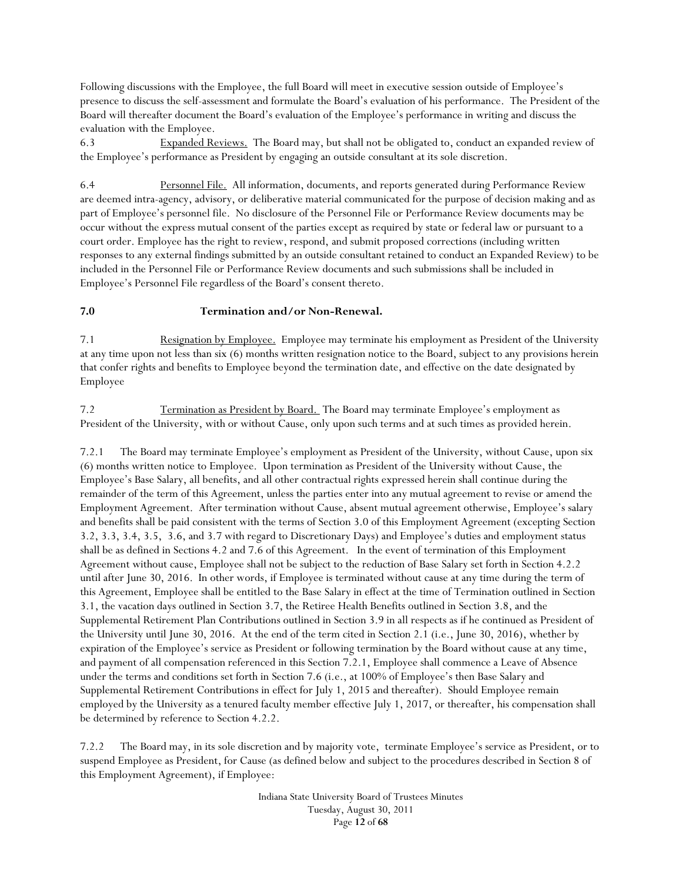Following discussions with the Employee, the full Board will meet in executive session outside of Employee's presence to discuss the self-assessment and formulate the Board's evaluation of his performance. The President of the Board will thereafter document the Board's evaluation of the Employee's performance in writing and discuss the evaluation with the Employee.

6.3 Expanded Reviews. The Board may, but shall not be obligated to, conduct an expanded review of the Employee's performance as President by engaging an outside consultant at its sole discretion.

6.4 Personnel File. All information, documents, and reports generated during Performance Review are deemed intra-agency, advisory, or deliberative material communicated for the purpose of decision making and as part of Employee's personnel file. No disclosure of the Personnel File or Performance Review documents may be occur without the express mutual consent of the parties except as required by state or federal law or pursuant to a court order. Employee has the right to review, respond, and submit proposed corrections (including written responses to any external findings submitted by an outside consultant retained to conduct an Expanded Review) to be included in the Personnel File or Performance Review documents and such submissions shall be included in Employee's Personnel File regardless of the Board's consent thereto.

**7.0 Termination and/or Non-Renewal.**

7.1 Resignation by Employee. Employee may terminate his employment as President of the University at any time upon not less than six (6) months written resignation notice to the Board, subject to any provisions herein that confer rights and benefits to Employee beyond the termination date, and effective on the date designated by Employee

7.2 Termination as President by Board. The Board may terminate Employee's employment as President of the University, with or without Cause, only upon such terms and at such times as provided herein.

7.2.1 The Board may terminate Employee's employment as President of the University, without Cause, upon six (6) months written notice to Employee. Upon termination as President of the University without Cause, the Employee's Base Salary, all benefits, and all other contractual rights expressed herein shall continue during the remainder of the term of this Agreement, unless the parties enter into any mutual agreement to revise or amend the Employment Agreement. After termination without Cause, absent mutual agreement otherwise, Employee's salary and benefits shall be paid consistent with the terms of Section 3.0 of this Employment Agreement (excepting Section 3.2, 3.3, 3.4, 3.5, 3.6, and 3.7 with regard to Discretionary Days) and Employee's duties and employment status shall be as defined in Sections 4.2 and 7.6 of this Agreement. In the event of termination of this Employment Agreement without cause, Employee shall not be subject to the reduction of Base Salary set forth in Section 4.2.2 until after June 30, 2016. In other words, if Employee is terminated without cause at any time during the term of this Agreement, Employee shall be entitled to the Base Salary in effect at the time of Termination outlined in Section 3.1, the vacation days outlined in Section 3.7, the Retiree Health Benefits outlined in Section 3.8, and the Supplemental Retirement Plan Contributions outlined in Section 3.9 in all respects as if he continued as President of the University until June 30, 2016. At the end of the term cited in Section 2.1 (i.e., June 30, 2016), whether by expiration of the Employee's service as President or following termination by the Board without cause at any time, and payment of all compensation referenced in this Section 7.2.1, Employee shall commence a Leave of Absence under the terms and conditions set forth in Section 7.6 (i.e., at 100% of Employee's then Base Salary and Supplemental Retirement Contributions in effect for July 1, 2015 and thereafter). Should Employee remain employed by the University as a tenured faculty member effective July 1, 2017, or thereafter, his compensation shall be determined by reference to Section 4.2.2.

7.2.2 The Board may, in its sole discretion and by majority vote, terminate Employee's service as President, or to suspend Employee as President, for Cause (as defined below and subject to the procedures described in Section 8 of this Employment Agreement), if Employee: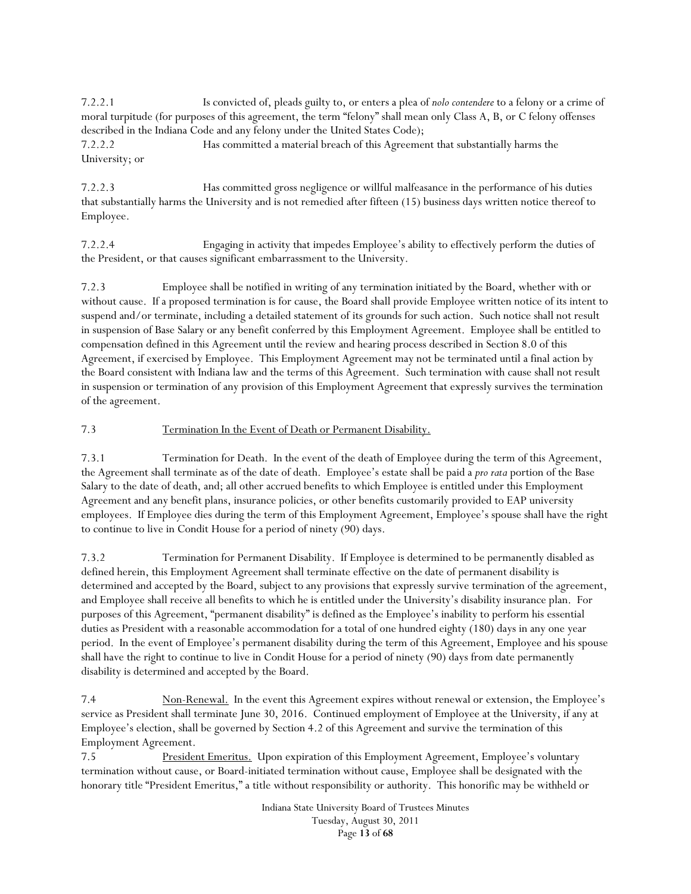7.2.2.1 Is convicted of, pleads guilty to, or enters a plea of *nolo contendere* to a felony or a crime of moral turpitude (for purposes of this agreement, the term "felony" shall mean only Class A, B, or C felony offenses described in the Indiana Code and any felony under the United States Code);

7.2.2.2 Has committed a material breach of this Agreement that substantially harms the University; or

7.2.2.3 Has committed gross negligence or willful malfeasance in the performance of his duties that substantially harms the University and is not remedied after fifteen (15) business days written notice thereof to Employee.

7.2.2.4 Engaging in activity that impedes Employee's ability to effectively perform the duties of the President, or that causes significant embarrassment to the University.

7.2.3 Employee shall be notified in writing of any termination initiated by the Board, whether with or without cause. If a proposed termination is for cause, the Board shall provide Employee written notice of its intent to suspend and/or terminate, including a detailed statement of its grounds for such action. Such notice shall not result in suspension of Base Salary or any benefit conferred by this Employment Agreement. Employee shall be entitled to compensation defined in this Agreement until the review and hearing process described in Section 8.0 of this Agreement, if exercised by Employee. This Employment Agreement may not be terminated until a final action by the Board consistent with Indiana law and the terms of this Agreement. Such termination with cause shall not result in suspension or termination of any provision of this Employment Agreement that expressly survives the termination of the agreement.

7.3 <u>Termination In the Event of Death or Permanent Disability.</u>

7.3.1 Termination for Death. In the event of the death of Employee during the term of this Agreement, the Agreement shall terminate as of the date of death. Employee's estate shall be paid a *pro rata* portion of the Base Salary to the date of death, and; all other accrued benefits to which Employee is entitled under this Employment Agreement and any benefit plans, insurance policies, or other benefits customarily provided to EAP university employees. If Employee dies during the term of this Employment Agreement, Employee's spouse shall have the right to continue to live in Condit House for a period of ninety (90) days.

7.3.2 Termination for Permanent Disability. If Employee is determined to be permanently disabled as defined herein, this Employment Agreement shall terminate effective on the date of permanent disability is determined and accepted by the Board, subject to any provisions that expressly survive termination of the agreement, and Employee shall receive all benefits to which he is entitled under the University's disability insurance plan. For purposes of this Agreement, "permanent disability" is defined as the Employee's inability to perform his essential duties as President with a reasonable accommodation for a total of one hundred eighty (180) days in any one year period. In the event of Employee's permanent disability during the term of this Agreement, Employee and his spouse shall have the right to continue to live in Condit House for a period of ninety (90) days from date permanently disability is determined and accepted by the Board.

7.4 <u>Non-Renewal.</u> In the event this Agreement expires without renewal or extension, the Employee's service as President shall terminate June 30, 2016. Continued employment of Employee at the University, if any at Employee's election, shall be governed by Section 4.2 of this Agreement and survive the termination of this Employment Agreement.

7.5 <u>President Emeritus.</u> Upon expiration of this Employment Agreement, Employee's voluntary termination without cause, or Board-initiated termination without cause, Employee shall be designated with the honorary title "President Emeritus," a title without responsibility or authority. This honorific may be withheld or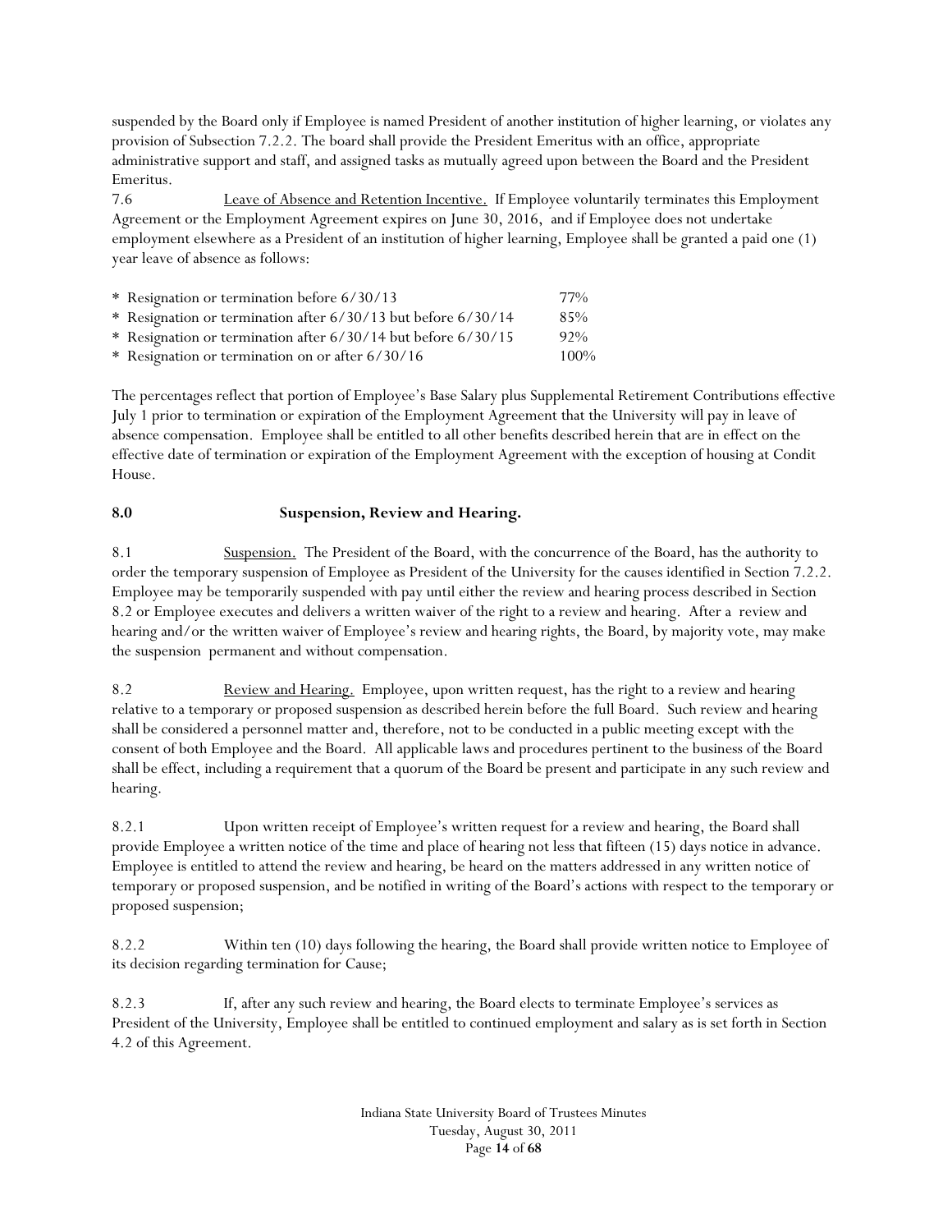suspended by the Board only if Employee is named President of another institution of higher learning, or violates any provision of Subsection 7.2.2. The board shall provide the President Emeritus with an office, appropriate administrative support and staff, and assigned tasks as mutually agreed upon between the Board and the President Emeritus.

7.6 Leave of Absence and Retention Incentive. If Employee voluntarily terminates this Employment Agreement or the Employment Agreement expires on June 30, 2016, and if Employee does not undertake employment elsewhere as a President of an institution of higher learning, Employee shall be granted a paid one (1) year leave of absence as follows:

| | |
|---|---|
| * Resignation or termination before 6/30/13 | 77% |
| * Resignation or termination after 6/30/13 but before 6/30/14 | 85% |
| * Resignation or termination after 6/30/14 but before 6/30/15 | 92% |
| * Resignation or termination on or after 6/30/16 | 100% |

The percentages reflect that portion of Employee's Base Salary plus Supplemental Retirement Contributions effective July 1 prior to termination or expiration of the Employment Agreement that the University will pay in leave of absence compensation. Employee shall be entitled to all other benefits described herein that are in effect on the effective date of termination or expiration of the Employment Agreement with the exception of housing at Condit House.

## 8.0 Suspension, Review and Hearing.

8.1 Suspension. The President of the Board, with the concurrence of the Board, has the authority to order the temporary suspension of Employee as President of the University for the causes identified in Section 7.2.2. Employee may be temporarily suspended with pay until either the review and hearing process described in Section 8.2 or Employee executes and delivers a written waiver of the right to a review and hearing. After a review and hearing and/or the written waiver of Employee's review and hearing rights, the Board, by majority vote, may make the suspension permanent and without compensation.

8.2 Review and Hearing. Employee, upon written request, has the right to a review and hearing relative to a temporary or proposed suspension as described herein before the full Board. Such review and hearing shall be considered a personnel matter and, therefore, not to be conducted in a public meeting except with the consent of both Employee and the Board. All applicable laws and procedures pertinent to the business of the Board shall be effect, including a requirement that a quorum of the Board be present and participate in any such review and hearing.

8.2.1 Upon written receipt of Employee's written request for a review and hearing, the Board shall provide Employee a written notice of the time and place of hearing not less that fifteen (15) days notice in advance. Employee is entitled to attend the review and hearing, be heard on the matters addressed in any written notice of temporary or proposed suspension, and be notified in writing of the Board's actions with respect to the temporary or proposed suspension;

8.2.2 Within ten (10) days following the hearing, the Board shall provide written notice to Employee of its decision regarding termination for Cause;

8.2.3 If, after any such review and hearing, the Board elects to terminate Employee's services as President of the University, Employee shall be entitled to continued employment and salary as is set forth in Section 4.2 of this Agreement.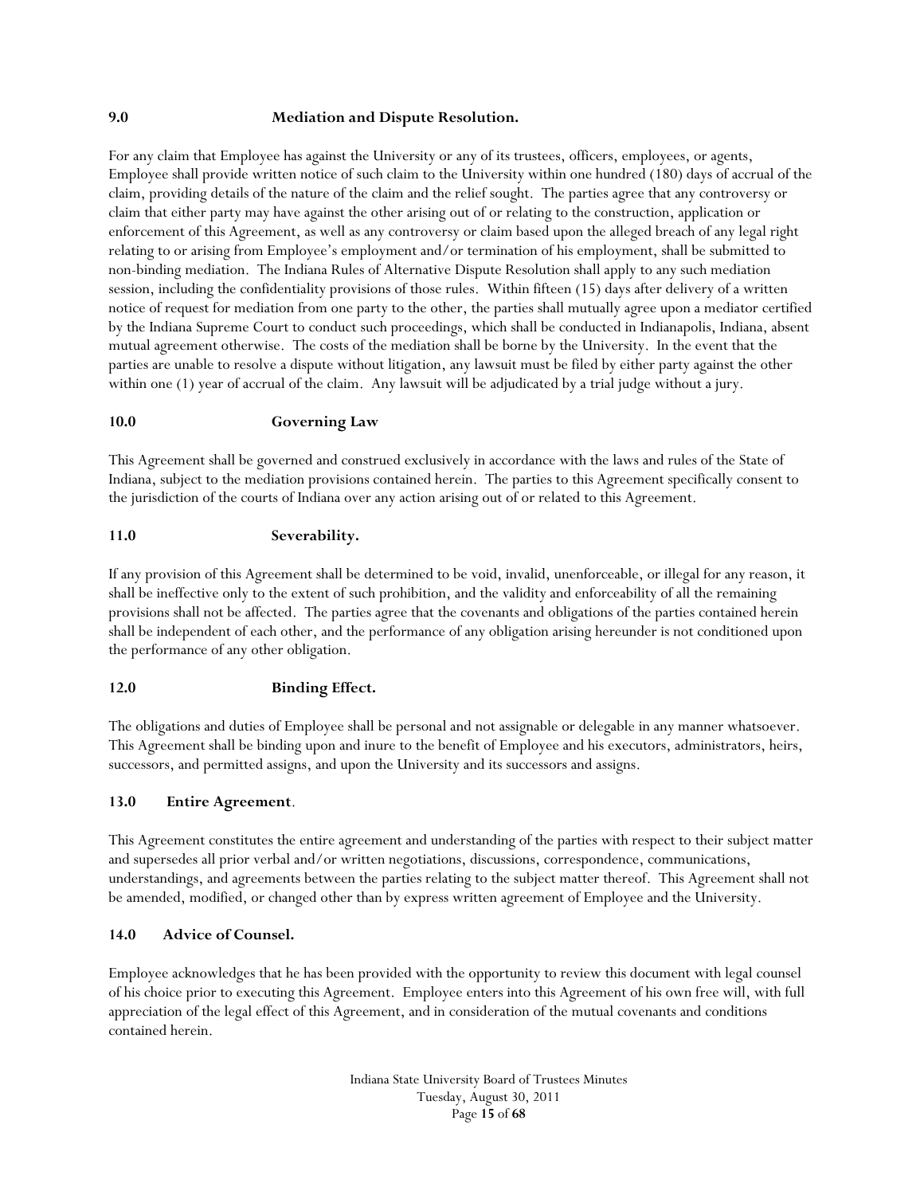**9.0 Mediation and Dispute Resolution.**

For any claim that Employee has against the University or any of its trustees, officers, employees, or agents, Employee shall provide written notice of such claim to the University within one hundred (180) days of accrual of the claim, providing details of the nature of the claim and the relief sought. The parties agree that any controversy or claim that either party may have against the other arising out of or relating to the construction, application or enforcement of this Agreement, as well as any controversy or claim based upon the alleged breach of any legal right relating to or arising from Employee's employment and/or termination of his employment, shall be submitted to non-binding mediation. The Indiana Rules of Alternative Dispute Resolution shall apply to any such mediation session, including the confidentiality provisions of those rules. Within fifteen (15) days after delivery of a written notice of request for mediation from one party to the other, the parties shall mutually agree upon a mediator certified by the Indiana Supreme Court to conduct such proceedings, which shall be conducted in Indianapolis, Indiana, absent mutual agreement otherwise. The costs of the mediation shall be borne by the University. In the event that the parties are unable to resolve a dispute without litigation, any lawsuit must be filed by either party against the other within one (1) year of accrual of the claim. Any lawsuit will be adjudicated by a trial judge without a jury.

**10.0 Governing Law**

This Agreement shall be governed and construed exclusively in accordance with the laws and rules of the State of Indiana, subject to the mediation provisions contained herein. The parties to this Agreement specifically consent to the jurisdiction of the courts of Indiana over any action arising out of or related to this Agreement.

**11.0 Severability.**

If any provision of this Agreement shall be determined to be void, invalid, unenforceable, or illegal for any reason, it shall be ineffective only to the extent of such prohibition, and the validity and enforceability of all the remaining provisions shall not be affected. The parties agree that the covenants and obligations of the parties contained herein shall be independent of each other, and the performance of any obligation arising hereunder is not conditioned upon the performance of any other obligation.

**12.0 Binding Effect.**

The obligations and duties of Employee shall be personal and not assignable or delegable in any manner whatsoever. This Agreement shall be binding upon and inure to the benefit of Employee and his executors, administrators, heirs, successors, and permitted assigns, and upon the University and its successors and assigns.

**13.0 Entire Agreement**.

This Agreement constitutes the entire agreement and understanding of the parties with respect to their subject matter and supersedes all prior verbal and/or written negotiations, discussions, correspondence, communications, understandings, and agreements between the parties relating to the subject matter thereof. This Agreement shall not be amended, modified, or changed other than by express written agreement of Employee and the University.

**14.0 Advice of Counsel.**

Employee acknowledges that he has been provided with the opportunity to review this document with legal counsel of his choice prior to executing this Agreement. Employee enters into this Agreement of his own free will, with full appreciation of the legal effect of this Agreement, and in consideration of the mutual covenants and conditions contained herein.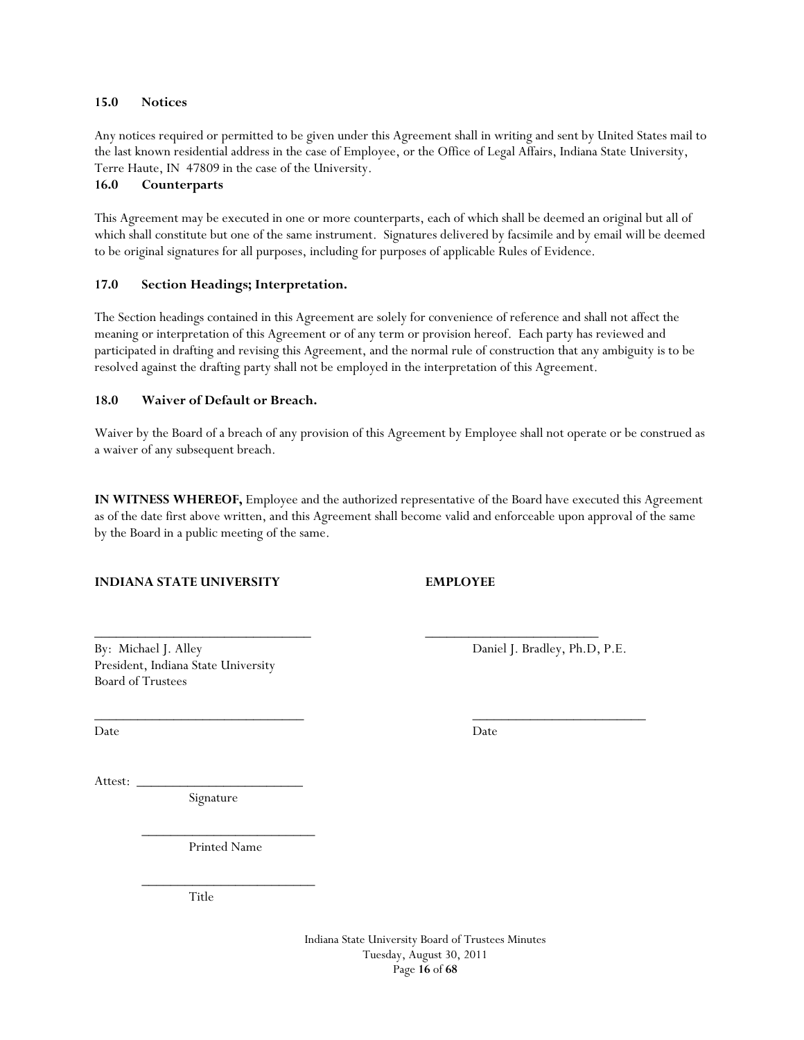### 15.0 Notices

Any notices required or permitted to be given under this Agreement shall in writing and sent by United States mail to the last known residential address in the case of Employee, or the Office of Legal Affairs, Indiana State University, Terre Haute, IN 47809 in the case of the University.

### 16.0 Counterparts

This Agreement may be executed in one or more counterparts, each of which shall be deemed an original but all of which shall constitute but one of the same instrument. Signatures delivered by facsimile and by email will be deemed to be original signatures for all purposes, including for purposes of applicable Rules of Evidence.

### 17.0 Section Headings; Interpretation.

The Section headings contained in this Agreement are solely for convenience of reference and shall not affect the meaning or interpretation of this Agreement or of any term or provision hereof. Each party has reviewed and participated in drafting and revising this Agreement, and the normal rule of construction that any ambiguity is to be resolved against the drafting party shall not be employed in the interpretation of this Agreement.

### 18.0 Waiver of Default or Breach.

Waiver by the Board of a breach of any provision of this Agreement by Employee shall not operate or be construed as a waiver of any subsequent breach.

**IN WITNESS WHEREOF,** Employee and the authorized representative of the Board have executed this Agreement as of the date first above written, and this Agreement shall become valid and enforceable upon approval of the same by the Board in a public meeting of the same.

**INDIANA STATE UNIVERSITY**

\_\_\_\_\_\_\_\_\_\_\_\_\_\_\_\_\_\_\_\_\_\_\_\_\_\_\_\_\_\_

By: Michael J. Alley
President, Indiana State University
Board of Trustees

\_\_\_\_\_\_\_\_\_\_\_\_\_\_\_\_\_\_\_\_\_\_\_\_\_\_\_\_\_\_

Date

**EMPLOYEE**

\_\_\_\_\_\_\_\_\_\_\_\_\_\_\_\_\_\_\_\_\_\_\_\_\_\_

Daniel J. Bradley, Ph.D, P.E.

\_\_\_\_\_\_\_\_\_\_\_\_\_\_\_\_\_\_\_\_\_\_\_\_\_\_

Date

Attest: \_\_\_\_\_\_\_\_\_\_\_\_\_\_\_\_\_\_\_\_\_\_\_\_\_
Signature

\_\_\_\_\_\_\_\_\_\_\_\_\_\_\_\_\_\_\_\_\_\_\_\_\_\_
Printed Name

\_\_\_\_\_\_\_\_\_\_\_\_\_\_\_\_\_\_\_\_\_\_\_\_\_\_
Title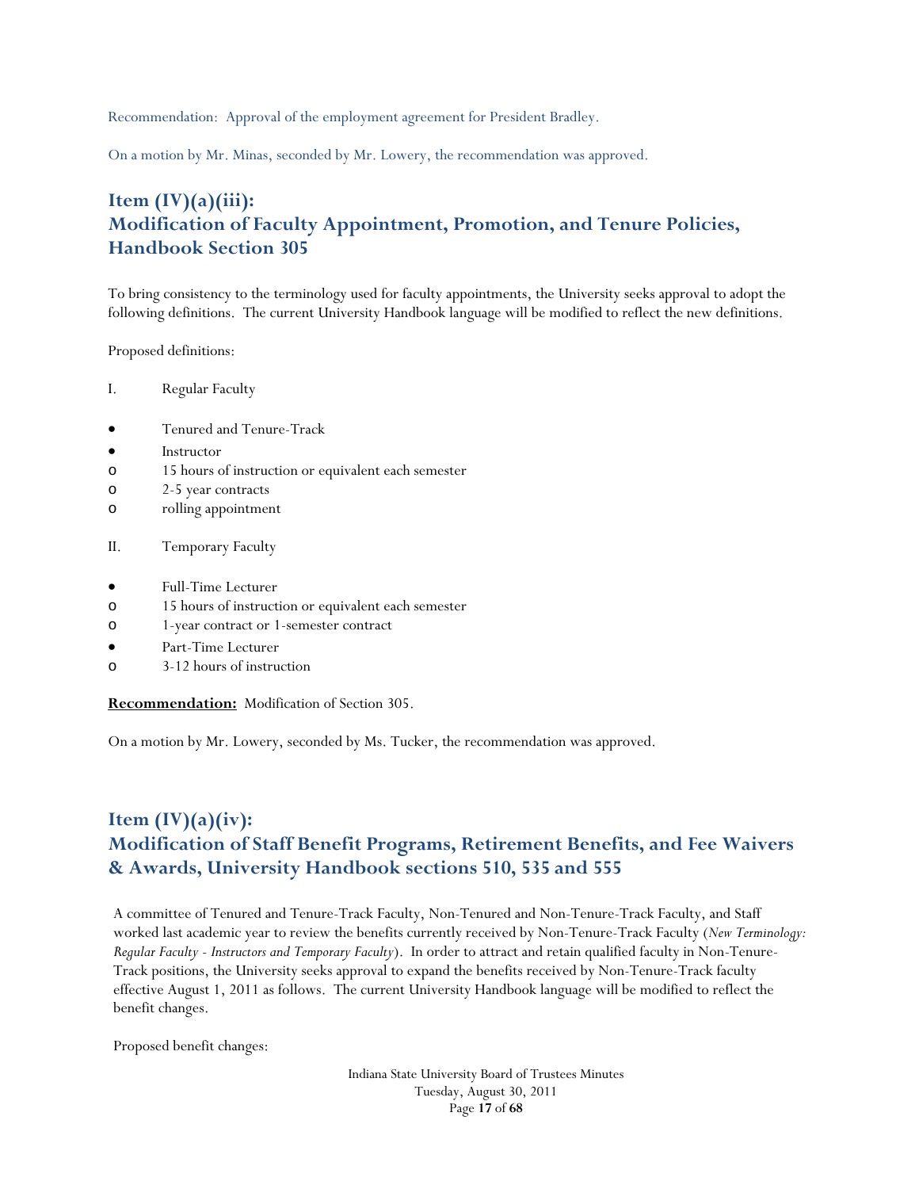Recommendation: Approval of the employment agreement for President Bradley.

On a motion by Mr. Minas, seconded by Mr. Lowery, the recommendation was approved.

## Item (IV)(a)(iii): Modification of Faculty Appointment, Promotion, and Tenure Policies, Handbook Section 305

To bring consistency to the terminology used for faculty appointments, the University seeks approval to adopt the following definitions. The current University Handbook language will be modified to reflect the new definitions.

Proposed definitions:

I. Regular Faculty

- Tenured and Tenure-Track
- Instructor
  - 15 hours of instruction or equivalent each semester
  - 2-5 year contracts
  - rolling appointment

II. Temporary Faculty

- Full-Time Lecturer
  - 15 hours of instruction or equivalent each semester
  - 1-year contract or 1-semester contract
- Part-Time Lecturer
  - 3-12 hours of instruction

**Recommendation:** Modification of Section 305.

On a motion by Mr. Lowery, seconded by Ms. Tucker, the recommendation was approved.

## Item (IV)(a)(iv): Modification of Staff Benefit Programs, Retirement Benefits, and Fee Waivers & Awards, University Handbook sections 510, 535 and 555

A committee of Tenured and Tenure-Track Faculty, Non-Tenured and Non-Tenure-Track Faculty, and Staff worked last academic year to review the benefits currently received by Non-Tenure-Track Faculty (*New Terminology: Regular Faculty - Instructors and Temporary Faculty*). In order to attract and retain qualified faculty in Non-Tenure-Track positions, the University seeks approval to expand the benefits received by Non-Tenure-Track faculty effective August 1, 2011 as follows. The current University Handbook language will be modified to reflect the benefit changes.

Proposed benefit changes: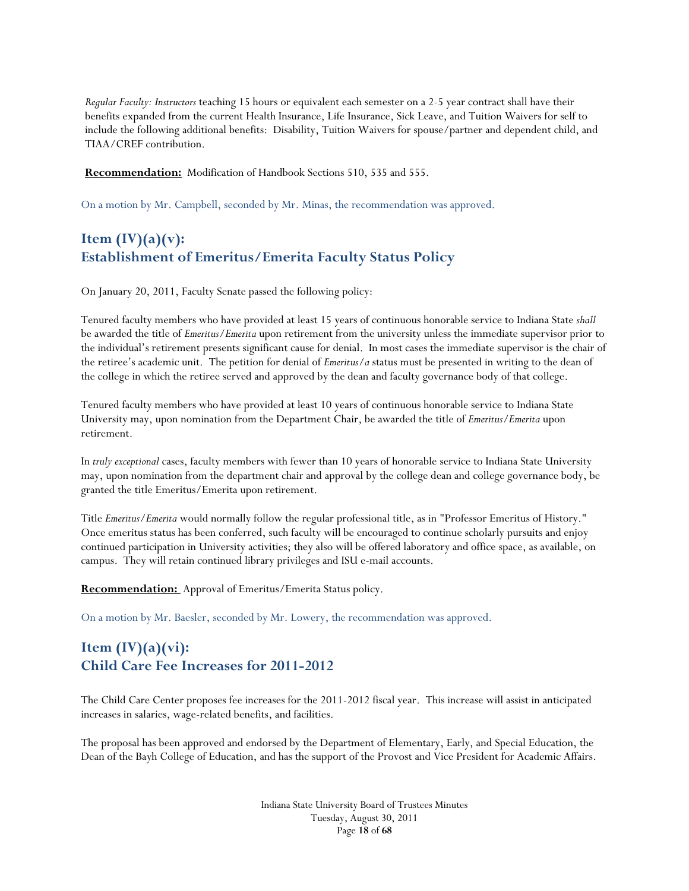*Regular Faculty: Instructors* teaching 15 hours or equivalent each semester on a 2-5 year contract shall have their benefits expanded from the current Health Insurance, Life Insurance, Sick Leave, and Tuition Waivers for self to include the following additional benefits: Disability, Tuition Waivers for spouse/partner and dependent child, and TIAA/CREF contribution.

**Recommendation:** Modification of Handbook Sections 510, 535 and 555.

On a motion by Mr. Campbell, seconded by Mr. Minas, the recommendation was approved.

## Item (IV)(a)(v): Establishment of Emeritus/Emerita Faculty Status Policy

On January 20, 2011, Faculty Senate passed the following policy:

Tenured faculty members who have provided at least 15 years of continuous honorable service to Indiana State *shall* be awarded the title of *Emeritus/Emerita* upon retirement from the university unless the immediate supervisor prior to the individual's retirement presents significant cause for denial. In most cases the immediate supervisor is the chair of the retiree's academic unit. The petition for denial of *Emeritus/a* status must be presented in writing to the dean of the college in which the retiree served and approved by the dean and faculty governance body of that college.

Tenured faculty members who have provided at least 10 years of continuous honorable service to Indiana State University may, upon nomination from the Department Chair, be awarded the title of *Emeritus/Emerita* upon retirement.

In *truly exceptional* cases, faculty members with fewer than 10 years of honorable service to Indiana State University may, upon nomination from the department chair and approval by the college dean and college governance body, be granted the title Emeritus/Emerita upon retirement.

Title *Emeritus/Emerita* would normally follow the regular professional title, as in "Professor Emeritus of History." Once emeritus status has been conferred, such faculty will be encouraged to continue scholarly pursuits and enjoy continued participation in University activities; they also will be offered laboratory and office space, as available, on campus. They will retain continued library privileges and ISU e-mail accounts.

**Recommendation:** Approval of Emeritus/Emerita Status policy.

On a motion by Mr. Baesler, seconded by Mr. Lowery, the recommendation was approved.

## Item (IV)(a)(vi): Child Care Fee Increases for 2011-2012

The Child Care Center proposes fee increases for the 2011-2012 fiscal year. This increase will assist in anticipated increases in salaries, wage-related benefits, and facilities.

The proposal has been approved and endorsed by the Department of Elementary, Early, and Special Education, the Dean of the Bayh College of Education, and has the support of the Provost and Vice President for Academic Affairs.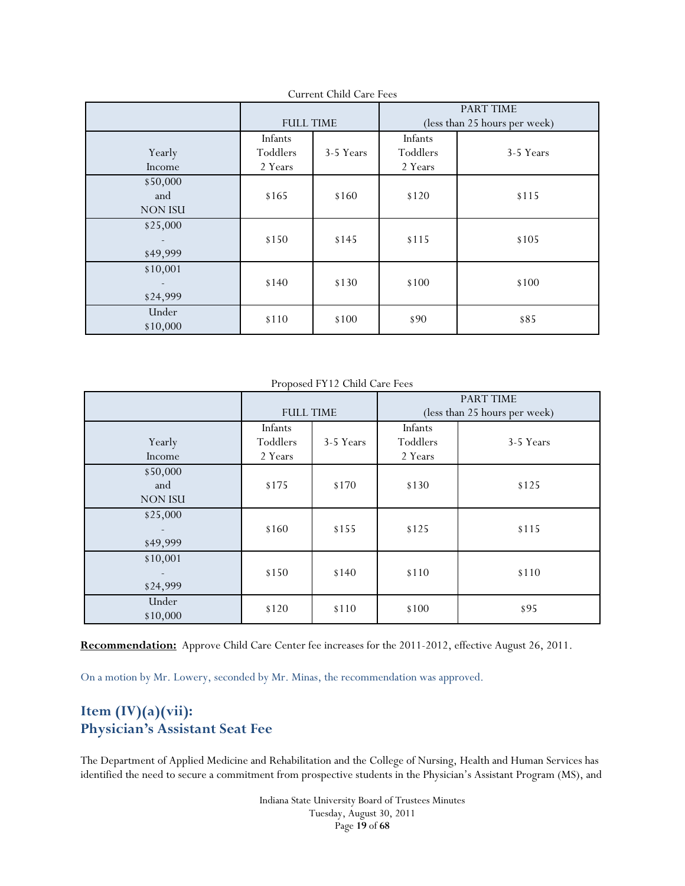Current Child Care Fees

| | FULL TIME | | PART TIME (less than 25 hours per week) | |
|---|---|---|---|---|
| Yearly Income | Infants Toddlers 2 Years | 3-5 Years | Infants Toddlers 2 Years | 3-5 Years |
| $50,000 and NON ISU | $165 | $160 | $120 | $115 |
| $25,000 - $49,999 | $150 | $145 | $115 | $105 |
| $10,001 - $24,999 | $140 | $130 | $100 | $100 |
| Under $10,000 | $110 | $100 | $90 | $85 |

Proposed FY12 Child Care Fees

| | FULL TIME | | PART TIME (less than 25 hours per week) | |
|---|---|---|---|---|
| Yearly Income | Infants Toddlers 2 Years | 3-5 Years | Infants Toddlers 2 Years | 3-5 Years |
| $50,000 and NON ISU | $175 | $170 | $130 | $125 |
| $25,000 - $49,999 | $160 | $155 | $125 | $115 |
| $10,001 - $24,999 | $150 | $140 | $110 | $110 |
| Under $10,000 | $120 | $110 | $100 | $95 |

**Recommendation:** Approve Child Care Center fee increases for the 2011-2012, effective August 26, 2011.

On a motion by Mr. Lowery, seconded by Mr. Minas, the recommendation was approved.

## Item (IV)(a)(vii): Physician's Assistant Seat Fee

The Department of Applied Medicine and Rehabilitation and the College of Nursing, Health and Human Services has identified the need to secure a commitment from prospective students in the Physician's Assistant Program (MS), and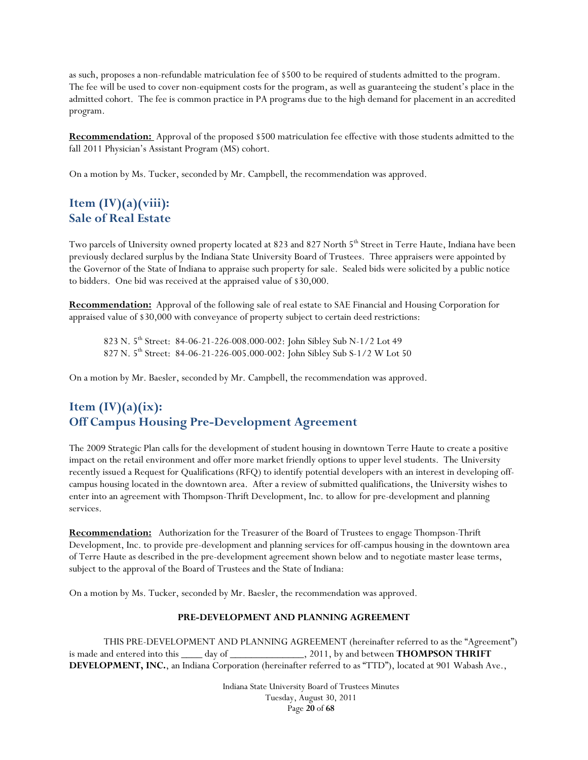as such, proposes a non-refundable matriculation fee of $500 to be required of students admitted to the program. The fee will be used to cover non-equipment costs for the program, as well as guaranteeing the student's place in the admitted cohort. The fee is common practice in PA programs due to the high demand for placement in an accredited program.

**Recommendation:** Approval of the proposed $500 matriculation fee effective with those students admitted to the fall 2011 Physician's Assistant Program (MS) cohort.

On a motion by Ms. Tucker, seconded by Mr. Campbell, the recommendation was approved.

## Item (IV)(a)(viii): Sale of Real Estate

Two parcels of University owned property located at 823 and 827 North 5th Street in Terre Haute, Indiana have been previously declared surplus by the Indiana State University Board of Trustees. Three appraisers were appointed by the Governor of the State of Indiana to appraise such property for sale. Sealed bids were solicited by a public notice to bidders. One bid was received at the appraised value of $30,000.

**Recommendation:** Approval of the following sale of real estate to SAE Financial and Housing Corporation for appraised value of $30,000 with conveyance of property subject to certain deed restrictions:

823 N. 5th Street: 84-06-21-226-008.000-002: John Sibley Sub N-1/2 Lot 49
827 N. 5th Street: 84-06-21-226-005.000-002: John Sibley Sub S-1/2 W Lot 50

On a motion by Mr. Baesler, seconded by Mr. Campbell, the recommendation was approved.

## Item (IV)(a)(ix): Off Campus Housing Pre-Development Agreement

The 2009 Strategic Plan calls for the development of student housing in downtown Terre Haute to create a positive impact on the retail environment and offer more market friendly options to upper level students. The University recently issued a Request for Qualifications (RFQ) to identify potential developers with an interest in developing off-campus housing located in the downtown area. After a review of submitted qualifications, the University wishes to enter into an agreement with Thompson-Thrift Development, Inc. to allow for pre-development and planning services.

**Recommendation:** Authorization for the Treasurer of the Board of Trustees to engage Thompson-Thrift Development, Inc. to provide pre-development and planning services for off-campus housing in the downtown area of Terre Haute as described in the pre-development agreement shown below and to negotiate master lease terms, subject to the approval of the Board of Trustees and the State of Indiana:

On a motion by Ms. Tucker, seconded by Mr. Baesler, the recommendation was approved.

**PRE-DEVELOPMENT AND PLANNING AGREEMENT**

THIS PRE-DEVELOPMENT AND PLANNING AGREEMENT (hereinafter referred to as the "Agreement") is made and entered into this ____ day of ______________, 2011, by and between **THOMPSON THRIFT DEVELOPMENT, INC.**, an Indiana Corporation (hereinafter referred to as "TTD"), located at 901 Wabash Ave.,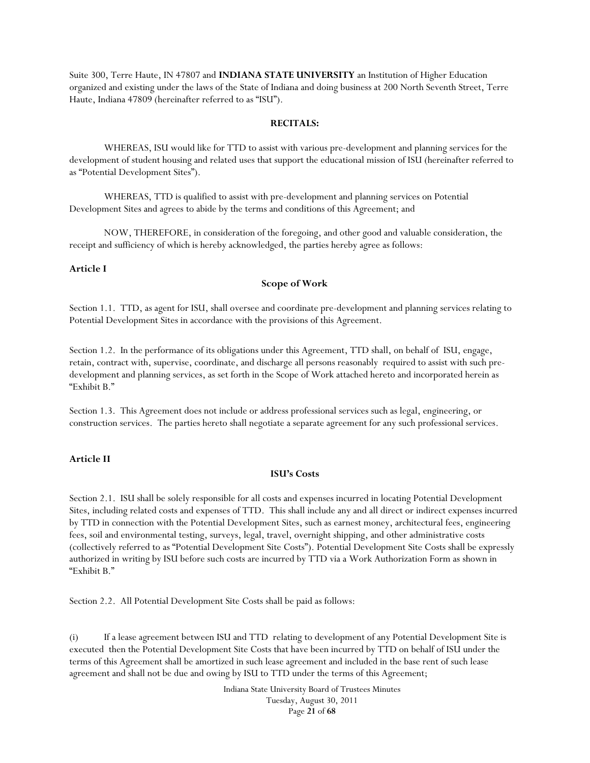Suite 300, Terre Haute, IN 47807 and **INDIANA STATE UNIVERSITY** an Institution of Higher Education organized and existing under the laws of the State of Indiana and doing business at 200 North Seventh Street, Terre Haute, Indiana 47809 (hereinafter referred to as "ISU").

**RECITALS:**

WHEREAS, ISU would like for TTD to assist with various pre-development and planning services for the development of student housing and related uses that support the educational mission of ISU (hereinafter referred to as "Potential Development Sites").

WHEREAS, TTD is qualified to assist with pre-development and planning services on Potential Development Sites and agrees to abide by the terms and conditions of this Agreement; and

NOW, THEREFORE, in consideration of the foregoing, and other good and valuable consideration, the receipt and sufficiency of which is hereby acknowledged, the parties hereby agree as follows:

**Article I**

**Scope of Work**

Section 1.1. TTD, as agent for ISU, shall oversee and coordinate pre-development and planning services relating to Potential Development Sites in accordance with the provisions of this Agreement.

Section 1.2. In the performance of its obligations under this Agreement, TTD shall, on behalf of ISU, engage, retain, contract with, supervise, coordinate, and discharge all persons reasonably required to assist with such pre-development and planning services, as set forth in the Scope of Work attached hereto and incorporated herein as "Exhibit B."

Section 1.3. This Agreement does not include or address professional services such as legal, engineering, or construction services. The parties hereto shall negotiate a separate agreement for any such professional services.

**Article II**

**ISU's Costs**

Section 2.1. ISU shall be solely responsible for all costs and expenses incurred in locating Potential Development Sites, including related costs and expenses of TTD. This shall include any and all direct or indirect expenses incurred by TTD in connection with the Potential Development Sites, such as earnest money, architectural fees, engineering fees, soil and environmental testing, surveys, legal, travel, overnight shipping, and other administrative costs (collectively referred to as "Potential Development Site Costs"). Potential Development Site Costs shall be expressly authorized in writing by ISU before such costs are incurred by TTD via a Work Authorization Form as shown in "Exhibit B."

Section 2.2. All Potential Development Site Costs shall be paid as follows:

(i) If a lease agreement between ISU and TTD relating to development of any Potential Development Site is executed then the Potential Development Site Costs that have been incurred by TTD on behalf of ISU under the terms of this Agreement shall be amortized in such lease agreement and included in the base rent of such lease agreement and shall not be due and owing by ISU to TTD under the terms of this Agreement;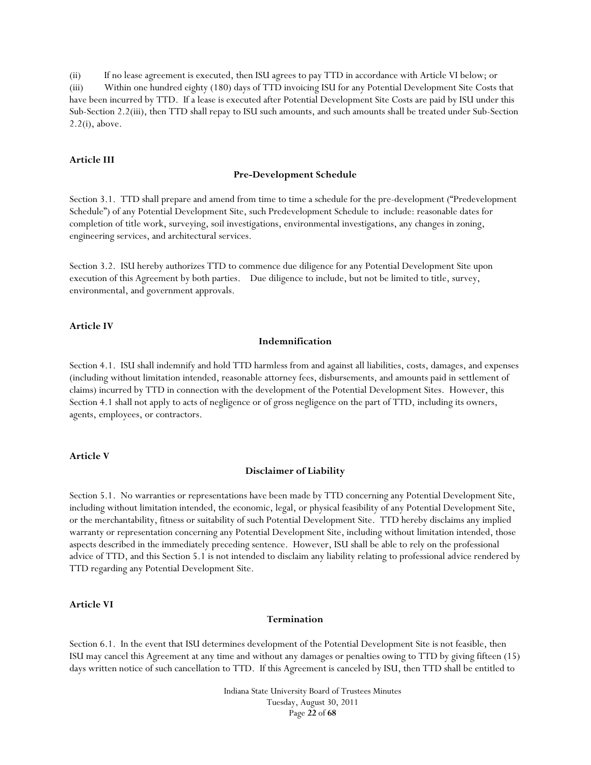(ii) If no lease agreement is executed, then ISU agrees to pay TTD in accordance with Article VI below; or

(iii) Within one hundred eighty (180) days of TTD invoicing ISU for any Potential Development Site Costs that have been incurred by TTD. If a lease is executed after Potential Development Site Costs are paid by ISU under this Sub-Section 2.2(iii), then TTD shall repay to ISU such amounts, and such amounts shall be treated under Sub-Section 2.2(i), above.

**Article III**

**Pre-Development Schedule**

Section 3.1. TTD shall prepare and amend from time to time a schedule for the pre-development ("Predevelopment Schedule") of any Potential Development Site, such Predevelopment Schedule to include: reasonable dates for completion of title work, surveying, soil investigations, environmental investigations, any changes in zoning, engineering services, and architectural services.

Section 3.2. ISU hereby authorizes TTD to commence due diligence for any Potential Development Site upon execution of this Agreement by both parties. Due diligence to include, but not be limited to title, survey, environmental, and government approvals.

**Article IV**

**Indemnification**

Section 4.1. ISU shall indemnify and hold TTD harmless from and against all liabilities, costs, damages, and expenses (including without limitation intended, reasonable attorney fees, disbursements, and amounts paid in settlement of claims) incurred by TTD in connection with the development of the Potential Development Sites. However, this Section 4.1 shall not apply to acts of negligence or of gross negligence on the part of TTD, including its owners, agents, employees, or contractors.

**Article V**

**Disclaimer of Liability**

Section 5.1. No warranties or representations have been made by TTD concerning any Potential Development Site, including without limitation intended, the economic, legal, or physical feasibility of any Potential Development Site, or the merchantability, fitness or suitability of such Potential Development Site. TTD hereby disclaims any implied warranty or representation concerning any Potential Development Site, including without limitation intended, those aspects described in the immediately preceding sentence. However, ISU shall be able to rely on the professional advice of TTD, and this Section 5.1 is not intended to disclaim any liability relating to professional advice rendered by TTD regarding any Potential Development Site.

**Article VI**

**Termination**

Section 6.1. In the event that ISU determines development of the Potential Development Site is not feasible, then ISU may cancel this Agreement at any time and without any damages or penalties owing to TTD by giving fifteen (15) days written notice of such cancellation to TTD. If this Agreement is canceled by ISU, then TTD shall be entitled to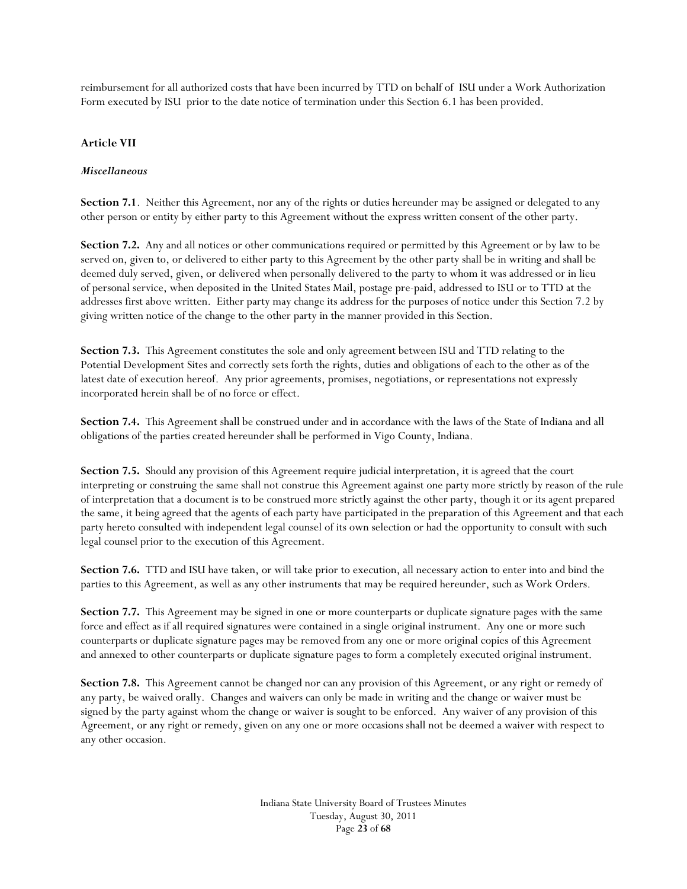reimbursement for all authorized costs that have been incurred by TTD on behalf of ISU under a Work Authorization Form executed by ISU prior to the date notice of termination under this Section 6.1 has been provided.

## Article VII

### *Miscellaneous*

**Section 7.1**. Neither this Agreement, nor any of the rights or duties hereunder may be assigned or delegated to any other person or entity by either party to this Agreement without the express written consent of the other party.

**Section 7.2.** Any and all notices or other communications required or permitted by this Agreement or by law to be served on, given to, or delivered to either party to this Agreement by the other party shall be in writing and shall be deemed duly served, given, or delivered when personally delivered to the party to whom it was addressed or in lieu of personal service, when deposited in the United States Mail, postage pre-paid, addressed to ISU or to TTD at the addresses first above written. Either party may change its address for the purposes of notice under this Section 7.2 by giving written notice of the change to the other party in the manner provided in this Section.

**Section 7.3.** This Agreement constitutes the sole and only agreement between ISU and TTD relating to the Potential Development Sites and correctly sets forth the rights, duties and obligations of each to the other as of the latest date of execution hereof. Any prior agreements, promises, negotiations, or representations not expressly incorporated herein shall be of no force or effect.

**Section 7.4.** This Agreement shall be construed under and in accordance with the laws of the State of Indiana and all obligations of the parties created hereunder shall be performed in Vigo County, Indiana.

**Section 7.5.** Should any provision of this Agreement require judicial interpretation, it is agreed that the court interpreting or construing the same shall not construe this Agreement against one party more strictly by reason of the rule of interpretation that a document is to be construed more strictly against the other party, though it or its agent prepared the same, it being agreed that the agents of each party have participated in the preparation of this Agreement and that each party hereto consulted with independent legal counsel of its own selection or had the opportunity to consult with such legal counsel prior to the execution of this Agreement.

**Section 7.6.** TTD and ISU have taken, or will take prior to execution, all necessary action to enter into and bind the parties to this Agreement, as well as any other instruments that may be required hereunder, such as Work Orders.

**Section 7.7.** This Agreement may be signed in one or more counterparts or duplicate signature pages with the same force and effect as if all required signatures were contained in a single original instrument. Any one or more such counterparts or duplicate signature pages may be removed from any one or more original copies of this Agreement and annexed to other counterparts or duplicate signature pages to form a completely executed original instrument.

**Section 7.8.** This Agreement cannot be changed nor can any provision of this Agreement, or any right or remedy of any party, be waived orally. Changes and waivers can only be made in writing and the change or waiver must be signed by the party against whom the change or waiver is sought to be enforced. Any waiver of any provision of this Agreement, or any right or remedy, given on any one or more occasions shall not be deemed a waiver with respect to any other occasion.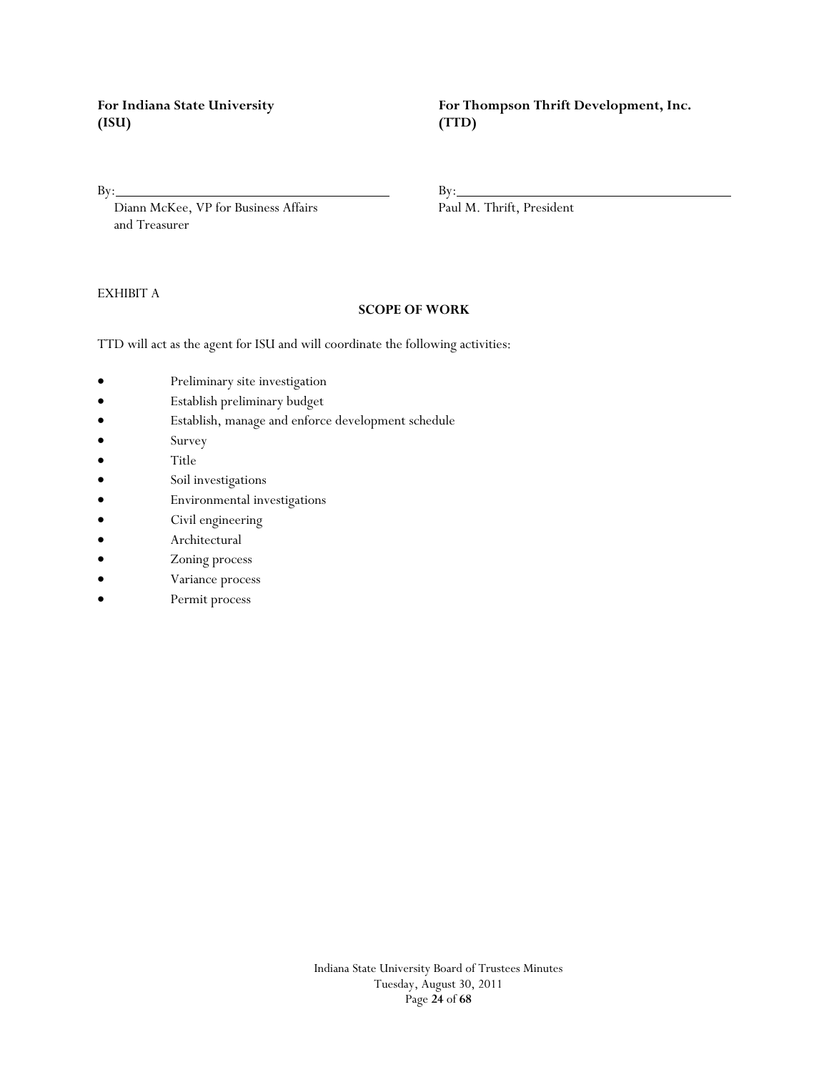**For Indiana State University (ISU)**

By: ________________________________________
Diann McKee, VP for Business Affairs and Treasurer

**For Thompson Thrift Development, Inc. (TTD)**

By: ________________________________________
Paul M. Thrift, President

EXHIBIT A

**SCOPE OF WORK**

TTD will act as the agent for ISU and will coordinate the following activities:

- Preliminary site investigation
- Establish preliminary budget
- Establish, manage and enforce development schedule
- Survey
- Title
- Soil investigations
- Environmental investigations
- Civil engineering
- Architectural
- Zoning process
- Variance process
- Permit process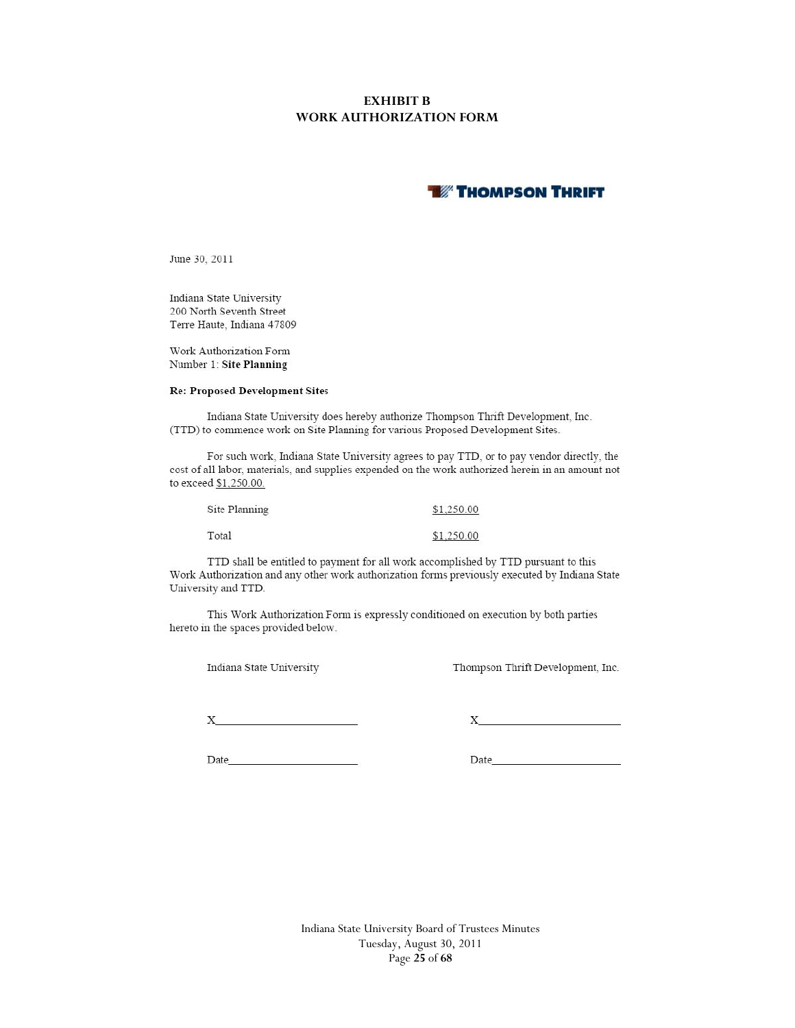# EXHIBIT B
# WORK AUTHORIZATION FORM

**THOMPSON THRIFT**

June 30, 2011

Indiana State University
200 North Seventh Street
Terre Haute, Indiana 47809

Work Authorization Form
Number 1: **Site Planning**

**Re: Proposed Development Sites**

Indiana State University does hereby authorize Thompson Thrift Development, Inc. (TTD) to commence work on Site Planning for various Proposed Development Sites.

For such work, Indiana State University agrees to pay TTD, or to pay vendor directly, the cost of all labor, materials, and supplies expended on the work authorized herein in an amount not to exceed $1,250.00.

| | |
|---|---|
| Site Planning | $1,250.00 |
| Total | $1,250.00 |

TTD shall be entitled to payment for all work accomplished by TTD pursuant to this Work Authorization and any other work authorization forms previously executed by Indiana State University and TTD.

This Work Authorization Form is expressly conditioned on execution by both parties hereto in the spaces provided below.

| Indiana State University | Thompson Thrift Development, Inc. |
|---|---|
| X\_\_\_\_\_\_\_\_\_\_\_\_\_\_\_\_\_\_\_\_ | X\_\_\_\_\_\_\_\_\_\_\_\_\_\_\_\_\_\_\_\_ |
| Date\_\_\_\_\_\_\_\_\_\_\_\_\_\_\_\_\_\_ | Date\_\_\_\_\_\_\_\_\_\_\_\_\_\_\_\_\_\_ |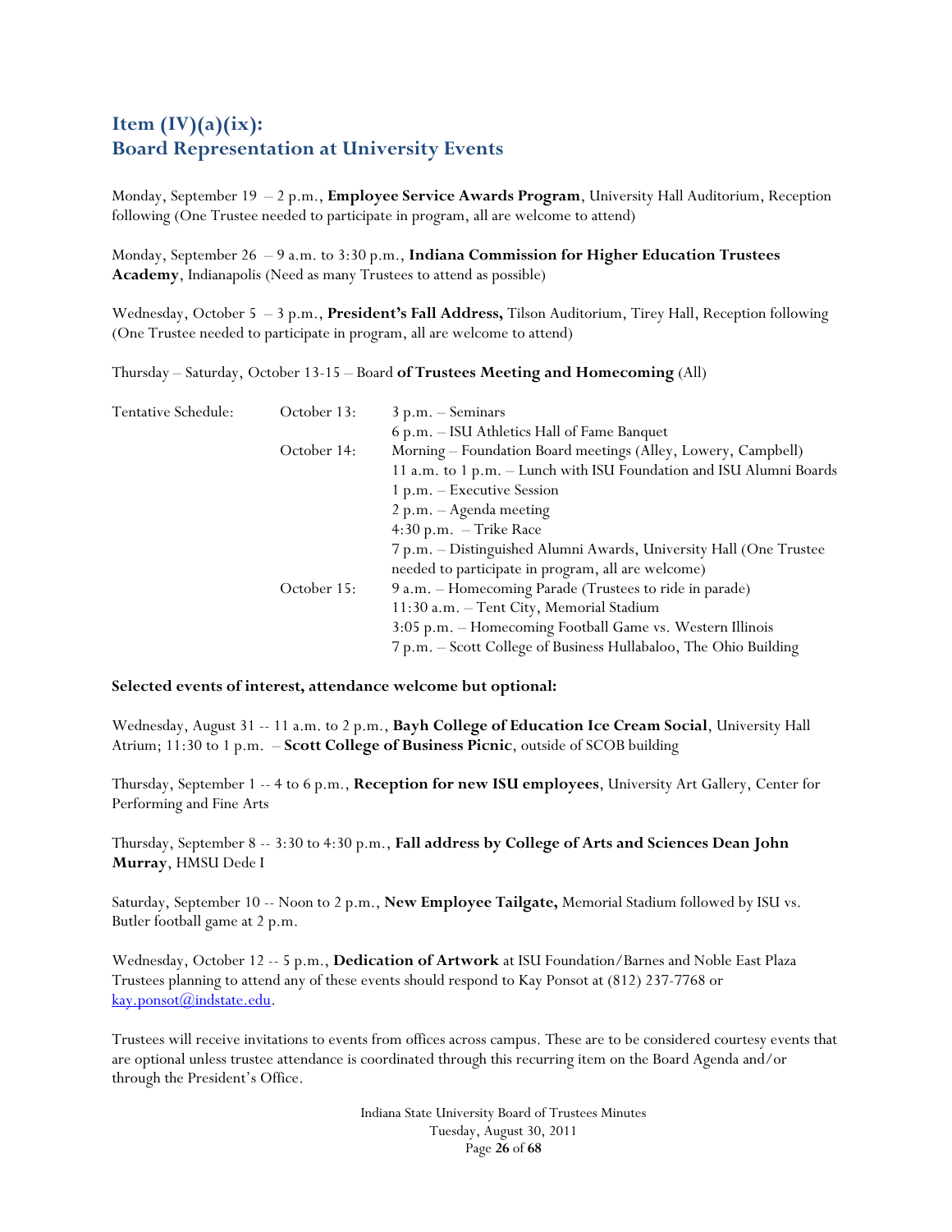## Item (IV)(a)(ix):
## Board Representation at University Events

Monday, September 19 – 2 p.m., **Employee Service Awards Program**, University Hall Auditorium, Reception following (One Trustee needed to participate in program, all are welcome to attend)

Monday, September 26 – 9 a.m. to 3:30 p.m., **Indiana Commission for Higher Education Trustees Academy**, Indianapolis (Need as many Trustees to attend as possible)

Wednesday, October 5 – 3 p.m., **President's Fall Address,** Tilson Auditorium, Tirey Hall, Reception following (One Trustee needed to participate in program, all are welcome to attend)

Thursday – Saturday, October 13-15 – Board **of Trustees Meeting and Homecoming** (All)

| Tentative Schedule: | October 13: | 3 p.m. – Seminars |
|---|---|---|
| | | 6 p.m. – ISU Athletics Hall of Fame Banquet |
| | October 14: | Morning – Foundation Board meetings (Alley, Lowery, Campbell) |
| | | 11 a.m. to 1 p.m. – Lunch with ISU Foundation and ISU Alumni Boards |
| | | 1 p.m. – Executive Session |
| | | 2 p.m. – Agenda meeting |
| | | 4:30 p.m. – Trike Race |
| | | 7 p.m. – Distinguished Alumni Awards, University Hall (One Trustee needed to participate in program, all are welcome) |
| | October 15: | 9 a.m. – Homecoming Parade (Trustees to ride in parade) |
| | | 11:30 a.m. – Tent City, Memorial Stadium |
| | | 3:05 p.m. – Homecoming Football Game vs. Western Illinois |
| | | 7 p.m. – Scott College of Business Hullabaloo, The Ohio Building |

**Selected events of interest, attendance welcome but optional:**

Wednesday, August 31 -- 11 a.m. to 2 p.m., **Bayh College of Education Ice Cream Social**, University Hall Atrium; 11:30 to 1 p.m. – **Scott College of Business Picnic**, outside of SCOB building

Thursday, September 1 -- 4 to 6 p.m., **Reception for new ISU employees**, University Art Gallery, Center for Performing and Fine Arts

Thursday, September 8 -- 3:30 to 4:30 p.m., **Fall address by College of Arts and Sciences Dean John Murray**, HMSU Dede I

Saturday, September 10 -- Noon to 2 p.m., **New Employee Tailgate,** Memorial Stadium followed by ISU vs. Butler football game at 2 p.m.

Wednesday, October 12 -- 5 p.m., **Dedication of Artwork** at ISU Foundation/Barnes and Noble East Plaza
Trustees planning to attend any of these events should respond to Kay Ponsot at (812) 237-7768 or kay.ponsot@indstate.edu.

Trustees will receive invitations to events from offices across campus. These are to be considered courtesy events that are optional unless trustee attendance is coordinated through this recurring item on the Board Agenda and/or through the President's Office.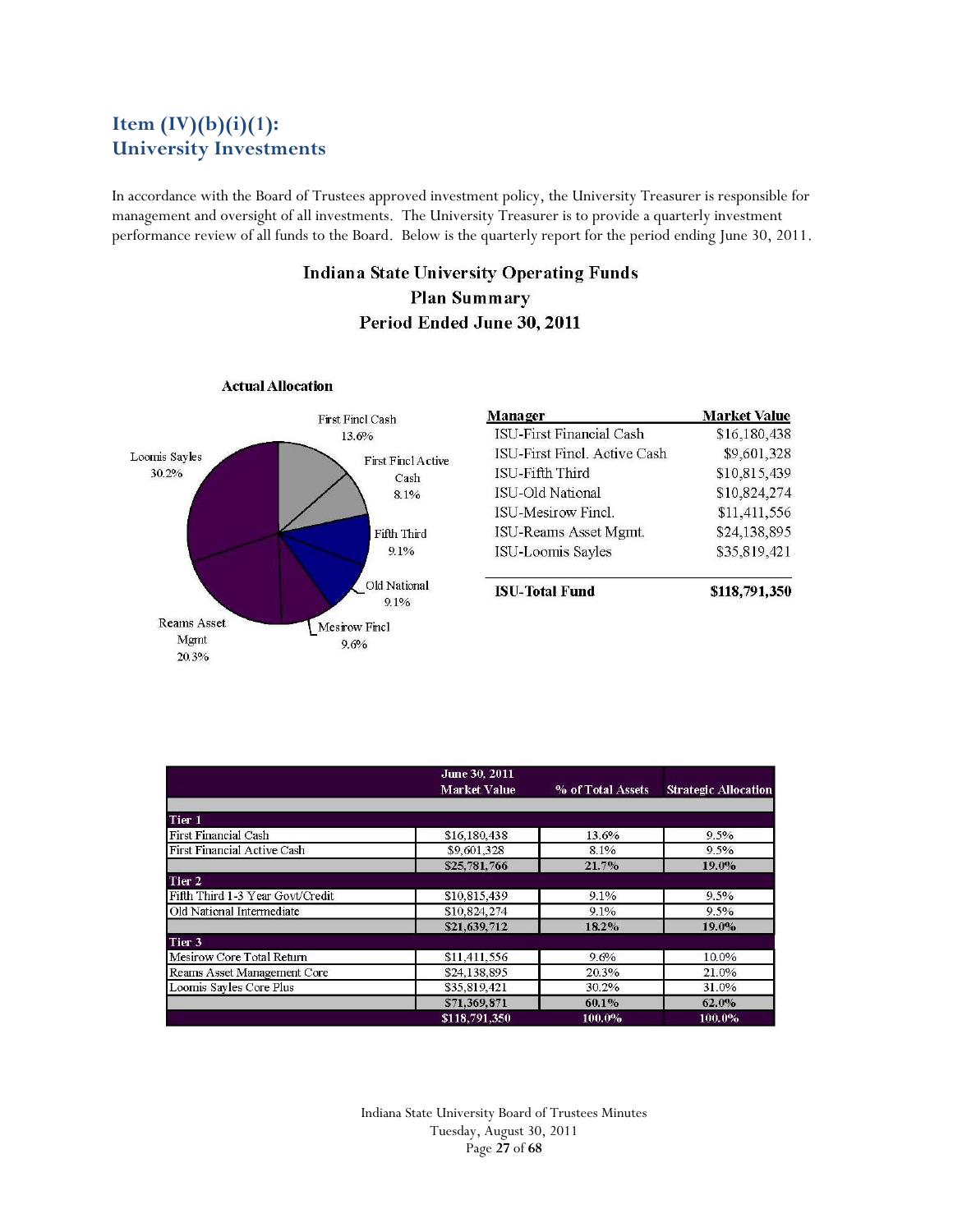# Item (IV)(b)(i)(1): University Investments

In accordance with the Board of Trustees approved investment policy, the University Treasurer is responsible for management and oversight of all investments. The University Treasurer is to provide a quarterly investment performance review of all funds to the Board. Below is the quarterly report for the period ending June 30, 2011.

## Indiana State University Operating Funds
## Plan Summary
## Period Ended June 30, 2011

**Actual Allocation**

- First Fincl Cash 13.6%
- First Fincl Active Cash 8.1%
- Fifth Third 9.1%
- Old National 9.1%
- Mesirow Fincl 9.6%
- Reams Asset Mgmt 20.3%
- Loomis Sayles 30.2%

| Manager | Market Value |
|---|---|
| ISU-First Financial Cash | $16,180,438 |
| ISU-First Fincl. Active Cash | $9,601,328 |
| ISU-Fifth Third | $10,815,439 |
| ISU-Old National | $10,824,274 |
| ISU-Mesirow Fincl. | $11,411,556 |
| ISU-Reams Asset Mgmt. | $24,138,895 |
| ISU-Loomis Sayles | $35,819,421 |
| **ISU-Total Fund** | **$118,791,350** |

| | June 30, 2011 Market Value | % of Total Assets | Strategic Allocation |
|---|---|---|---|
| **Tier 1** | | | |
| First Financial Cash | $16,180,438 | 13.6% | 9.5% |
| First Financial Active Cash | $9,601,328 | 8.1% | 9.5% |
| | $25,781,766 | 21.7% | 19.0% |
| **Tier 2** | | | |
| Fifth Third 1-3 Year Govt/Credit | $10,815,439 | 9.1% | 9.5% |
| Old National Intermediate | $10,824,274 | 9.1% | 9.5% |
| | $21,639,712 | 18.2% | 19.0% |
| **Tier 3** | | | |
| Mesirow Core Total Return | $11,411,556 | 9.6% | 10.0% |
| Reams Asset Management Core | $24,138,895 | 20.3% | 21.0% |
| Loomis Sayles Core Plus | $35,819,421 | 30.2% | 31.0% |
| | $71,369,871 | 60.1% | 62.0% |
| | $118,791,350 | 100.0% | 100.0% |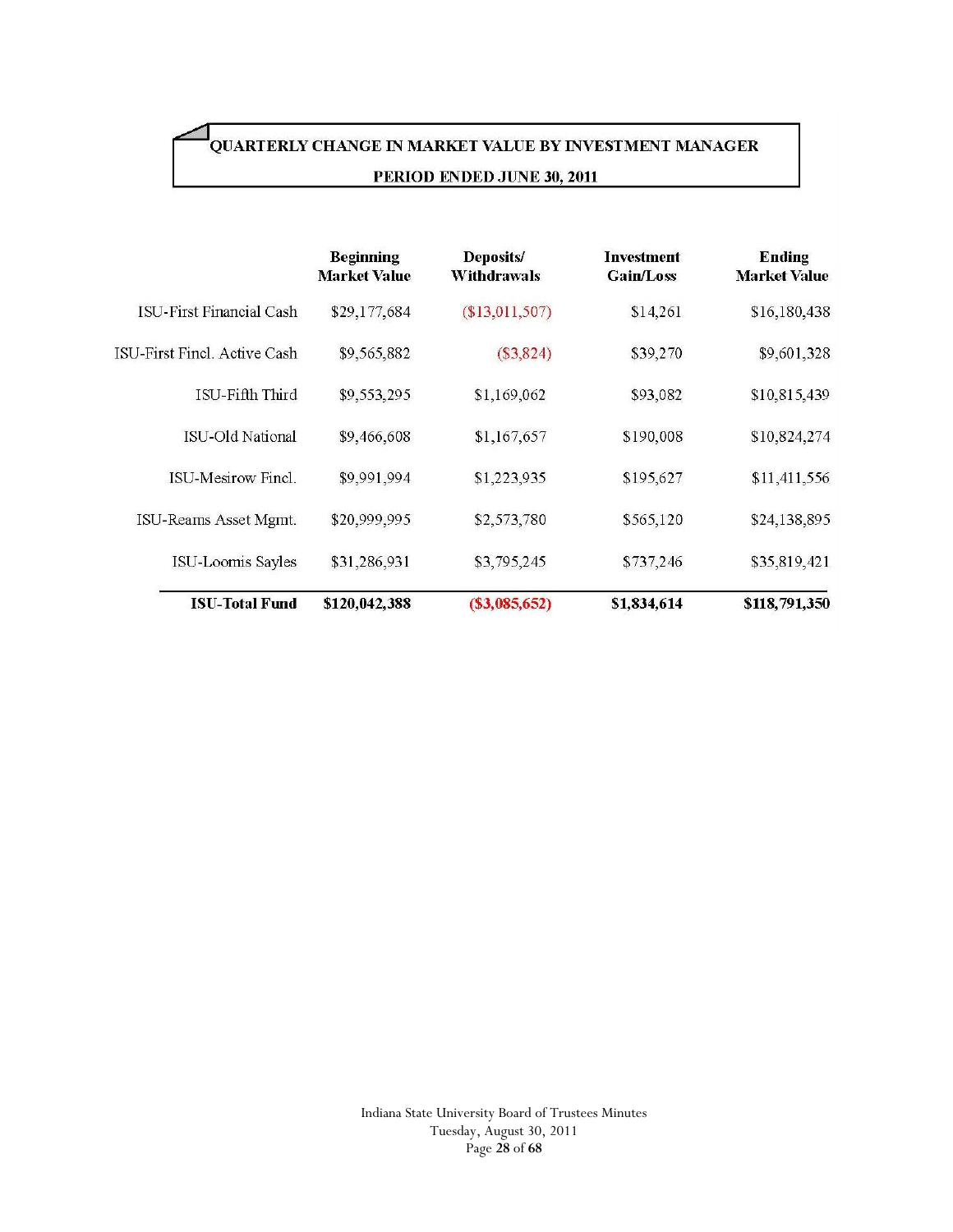## QUARTERLY CHANGE IN MARKET VALUE BY INVESTMENT MANAGER

## PERIOD ENDED JUNE 30, 2011

| | Beginning Market Value | Deposits/ Withdrawals | Investment Gain/Loss | Ending Market Value |
|---|---|---|---|---|
| ISU-First Financial Cash | $29,177,684 | ($13,011,507) | $14,261 | $16,180,438 |
| ISU-First Fincl. Active Cash | $9,565,882 | ($3,824) | $39,270 | $9,601,328 |
| ISU-Fifth Third | $9,553,295 | $1,169,062 | $93,082 | $10,815,439 |
| ISU-Old National | $9,466,608 | $1,167,657 | $190,008 | $10,824,274 |
| ISU-Mesirow Fincl. | $9,991,994 | $1,223,935 | $195,627 | $11,411,556 |
| ISU-Reams Asset Mgmt. | $20,999,995 | $2,573,780 | $565,120 | $24,138,895 |
| ISU-Loomis Sayles | $31,286,931 | $3,795,245 | $737,246 | $35,819,421 |
| **ISU-Total Fund** | **$120,042,388** | **($3,085,652)** | **$1,834,614** | **$118,791,350** |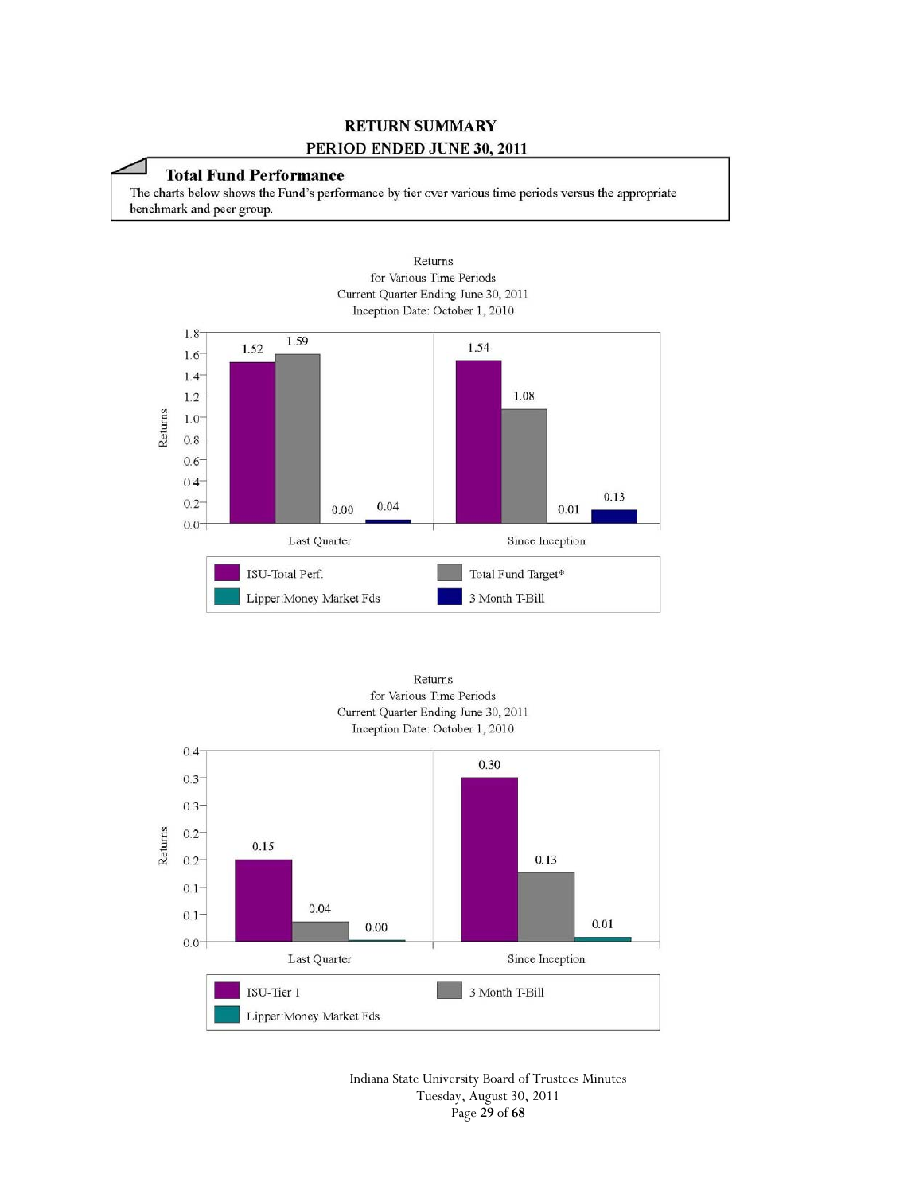**RETURN SUMMARY**

**PERIOD ENDED JUNE 30, 2011**

### Total Fund Performance

The charts below shows the Fund's performance by tier over various time periods versus the appropriate benchmark and peer group.

Returns
for Various Time Periods
Current Quarter Ending June 30, 2011
Inception Date: October 1, 2010

| | ISU-Total Perf. | Total Fund Target* | Lipper:Money Market Fds | 3 Month T-Bill |
|---|---|---|---|---|
| Last Quarter | 1.52 | 1.59 | 0.00 | 0.04 |
| Since Inception | 1.54 | 1.08 | 0.01 | 0.13 |

Returns
for Various Time Periods
Current Quarter Ending June 30, 2011
Inception Date: October 1, 2010

| | ISU-Tier 1 | 3 Month T-Bill | Lipper:Money Market Fds |
|---|---|---|---|
| Last Quarter | 0.15 | 0.04 | 0.00 |
| Since Inception | 0.30 | 0.13 | 0.01 |

Indiana State University Board of Trustees Minutes
Tuesday, August 30, 2011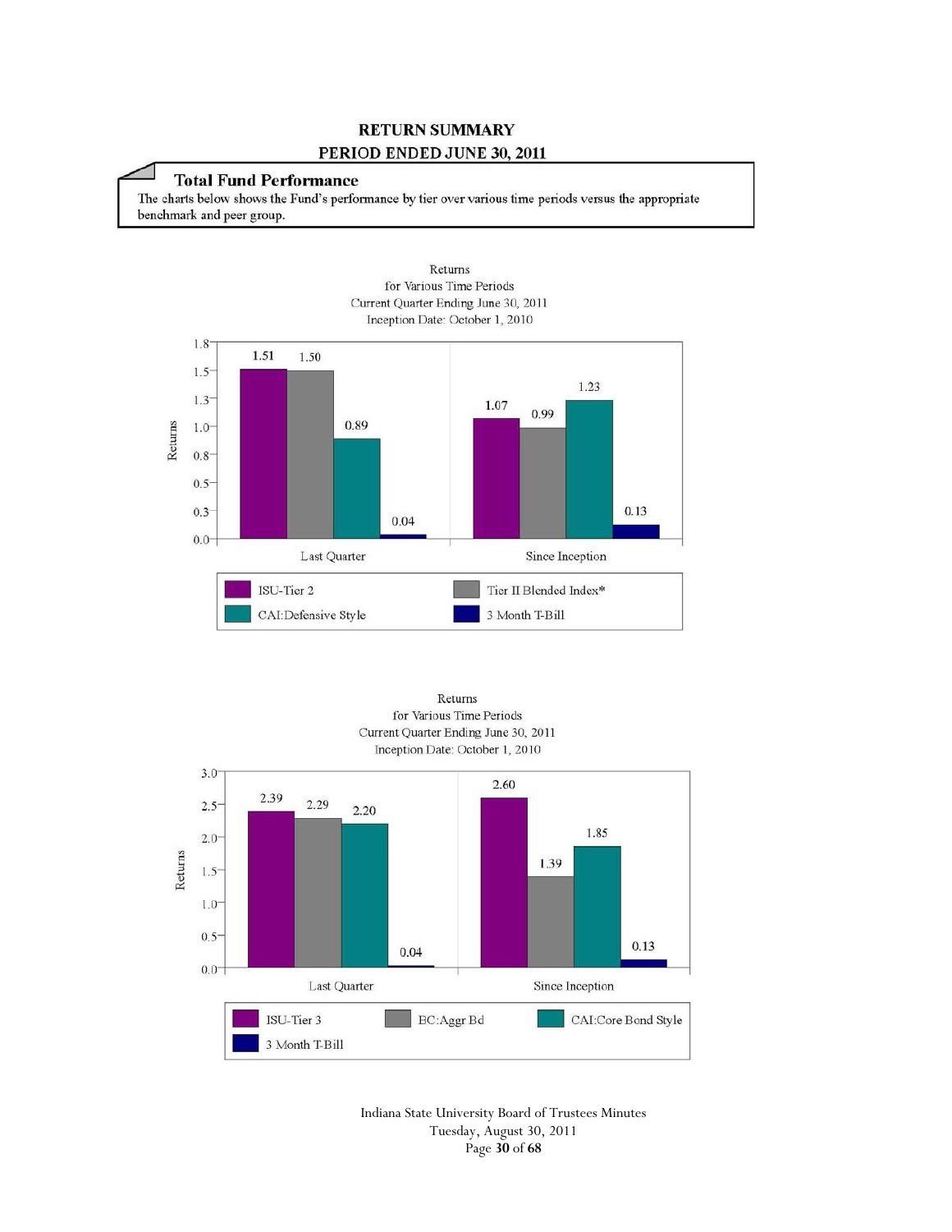# RETURN SUMMARY

## PERIOD ENDED JUNE 30, 2011

### Total Fund Performance

The charts below shows the Fund's performance by tier over various time periods versus the appropriate benchmark and peer group.

Returns
for Various Time Periods
Current Quarter Ending June 30, 2011
Inception Date: October 1, 2010

| | ISU-Tier 2 | Tier II Blended Index* | CAI:Defensive Style | 3 Month T-Bill |
|---|---|---|---|---|
| Last Quarter | 1.51 | 1.50 | 0.89 | 0.04 |
| Since Inception | 1.07 | 0.99 | 1.23 | 0.13 |

Returns
for Various Time Periods
Current Quarter Ending June 30, 2011
Inception Date: October 1, 2010

| | ISU-Tier 3 | BC:Aggr Bd | CAI:Core Bond Style | 3 Month T-Bill |
|---|---|---|---|---|
| Last Quarter | 2.39 | 2.29 | 2.20 | 0.04 |
| Since Inception | 2.60 | 1.39 | 1.85 | 0.13 |

Indiana State University Board of Trustees Minutes
Tuesday, August 30, 2011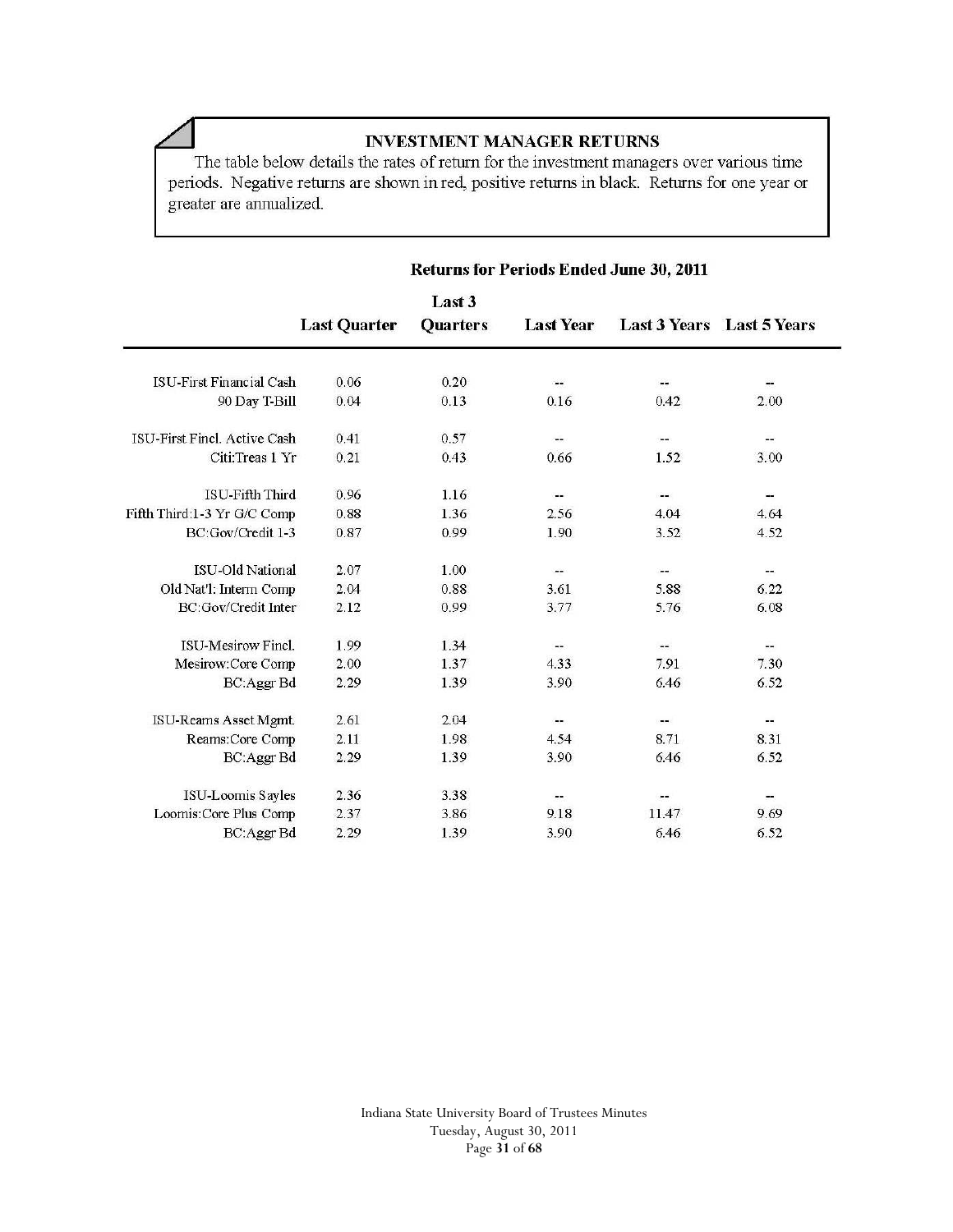## INVESTMENT MANAGER RETURNS

The table below details the rates of return for the investment managers over various time periods. Negative returns are shown in red, positive returns in black. Returns for one year or greater are annualized.

**Returns for Periods Ended June 30, 2011**

| | Last Quarter | Last 3 Quarters | Last Year | Last 3 Years | Last 5 Years |
|---|---|---|---|---|---|
| ISU-First Financial Cash | 0.06 | 0.20 | -- | -- | -- |
| 90 Day T-Bill | 0.04 | 0.13 | 0.16 | 0.42 | 2.00 |
| | | | | | |
| ISU-First Fincl. Active Cash | 0.41 | 0.57 | -- | -- | -- |
| Citi:Treas 1 Yr | 0.21 | 0.43 | 0.66 | 1.52 | 3.00 |
| | | | | | |
| ISU-Fifth Third | 0.96 | 1.16 | -- | -- | -- |
| Fifth Third:1-3 Yr G/C Comp | 0.88 | 1.36 | 2.56 | 4.04 | 4.64 |
| BC:Gov/Credit 1-3 | 0.87 | 0.99 | 1.90 | 3.52 | 4.52 |
| | | | | | |
| ISU-Old National | 2.07 | 1.00 | -- | -- | -- |
| Old Nat'l: Interm Comp | 2.04 | 0.88 | 3.61 | 5.88 | 6.22 |
| BC:Gov/Credit Inter | 2.12 | 0.99 | 3.77 | 5.76 | 6.08 |
| | | | | | |
| ISU-Mesirow Fincl. | 1.99 | 1.34 | -- | -- | -- |
| Mesirow:Core Comp | 2.00 | 1.37 | 4.33 | 7.91 | 7.30 |
| BC:Aggr Bd | 2.29 | 1.39 | 3.90 | 6.46 | 6.52 |
| | | | | | |
| ISU-Reams Asset Mgmt. | 2.61 | 2.04 | -- | -- | -- |
| Reams:Core Comp | 2.11 | 1.98 | 4.54 | 8.71 | 8.31 |
| BC:Aggr Bd | 2.29 | 1.39 | 3.90 | 6.46 | 6.52 |
| | | | | | |
| ISU-Loomis Sayles | 2.36 | 3.38 | -- | -- | -- |
| Loomis:Core Plus Comp | 2.37 | 3.86 | 9.18 | 11.47 | 9.69 |
| BC:Aggr Bd | 2.29 | 1.39 | 3.90 | 6.46 | 6.52 |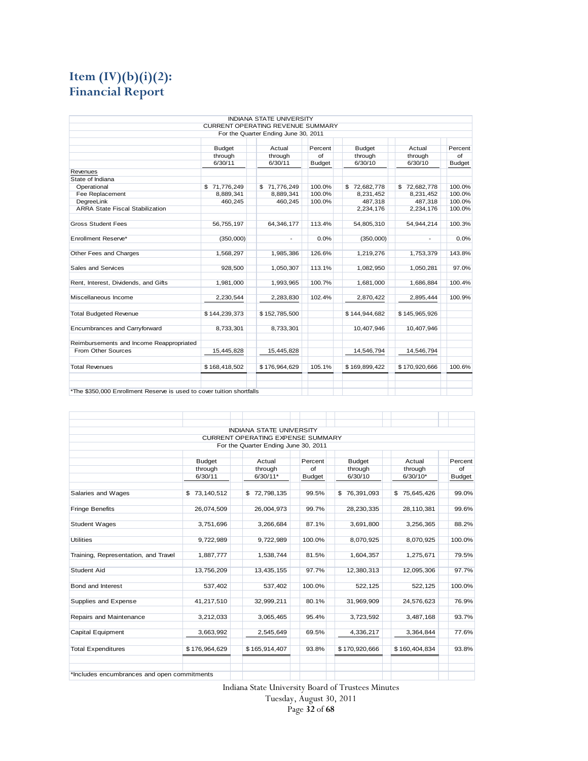## Item (IV)(b)(i)(2):
## Financial Report

INDIANA STATE UNIVERSITY
CURRENT OPERATING REVENUE SUMMARY
For the Quarter Ending June 30, 2011

| | Budget through 6/30/11 | Actual through 6/30/11 | Percent of Budget | Budget through 6/30/10 | Actual through 6/30/10 | Percent of Budget |
|---|---|---|---|---|---|---|
| Revenues | | | | | | |
| State of Indiana | | | | | | |
| Operational | $ 71,776,249 | $ 71,776,249 | 100.0% | $ 72,682,778 | $ 72,682,778 | 100.0% |
| Fee Replacement | 8,889,341 | 8,889,341 | 100.0% | 8,231,452 | 8,231,452 | 100.0% |
| DegreeLink | 460,245 | 460,245 | 100.0% | 487,318 | 487,318 | 100.0% |
| ARRA State Fiscal Stabilization | | | | 2,234,176 | 2,234,176 | 100.0% |
| Gross Student Fees | 56,755,197 | 64,346,177 | 113.4% | 54,805,310 | 54,944,214 | 100.3% |
| Enrollment Reserve* | (350,000) | - | 0.0% | (350,000) | - | 0.0% |
| Other Fees and Charges | 1,568,297 | 1,985,386 | 126.6% | 1,219,276 | 1,753,379 | 143.8% |
| Sales and Services | 928,500 | 1,050,307 | 113.1% | 1,082,950 | 1,050,281 | 97.0% |
| Rent, Interest, Dividends, and Gifts | 1,981,000 | 1,993,965 | 100.7% | 1,681,000 | 1,686,884 | 100.4% |
| Miscellaneous Income | 2,230,544 | 2,283,830 | 102.4% | 2,870,422 | 2,895,444 | 100.9% |
| Total Budgeted Revenue | $ 144,239,373 | $ 152,785,500 | | $ 144,944,682 | $ 145,965,926 | |
| Encumbrances and Carryforward | 8,733,301 | 8,733,301 | | 10,407,946 | 10,407,946 | |
| Reimbursements and Income Reappropriated From Other Sources | 15,445,828 | 15,445,828 | | 14,546,794 | 14,546,794 | |
| Total Revenues | $ 168,418,502 | $ 176,964,629 | 105.1% | $ 169,899,422 | $ 170,920,666 | 100.6% |

*The $350,000 Enrollment Reserve is used to cover tuition shortfalls

INDIANA STATE UNIVERSITY
CURRENT OPERATING EXPENSE SUMMARY
For the Quarter Ending June 30, 2011

| | Budget through 6/30/11 | Actual through 6/30/11* | Percent of Budget | Budget through 6/30/10 | Actual through 6/30/10* | Percent of Budget |
|---|---|---|---|---|---|---|
| Salaries and Wages | $ 73,140,512 | $ 72,798,135 | 99.5% | $ 76,391,093 | $ 75,645,426 | 99.0% |
| Fringe Benefits | 26,074,509 | 26,004,973 | 99.7% | 28,230,335 | 28,110,381 | 99.6% |
| Student Wages | 3,751,696 | 3,266,684 | 87.1% | 3,691,800 | 3,256,365 | 88.2% |
| Utilities | 9,722,989 | 9,722,989 | 100.0% | 8,070,925 | 8,070,925 | 100.0% |
| Training, Representation, and Travel | 1,887,777 | 1,538,744 | 81.5% | 1,604,357 | 1,275,671 | 79.5% |
| Student Aid | 13,756,209 | 13,435,155 | 97.7% | 12,380,313 | 12,095,306 | 97.7% |
| Bond and Interest | 537,402 | 537,402 | 100.0% | 522,125 | 522,125 | 100.0% |
| Supplies and Expense | 41,217,510 | 32,999,211 | 80.1% | 31,969,909 | 24,576,623 | 76.9% |
| Repairs and Maintenance | 3,212,033 | 3,065,465 | 95.4% | 3,723,592 | 3,487,168 | 93.7% |
| Capital Equipment | 3,663,992 | 2,545,649 | 69.5% | 4,336,217 | 3,364,844 | 77.6% |
| Total Expenditures | $ 176,964,629 | $ 165,914,407 | 93.8% | $ 170,920,666 | $ 160,404,834 | 93.8% |

*Includes encumbrances and open commitments

Indiana State University Board of Trustees Minutes
Tuesday, August 30, 2011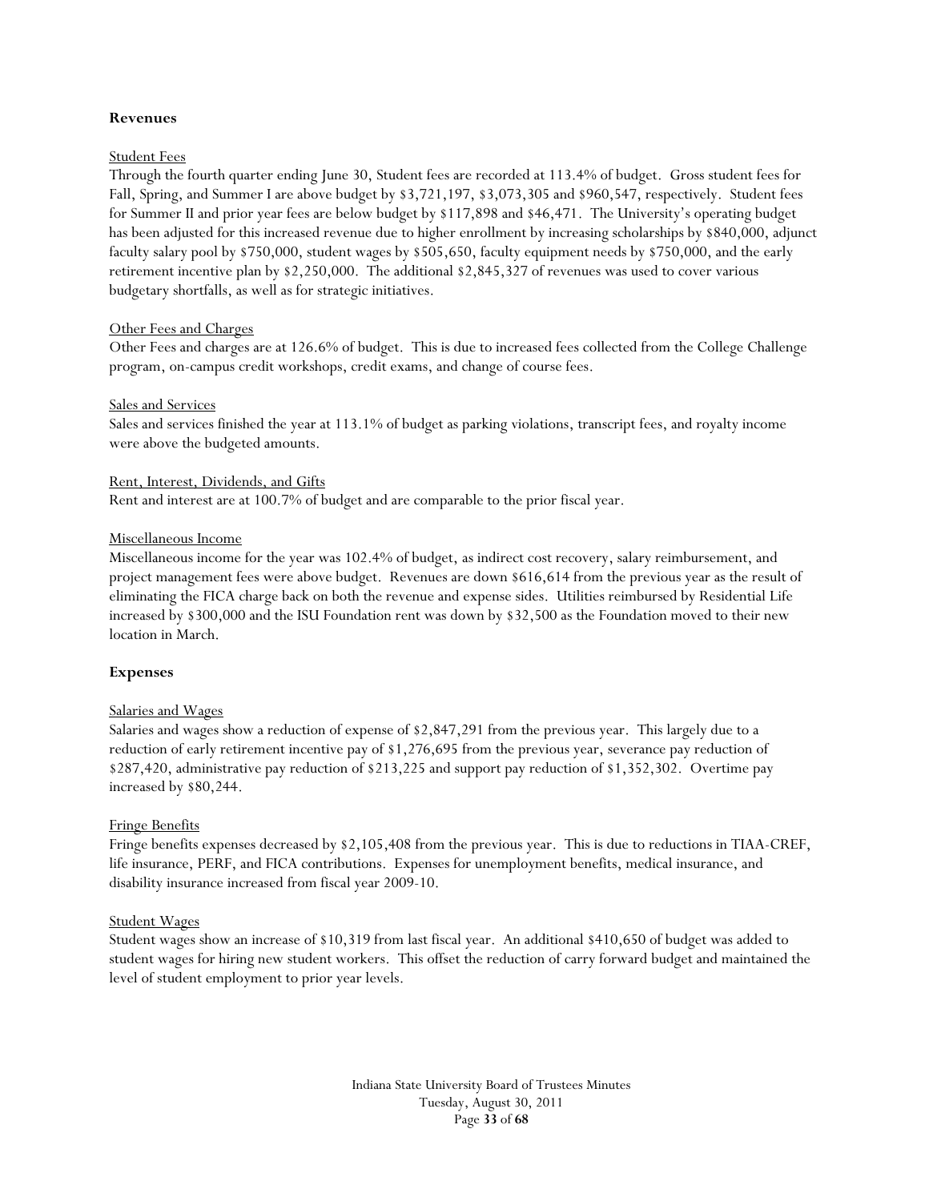## Revenues

### Student Fees

Through the fourth quarter ending June 30, Student fees are recorded at 113.4% of budget. Gross student fees for Fall, Spring, and Summer I are above budget by \$3,721,197, \$3,073,305 and \$960,547, respectively. Student fees for Summer II and prior year fees are below budget by \$117,898 and \$46,471. The University's operating budget has been adjusted for this increased revenue due to higher enrollment by increasing scholarships by \$840,000, adjunct faculty salary pool by \$750,000, student wages by \$505,650, faculty equipment needs by \$750,000, and the early retirement incentive plan by \$2,250,000. The additional \$2,845,327 of revenues was used to cover various budgetary shortfalls, as well as for strategic initiatives.

### Other Fees and Charges

Other Fees and charges are at 126.6% of budget. This is due to increased fees collected from the College Challenge program, on-campus credit workshops, credit exams, and change of course fees.

### Sales and Services

Sales and services finished the year at 113.1% of budget as parking violations, transcript fees, and royalty income were above the budgeted amounts.

### Rent, Interest, Dividends, and Gifts

Rent and interest are at 100.7% of budget and are comparable to the prior fiscal year.

### Miscellaneous Income

Miscellaneous income for the year was 102.4% of budget, as indirect cost recovery, salary reimbursement, and project management fees were above budget. Revenues are down \$616,614 from the previous year as the result of eliminating the FICA charge back on both the revenue and expense sides. Utilities reimbursed by Residential Life increased by \$300,000 and the ISU Foundation rent was down by \$32,500 as the Foundation moved to their new location in March.

## Expenses

### Salaries and Wages

Salaries and wages show a reduction of expense of \$2,847,291 from the previous year. This largely due to a reduction of early retirement incentive pay of \$1,276,695 from the previous year, severance pay reduction of \$287,420, administrative pay reduction of \$213,225 and support pay reduction of \$1,352,302. Overtime pay increased by \$80,244.

### Fringe Benefits

Fringe benefits expenses decreased by \$2,105,408 from the previous year. This is due to reductions in TIAA-CREF, life insurance, PERF, and FICA contributions. Expenses for unemployment benefits, medical insurance, and disability insurance increased from fiscal year 2009-10.

### Student Wages

Student wages show an increase of \$10,319 from last fiscal year. An additional \$410,650 of budget was added to student wages for hiring new student workers. This offset the reduction of carry forward budget and maintained the level of student employment to prior year levels.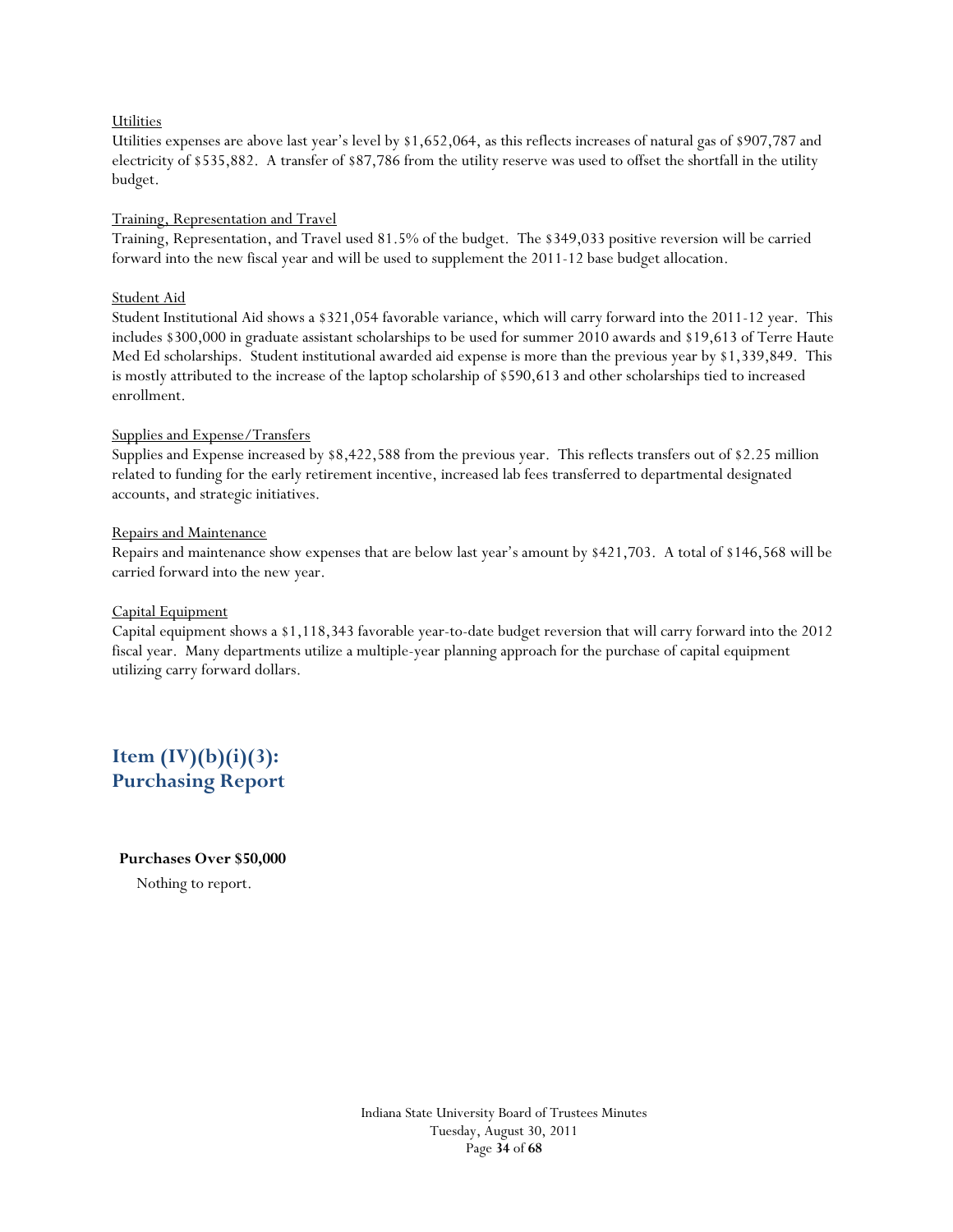Utilities

Utilities expenses are above last year's level by $1,652,064, as this reflects increases of natural gas of $907,787 and electricity of $535,882. A transfer of $87,786 from the utility reserve was used to offset the shortfall in the utility budget.

Training, Representation and Travel

Training, Representation, and Travel used 81.5% of the budget. The $349,033 positive reversion will be carried forward into the new fiscal year and will be used to supplement the 2011-12 base budget allocation.

Student Aid

Student Institutional Aid shows a $321,054 favorable variance, which will carry forward into the 2011-12 year. This includes $300,000 in graduate assistant scholarships to be used for summer 2010 awards and $19,613 of Terre Haute Med Ed scholarships. Student institutional awarded aid expense is more than the previous year by $1,339,849. This is mostly attributed to the increase of the laptop scholarship of $590,613 and other scholarships tied to increased enrollment.

Supplies and Expense/Transfers

Supplies and Expense increased by $8,422,588 from the previous year. This reflects transfers out of $2.25 million related to funding for the early retirement incentive, increased lab fees transferred to departmental designated accounts, and strategic initiatives.

Repairs and Maintenance

Repairs and maintenance show expenses that are below last year's amount by $421,703. A total of $146,568 will be carried forward into the new year.

Capital Equipment

Capital equipment shows a $1,118,343 favorable year-to-date budget reversion that will carry forward into the 2012 fiscal year. Many departments utilize a multiple-year planning approach for the purchase of capital equipment utilizing carry forward dollars.

## Item (IV)(b)(i)(3): Purchasing Report

**Purchases Over $50,000**

Nothing to report.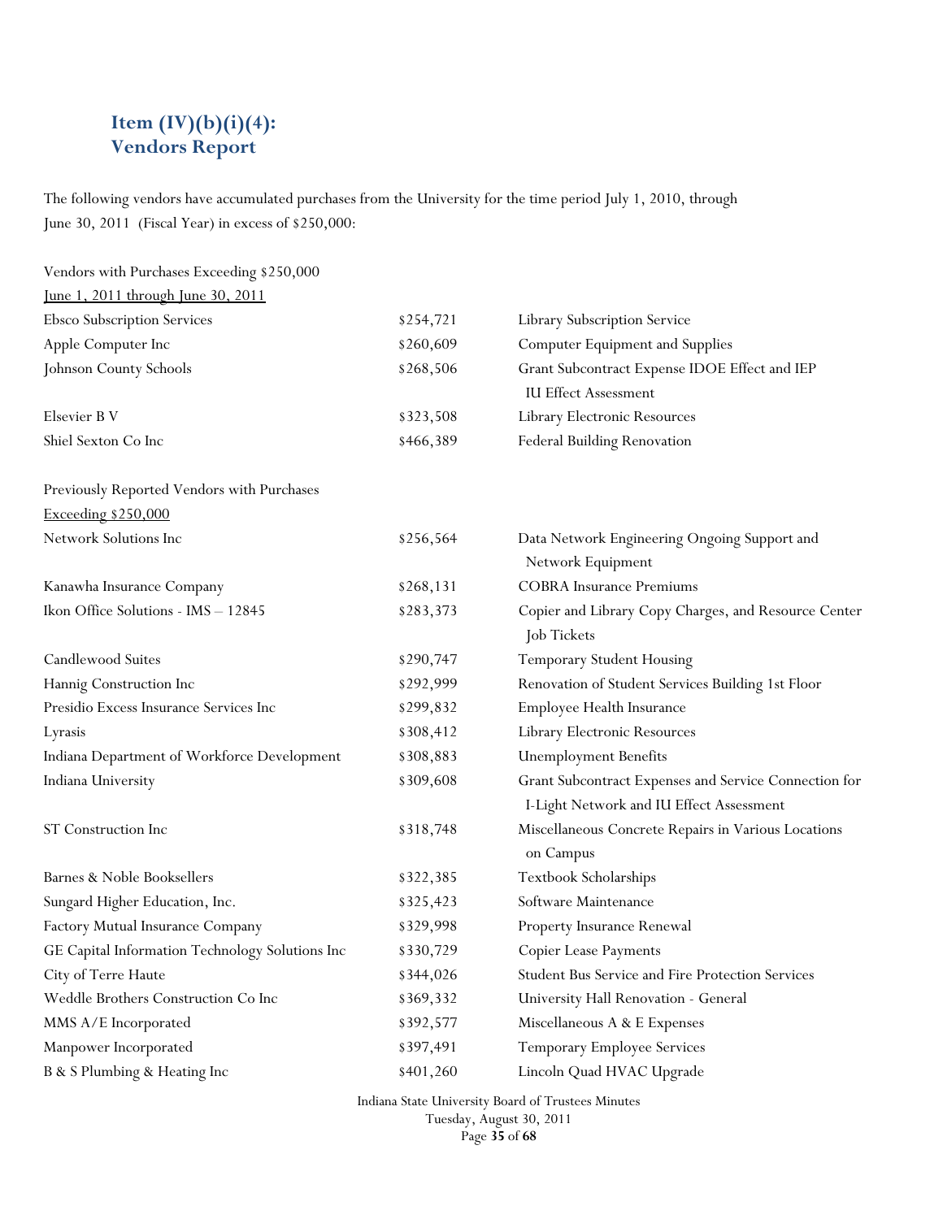## Item (IV)(b)(i)(4):
## Vendors Report

The following vendors have accumulated purchases from the University for the time period July 1, 2010, through June 30, 2011 (Fiscal Year) in excess of $250,000:

Vendors with Purchases Exceeding $250,000
<u>June 1, 2011 through June 30, 2011</u>

| Vendor | Amount | Description |
|---|---|---|
| Ebsco Subscription Services | $254,721 | Library Subscription Service |
| Apple Computer Inc | $260,609 | Computer Equipment and Supplies |
| Johnson County Schools | $268,506 | Grant Subcontract Expense IDOE Effect and IEP IU Effect Assessment |
| Elsevier B V | $323,508 | Library Electronic Resources |
| Shiel Sexton Co Inc | $466,389 | Federal Building Renovation |

Previously Reported Vendors with Purchases
<u>Exceeding $250,000</u>

| Vendor | Amount | Description |
|---|---|---|
| Network Solutions Inc | $256,564 | Data Network Engineering Ongoing Support and Network Equipment |
| Kanawha Insurance Company | $268,131 | COBRA Insurance Premiums |
| Ikon Office Solutions - IMS – 12845 | $283,373 | Copier and Library Copy Charges, and Resource Center Job Tickets |
| Candlewood Suites | $290,747 | Temporary Student Housing |
| Hannig Construction Inc | $292,999 | Renovation of Student Services Building 1st Floor |
| Presidio Excess Insurance Services Inc | $299,832 | Employee Health Insurance |
| Lyrasis | $308,412 | Library Electronic Resources |
| Indiana Department of Workforce Development | $308,883 | Unemployment Benefits |
| Indiana University | $309,608 | Grant Subcontract Expenses and Service Connection for I-Light Network and IU Effect Assessment |
| ST Construction Inc | $318,748 | Miscellaneous Concrete Repairs in Various Locations on Campus |
| Barnes & Noble Booksellers | $322,385 | Textbook Scholarships |
| Sungard Higher Education, Inc. | $325,423 | Software Maintenance |
| Factory Mutual Insurance Company | $329,998 | Property Insurance Renewal |
| GE Capital Information Technology Solutions Inc | $330,729 | Copier Lease Payments |
| City of Terre Haute | $344,026 | Student Bus Service and Fire Protection Services |
| Weddle Brothers Construction Co Inc | $369,332 | University Hall Renovation - General |
| MMS A/E Incorporated | $392,577 | Miscellaneous A & E Expenses |
| Manpower Incorporated | $397,491 | Temporary Employee Services |
| B & S Plumbing & Heating Inc | $401,260 | Lincoln Quad HVAC Upgrade |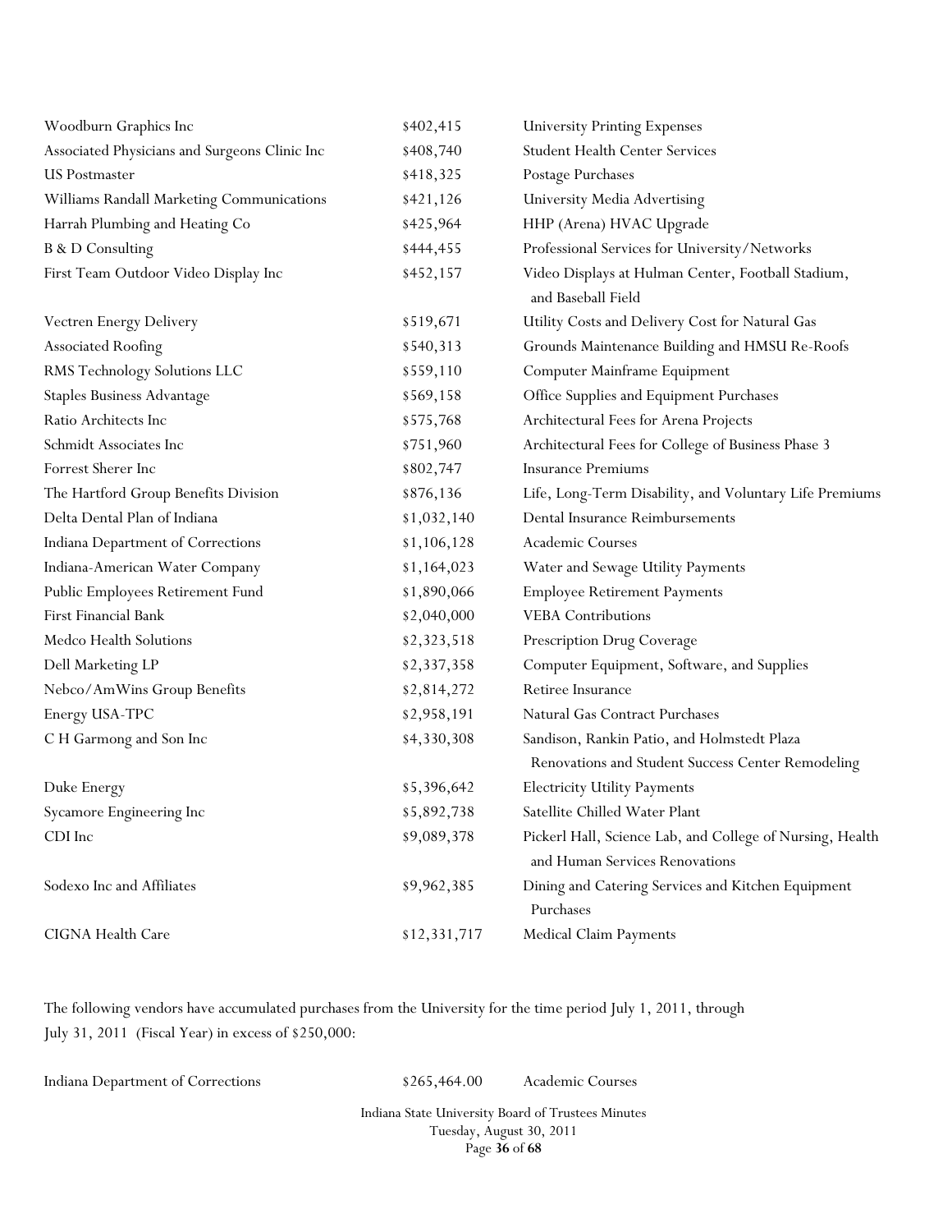| | | |
|---|---|---|
| Woodburn Graphics Inc | $402,415 | University Printing Expenses |
| Associated Physicians and Surgeons Clinic Inc | $408,740 | Student Health Center Services |
| US Postmaster | $418,325 | Postage Purchases |
| Williams Randall Marketing Communications | $421,126 | University Media Advertising |
| Harrah Plumbing and Heating Co | $425,964 | HHP (Arena) HVAC Upgrade |
| B & D Consulting | $444,455 | Professional Services for University/Networks |
| First Team Outdoor Video Display Inc | $452,157 | Video Displays at Hulman Center, Football Stadium, and Baseball Field |
| Vectren Energy Delivery | $519,671 | Utility Costs and Delivery Cost for Natural Gas |
| Associated Roofing | $540,313 | Grounds Maintenance Building and HMSU Re-Roofs |
| RMS Technology Solutions LLC | $559,110 | Computer Mainframe Equipment |
| Staples Business Advantage | $569,158 | Office Supplies and Equipment Purchases |
| Ratio Architects Inc | $575,768 | Architectural Fees for Arena Projects |
| Schmidt Associates Inc | $751,960 | Architectural Fees for College of Business Phase 3 |
| Forrest Sherer Inc | $802,747 | Insurance Premiums |
| The Hartford Group Benefits Division | $876,136 | Life, Long-Term Disability, and Voluntary Life Premiums |
| Delta Dental Plan of Indiana | $1,032,140 | Dental Insurance Reimbursements |
| Indiana Department of Corrections | $1,106,128 | Academic Courses |
| Indiana-American Water Company | $1,164,023 | Water and Sewage Utility Payments |
| Public Employees Retirement Fund | $1,890,066 | Employee Retirement Payments |
| First Financial Bank | $2,040,000 | VEBA Contributions |
| Medco Health Solutions | $2,323,518 | Prescription Drug Coverage |
| Dell Marketing LP | $2,337,358 | Computer Equipment, Software, and Supplies |
| Nebco/AmWins Group Benefits | $2,814,272 | Retiree Insurance |
| Energy USA-TPC | $2,958,191 | Natural Gas Contract Purchases |
| C H Garmong and Son Inc | $4,330,308 | Sandison, Rankin Patio, and Holmstedt Plaza Renovations and Student Success Center Remodeling |
| Duke Energy | $5,396,642 | Electricity Utility Payments |
| Sycamore Engineering Inc | $5,892,738 | Satellite Chilled Water Plant |
| CDI Inc | $9,089,378 | Pickerl Hall, Science Lab, and College of Nursing, Health and Human Services Renovations |
| Sodexo Inc and Affiliates | $9,962,385 | Dining and Catering Services and Kitchen Equipment Purchases |
| CIGNA Health Care | $12,331,717 | Medical Claim Payments |

The following vendors have accumulated purchases from the University for the time period July 1, 2011, through July 31, 2011 (Fiscal Year) in excess of $250,000:

| | | |
|---|---|---|
| Indiana Department of Corrections | $265,464.00 | Academic Courses |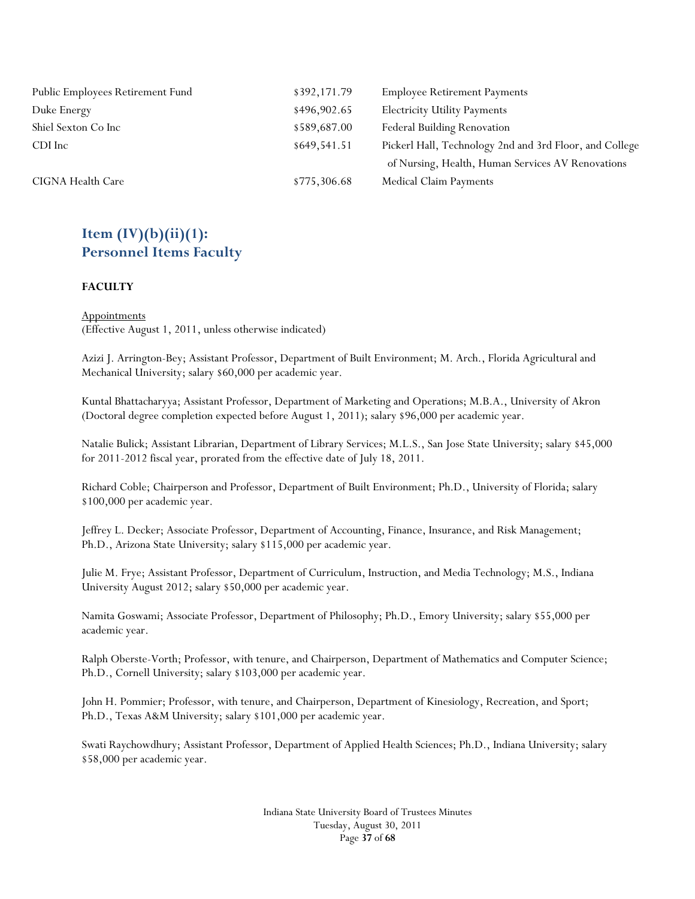| | | |
|---|---|---|
| Public Employees Retirement Fund | $392,171.79 | Employee Retirement Payments |
| Duke Energy | $496,902.65 | Electricity Utility Payments |
| Shiel Sexton Co Inc | $589,687.00 | Federal Building Renovation |
| CDI Inc | $649,541.51 | Pickerl Hall, Technology 2nd and 3rd Floor, and College of Nursing, Health, Human Services AV Renovations |
| CIGNA Health Care | $775,306.68 | Medical Claim Payments |

## Item (IV)(b)(ii)(1): Personnel Items Faculty

**FACULTY**

Appointments
(Effective August 1, 2011, unless otherwise indicated)

Azizi J. Arrington-Bey; Assistant Professor, Department of Built Environment; M. Arch., Florida Agricultural and Mechanical University; salary $60,000 per academic year.

Kuntal Bhattacharyya; Assistant Professor, Department of Marketing and Operations; M.B.A., University of Akron (Doctoral degree completion expected before August 1, 2011); salary $96,000 per academic year.

Natalie Bulick; Assistant Librarian, Department of Library Services; M.L.S., San Jose State University; salary $45,000 for 2011-2012 fiscal year, prorated from the effective date of July 18, 2011.

Richard Coble; Chairperson and Professor, Department of Built Environment; Ph.D., University of Florida; salary $100,000 per academic year.

Jeffrey L. Decker; Associate Professor, Department of Accounting, Finance, Insurance, and Risk Management; Ph.D., Arizona State University; salary $115,000 per academic year.

Julie M. Frye; Assistant Professor, Department of Curriculum, Instruction, and Media Technology; M.S., Indiana University August 2012; salary $50,000 per academic year.

Namita Goswami; Associate Professor, Department of Philosophy; Ph.D., Emory University; salary $55,000 per academic year.

Ralph Oberste-Vorth; Professor, with tenure, and Chairperson, Department of Mathematics and Computer Science; Ph.D., Cornell University; salary $103,000 per academic year.

John H. Pommier; Professor, with tenure, and Chairperson, Department of Kinesiology, Recreation, and Sport; Ph.D., Texas A&M University; salary $101,000 per academic year.

Swati Raychowdhury; Assistant Professor, Department of Applied Health Sciences; Ph.D., Indiana University; salary $58,000 per academic year.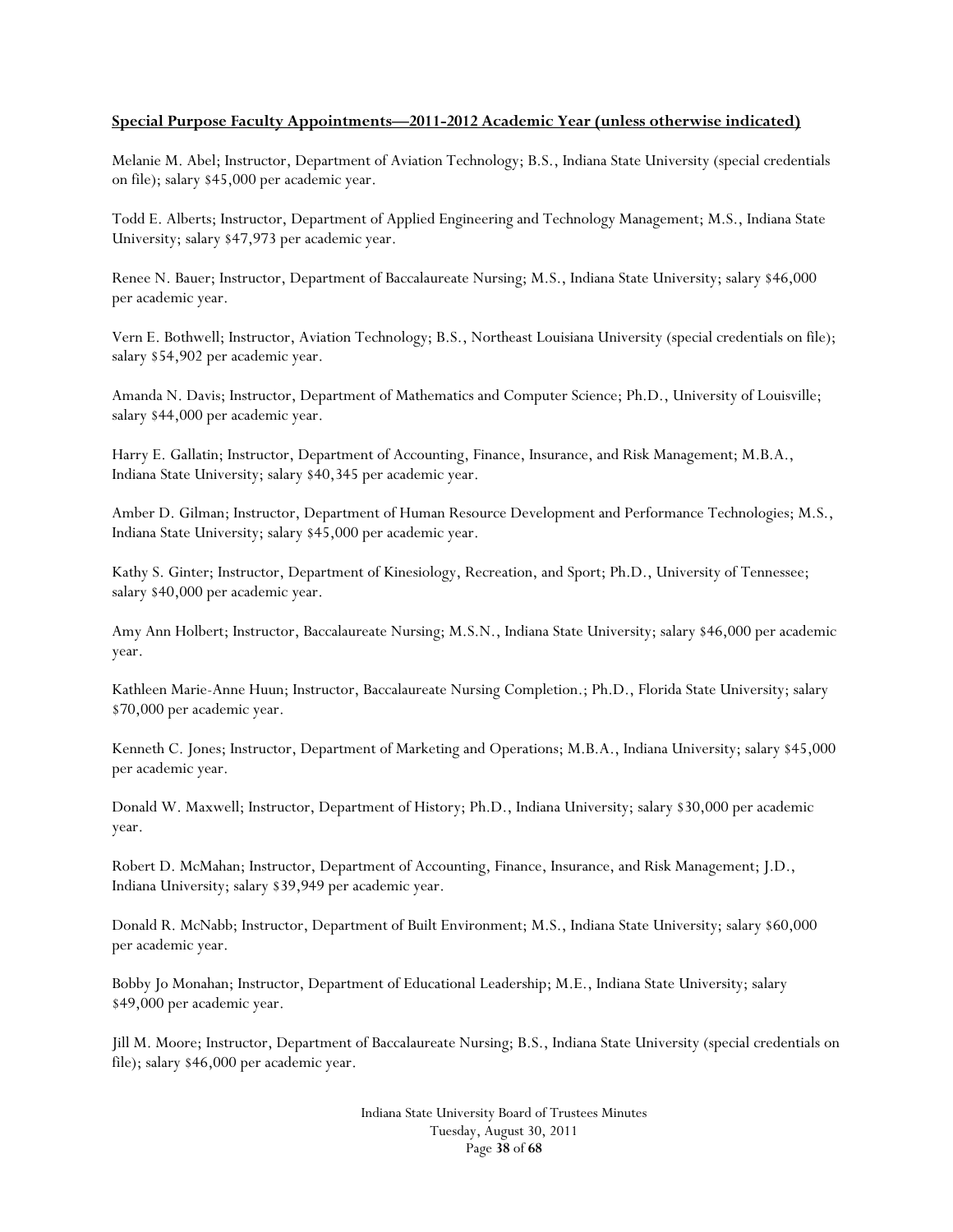**Special Purpose Faculty Appointments—2011-2012 Academic Year (unless otherwise indicated)**

Melanie M. Abel; Instructor, Department of Aviation Technology; B.S., Indiana State University (special credentials on file); salary $45,000 per academic year.

Todd E. Alberts; Instructor, Department of Applied Engineering and Technology Management; M.S., Indiana State University; salary $47,973 per academic year.

Renee N. Bauer; Instructor, Department of Baccalaureate Nursing; M.S., Indiana State University; salary $46,000 per academic year.

Vern E. Bothwell; Instructor, Aviation Technology; B.S., Northeast Louisiana University (special credentials on file); salary $54,902 per academic year.

Amanda N. Davis; Instructor, Department of Mathematics and Computer Science; Ph.D., University of Louisville; salary $44,000 per academic year.

Harry E. Gallatin; Instructor, Department of Accounting, Finance, Insurance, and Risk Management; M.B.A., Indiana State University; salary $40,345 per academic year.

Amber D. Gilman; Instructor, Department of Human Resource Development and Performance Technologies; M.S., Indiana State University; salary $45,000 per academic year.

Kathy S. Ginter; Instructor, Department of Kinesiology, Recreation, and Sport; Ph.D., University of Tennessee; salary $40,000 per academic year.

Amy Ann Holbert; Instructor, Baccalaureate Nursing; M.S.N., Indiana State University; salary $46,000 per academic year.

Kathleen Marie-Anne Huun; Instructor, Baccalaureate Nursing Completion.; Ph.D., Florida State University; salary $70,000 per academic year.

Kenneth C. Jones; Instructor, Department of Marketing and Operations; M.B.A., Indiana University; salary $45,000 per academic year.

Donald W. Maxwell; Instructor, Department of History; Ph.D., Indiana University; salary $30,000 per academic year.

Robert D. McMahan; Instructor, Department of Accounting, Finance, Insurance, and Risk Management; J.D., Indiana University; salary $39,949 per academic year.

Donald R. McNabb; Instructor, Department of Built Environment; M.S., Indiana State University; salary $60,000 per academic year.

Bobby Jo Monahan; Instructor, Department of Educational Leadership; M.E., Indiana State University; salary $49,000 per academic year.

Jill M. Moore; Instructor, Department of Baccalaureate Nursing; B.S., Indiana State University (special credentials on file); salary $46,000 per academic year.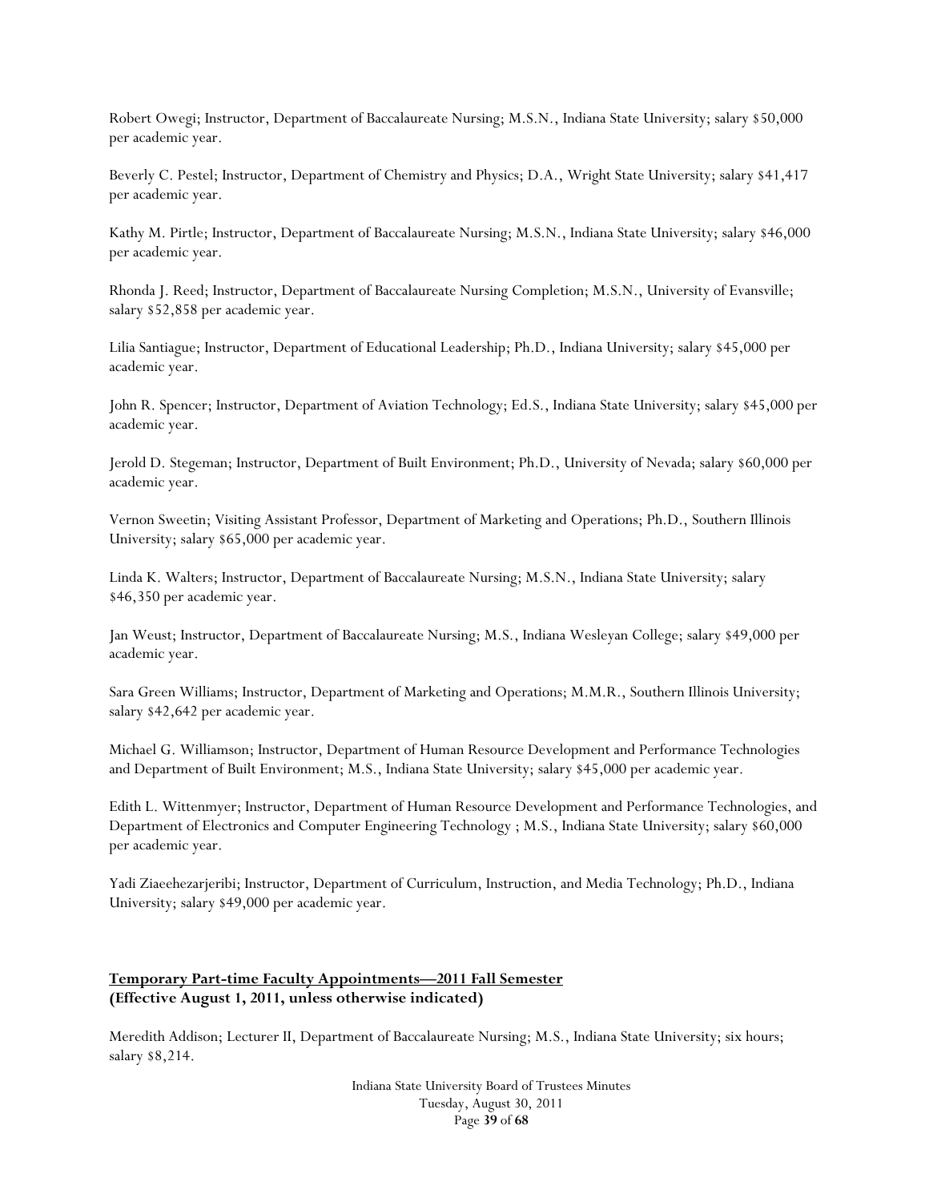Robert Owegi; Instructor, Department of Baccalaureate Nursing; M.S.N., Indiana State University; salary $50,000 per academic year.

Beverly C. Pestel; Instructor, Department of Chemistry and Physics; D.A., Wright State University; salary $41,417 per academic year.

Kathy M. Pirtle; Instructor, Department of Baccalaureate Nursing; M.S.N., Indiana State University; salary $46,000 per academic year.

Rhonda J. Reed; Instructor, Department of Baccalaureate Nursing Completion; M.S.N., University of Evansville; salary $52,858 per academic year.

Lilia Santiague; Instructor, Department of Educational Leadership; Ph.D., Indiana University; salary $45,000 per academic year.

John R. Spencer; Instructor, Department of Aviation Technology; Ed.S., Indiana State University; salary $45,000 per academic year.

Jerold D. Stegeman; Instructor, Department of Built Environment; Ph.D., University of Nevada; salary $60,000 per academic year.

Vernon Sweetin; Visiting Assistant Professor, Department of Marketing and Operations; Ph.D., Southern Illinois University; salary $65,000 per academic year.

Linda K. Walters; Instructor, Department of Baccalaureate Nursing; M.S.N., Indiana State University; salary $46,350 per academic year.

Jan Weust; Instructor, Department of Baccalaureate Nursing; M.S., Indiana Wesleyan College; salary $49,000 per academic year.

Sara Green Williams; Instructor, Department of Marketing and Operations; M.M.R., Southern Illinois University; salary $42,642 per academic year.

Michael G. Williamson; Instructor, Department of Human Resource Development and Performance Technologies and Department of Built Environment; M.S., Indiana State University; salary $45,000 per academic year.

Edith L. Wittenmyer; Instructor, Department of Human Resource Development and Performance Technologies, and Department of Electronics and Computer Engineering Technology ; M.S., Indiana State University; salary $60,000 per academic year.

Yadi Ziaeehezarjeribi; Instructor, Department of Curriculum, Instruction, and Media Technology; Ph.D., Indiana University; salary $49,000 per academic year.

**Temporary Part-time Faculty Appointments—2011 Fall Semester**
**(Effective August 1, 2011, unless otherwise indicated)**

Meredith Addison; Lecturer II, Department of Baccalaureate Nursing; M.S., Indiana State University; six hours; salary $8,214.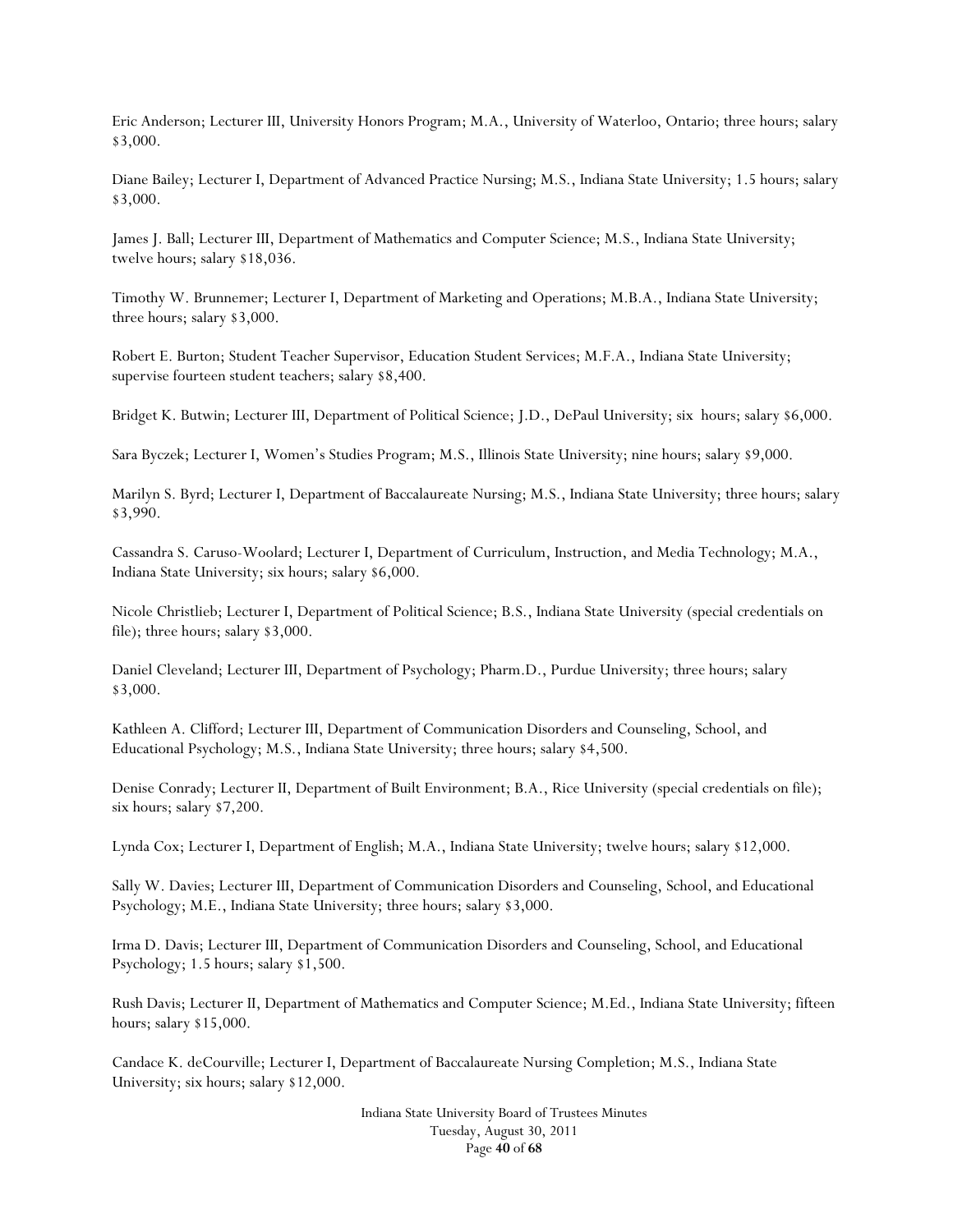Eric Anderson; Lecturer III, University Honors Program; M.A., University of Waterloo, Ontario; three hours; salary $3,000.

Diane Bailey; Lecturer I, Department of Advanced Practice Nursing; M.S., Indiana State University; 1.5 hours; salary $3,000.

James J. Ball; Lecturer III, Department of Mathematics and Computer Science; M.S., Indiana State University; twelve hours; salary $18,036.

Timothy W. Brunnemer; Lecturer I, Department of Marketing and Operations; M.B.A., Indiana State University; three hours; salary $3,000.

Robert E. Burton; Student Teacher Supervisor, Education Student Services; M.F.A., Indiana State University; supervise fourteen student teachers; salary $8,400.

Bridget K. Butwin; Lecturer III, Department of Political Science; J.D., DePaul University; six hours; salary $6,000.

Sara Byczek; Lecturer I, Women's Studies Program; M.S., Illinois State University; nine hours; salary $9,000.

Marilyn S. Byrd; Lecturer I, Department of Baccalaureate Nursing; M.S., Indiana State University; three hours; salary $3,990.

Cassandra S. Caruso-Woolard; Lecturer I, Department of Curriculum, Instruction, and Media Technology; M.A., Indiana State University; six hours; salary $6,000.

Nicole Christlieb; Lecturer I, Department of Political Science; B.S., Indiana State University (special credentials on file); three hours; salary $3,000.

Daniel Cleveland; Lecturer III, Department of Psychology; Pharm.D., Purdue University; three hours; salary $3,000.

Kathleen A. Clifford; Lecturer III, Department of Communication Disorders and Counseling, School, and Educational Psychology; M.S., Indiana State University; three hours; salary $4,500.

Denise Conrady; Lecturer II, Department of Built Environment; B.A., Rice University (special credentials on file); six hours; salary $7,200.

Lynda Cox; Lecturer I, Department of English; M.A., Indiana State University; twelve hours; salary $12,000.

Sally W. Davies; Lecturer III, Department of Communication Disorders and Counseling, School, and Educational Psychology; M.E., Indiana State University; three hours; salary $3,000.

Irma D. Davis; Lecturer III, Department of Communication Disorders and Counseling, School, and Educational Psychology; 1.5 hours; salary $1,500.

Rush Davis; Lecturer II, Department of Mathematics and Computer Science; M.Ed., Indiana State University; fifteen hours; salary $15,000.

Candace K. deCourville; Lecturer I, Department of Baccalaureate Nursing Completion; M.S., Indiana State University; six hours; salary $12,000.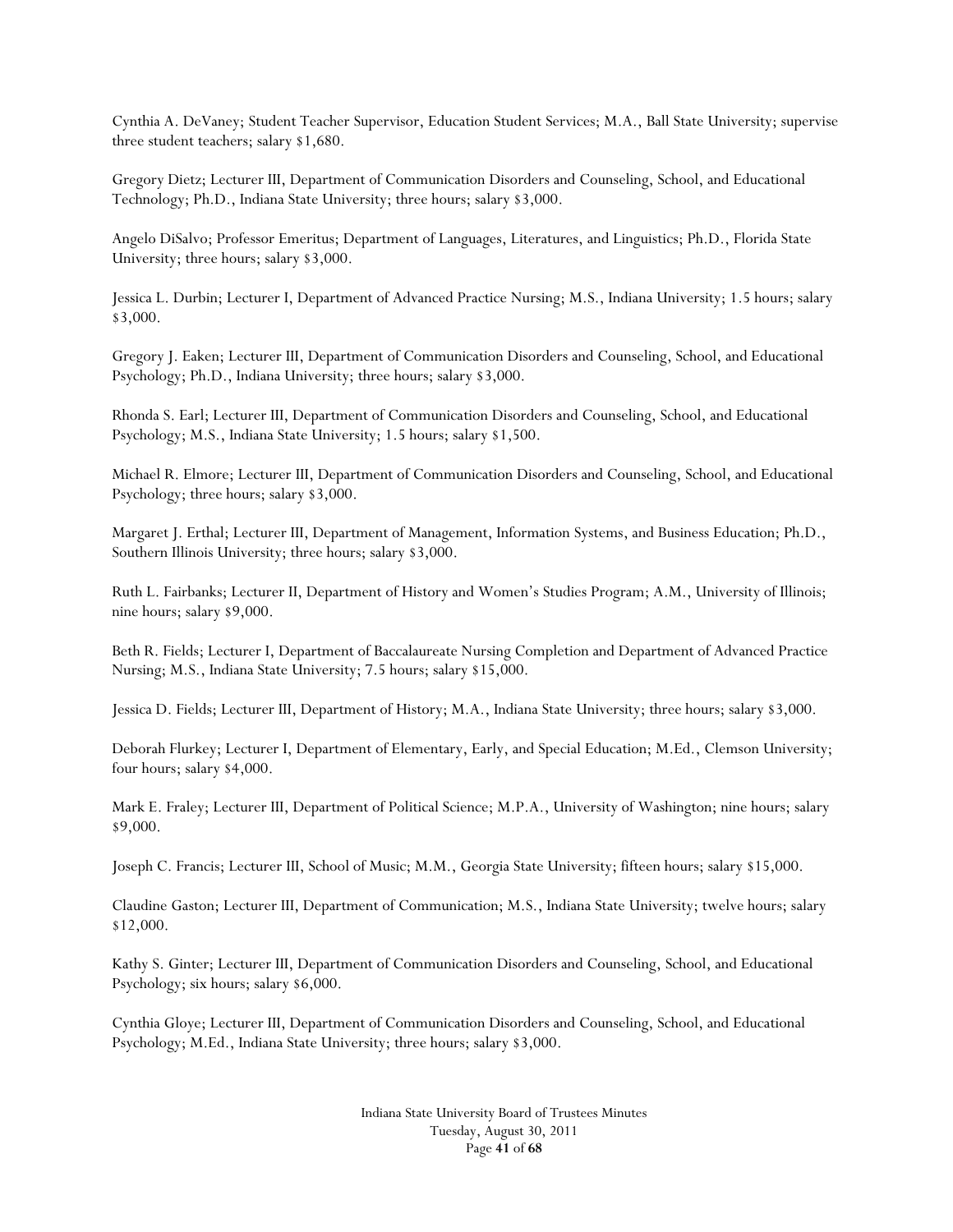Cynthia A. DeVaney; Student Teacher Supervisor, Education Student Services; M.A., Ball State University; supervise three student teachers; salary $1,680.

Gregory Dietz; Lecturer III, Department of Communication Disorders and Counseling, School, and Educational Technology; Ph.D., Indiana State University; three hours; salary $3,000.

Angelo DiSalvo; Professor Emeritus; Department of Languages, Literatures, and Linguistics; Ph.D., Florida State University; three hours; salary $3,000.

Jessica L. Durbin; Lecturer I, Department of Advanced Practice Nursing; M.S., Indiana University; 1.5 hours; salary $3,000.

Gregory J. Eaken; Lecturer III, Department of Communication Disorders and Counseling, School, and Educational Psychology; Ph.D., Indiana University; three hours; salary $3,000.

Rhonda S. Earl; Lecturer III, Department of Communication Disorders and Counseling, School, and Educational Psychology; M.S., Indiana State University; 1.5 hours; salary $1,500.

Michael R. Elmore; Lecturer III, Department of Communication Disorders and Counseling, School, and Educational Psychology; three hours; salary $3,000.

Margaret J. Erthal; Lecturer III, Department of Management, Information Systems, and Business Education; Ph.D., Southern Illinois University; three hours; salary $3,000.

Ruth L. Fairbanks; Lecturer II, Department of History and Women's Studies Program; A.M., University of Illinois; nine hours; salary $9,000.

Beth R. Fields; Lecturer I, Department of Baccalaureate Nursing Completion and Department of Advanced Practice Nursing; M.S., Indiana State University; 7.5 hours; salary $15,000.

Jessica D. Fields; Lecturer III, Department of History; M.A., Indiana State University; three hours; salary $3,000.

Deborah Flurkey; Lecturer I, Department of Elementary, Early, and Special Education; M.Ed., Clemson University; four hours; salary $4,000.

Mark E. Fraley; Lecturer III, Department of Political Science; M.P.A., University of Washington; nine hours; salary $9,000.

Joseph C. Francis; Lecturer III, School of Music; M.M., Georgia State University; fifteen hours; salary $15,000.

Claudine Gaston; Lecturer III, Department of Communication; M.S., Indiana State University; twelve hours; salary $12,000.

Kathy S. Ginter; Lecturer III, Department of Communication Disorders and Counseling, School, and Educational Psychology; six hours; salary $6,000.

Cynthia Gloye; Lecturer III, Department of Communication Disorders and Counseling, School, and Educational Psychology; M.Ed., Indiana State University; three hours; salary $3,000.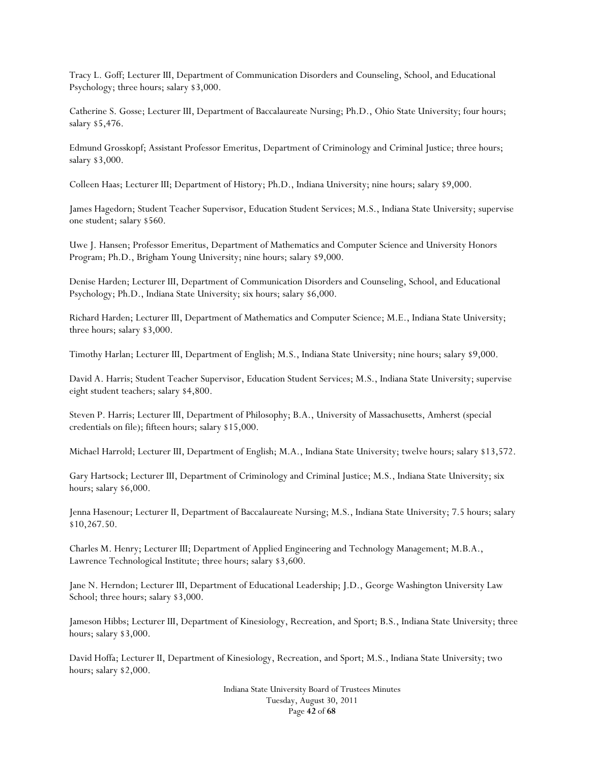Tracy L. Goff; Lecturer III, Department of Communication Disorders and Counseling, School, and Educational Psychology; three hours; salary $3,000.

Catherine S. Gosse; Lecturer III, Department of Baccalaureate Nursing; Ph.D., Ohio State University; four hours; salary $5,476.

Edmund Grosskopf; Assistant Professor Emeritus, Department of Criminology and Criminal Justice; three hours; salary $3,000.

Colleen Haas; Lecturer III; Department of History; Ph.D., Indiana University; nine hours; salary $9,000.

James Hagedorn; Student Teacher Supervisor, Education Student Services; M.S., Indiana State University; supervise one student; salary $560.

Uwe J. Hansen; Professor Emeritus, Department of Mathematics and Computer Science and University Honors Program; Ph.D., Brigham Young University; nine hours; salary $9,000.

Denise Harden; Lecturer III, Department of Communication Disorders and Counseling, School, and Educational Psychology; Ph.D., Indiana State University; six hours; salary $6,000.

Richard Harden; Lecturer III, Department of Mathematics and Computer Science; M.E., Indiana State University; three hours; salary $3,000.

Timothy Harlan; Lecturer III, Department of English; M.S., Indiana State University; nine hours; salary $9,000.

David A. Harris; Student Teacher Supervisor, Education Student Services; M.S., Indiana State University; supervise eight student teachers; salary $4,800.

Steven P. Harris; Lecturer III, Department of Philosophy; B.A., University of Massachusetts, Amherst (special credentials on file); fifteen hours; salary $15,000.

Michael Harrold; Lecturer III, Department of English; M.A., Indiana State University; twelve hours; salary $13,572.

Gary Hartsock; Lecturer III, Department of Criminology and Criminal Justice; M.S., Indiana State University; six hours; salary $6,000.

Jenna Hasenour; Lecturer II, Department of Baccalaureate Nursing; M.S., Indiana State University; 7.5 hours; salary $10,267.50.

Charles M. Henry; Lecturer III; Department of Applied Engineering and Technology Management; M.B.A., Lawrence Technological Institute; three hours; salary $3,600.

Jane N. Herndon; Lecturer III, Department of Educational Leadership; J.D., George Washington University Law School; three hours; salary $3,000.

Jameson Hibbs; Lecturer III, Department of Kinesiology, Recreation, and Sport; B.S., Indiana State University; three hours; salary $3,000.

David Hoffa; Lecturer II, Department of Kinesiology, Recreation, and Sport; M.S., Indiana State University; two hours; salary $2,000.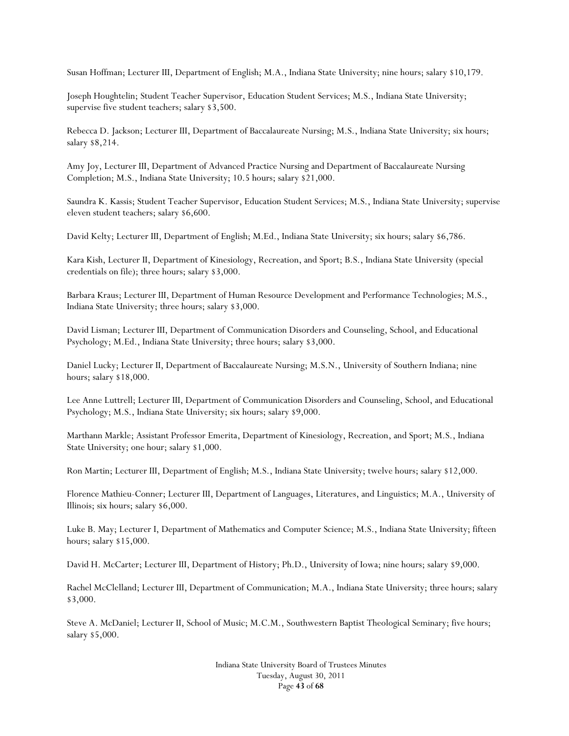Susan Hoffman; Lecturer III, Department of English; M.A., Indiana State University; nine hours; salary $10,179.

Joseph Houghtelin; Student Teacher Supervisor, Education Student Services; M.S., Indiana State University; supervise five student teachers; salary $3,500.

Rebecca D. Jackson; Lecturer III, Department of Baccalaureate Nursing; M.S., Indiana State University; six hours; salary $8,214.

Amy Joy, Lecturer III, Department of Advanced Practice Nursing and Department of Baccalaureate Nursing Completion; M.S., Indiana State University; 10.5 hours; salary $21,000.

Saundra K. Kassis; Student Teacher Supervisor, Education Student Services; M.S., Indiana State University; supervise eleven student teachers; salary $6,600.

David Kelty; Lecturer III, Department of English; M.Ed., Indiana State University; six hours; salary $6,786.

Kara Kish, Lecturer II, Department of Kinesiology, Recreation, and Sport; B.S., Indiana State University (special credentials on file); three hours; salary $3,000.

Barbara Kraus; Lecturer III, Department of Human Resource Development and Performance Technologies; M.S., Indiana State University; three hours; salary $3,000.

David Lisman; Lecturer III, Department of Communication Disorders and Counseling, School, and Educational Psychology; M.Ed., Indiana State University; three hours; salary $3,000.

Daniel Lucky; Lecturer II, Department of Baccalaureate Nursing; M.S.N., University of Southern Indiana; nine hours; salary $18,000.

Lee Anne Luttrell; Lecturer III, Department of Communication Disorders and Counseling, School, and Educational Psychology; M.S., Indiana State University; six hours; salary $9,000.

Marthann Markle; Assistant Professor Emerita, Department of Kinesiology, Recreation, and Sport; M.S., Indiana State University; one hour; salary $1,000.

Ron Martin; Lecturer III, Department of English; M.S., Indiana State University; twelve hours; salary $12,000.

Florence Mathieu-Conner; Lecturer III, Department of Languages, Literatures, and Linguistics; M.A., University of Illinois; six hours; salary $6,000.

Luke B. May; Lecturer I, Department of Mathematics and Computer Science; M.S., Indiana State University; fifteen hours; salary $15,000.

David H. McCarter; Lecturer III, Department of History; Ph.D., University of Iowa; nine hours; salary $9,000.

Rachel McClelland; Lecturer III, Department of Communication; M.A., Indiana State University; three hours; salary $3,000.

Steve A. McDaniel; Lecturer II, School of Music; M.C.M., Southwestern Baptist Theological Seminary; five hours; salary $5,000.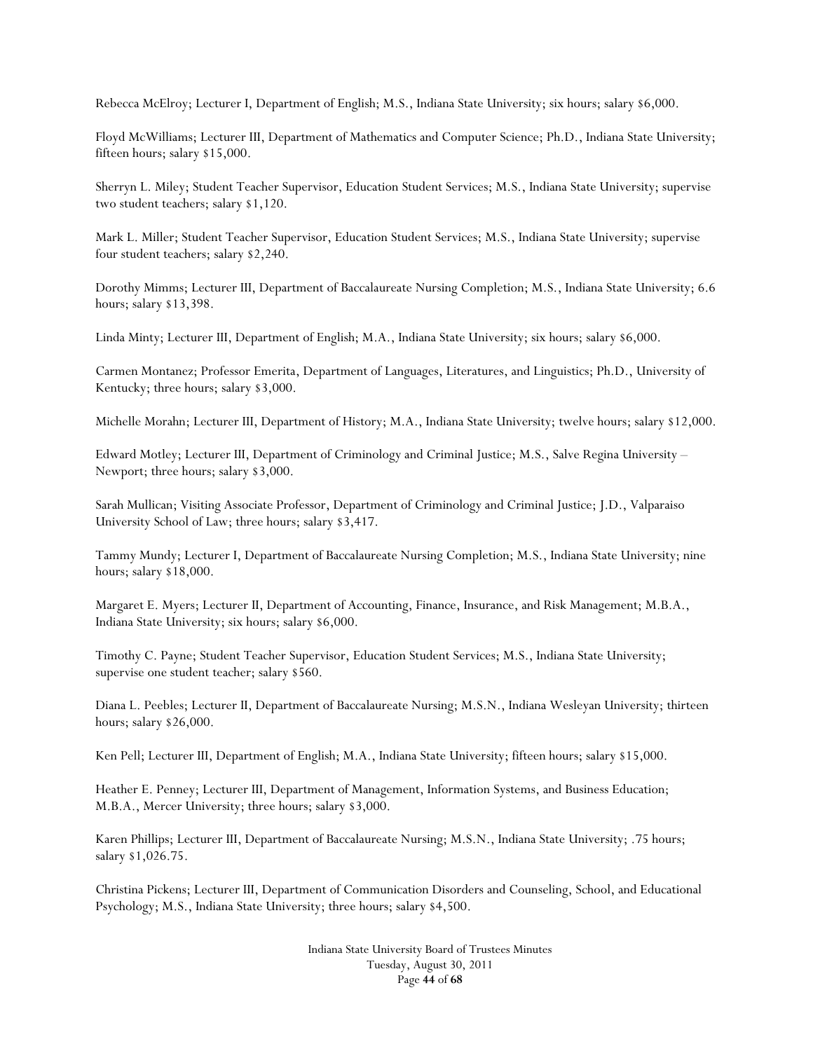Rebecca McElroy; Lecturer I, Department of English; M.S., Indiana State University; six hours; salary $6,000.

Floyd McWilliams; Lecturer III, Department of Mathematics and Computer Science; Ph.D., Indiana State University; fifteen hours; salary $15,000.

Sherryn L. Miley; Student Teacher Supervisor, Education Student Services; M.S., Indiana State University; supervise two student teachers; salary $1,120.

Mark L. Miller; Student Teacher Supervisor, Education Student Services; M.S., Indiana State University; supervise four student teachers; salary $2,240.

Dorothy Mimms; Lecturer III, Department of Baccalaureate Nursing Completion; M.S., Indiana State University; 6.6 hours; salary $13,398.

Linda Minty; Lecturer III, Department of English; M.A., Indiana State University; six hours; salary $6,000.

Carmen Montanez; Professor Emerita, Department of Languages, Literatures, and Linguistics; Ph.D., University of Kentucky; three hours; salary $3,000.

Michelle Morahn; Lecturer III, Department of History; M.A., Indiana State University; twelve hours; salary $12,000.

Edward Motley; Lecturer III, Department of Criminology and Criminal Justice; M.S., Salve Regina University – Newport; three hours; salary $3,000.

Sarah Mullican; Visiting Associate Professor, Department of Criminology and Criminal Justice; J.D., Valparaiso University School of Law; three hours; salary $3,417.

Tammy Mundy; Lecturer I, Department of Baccalaureate Nursing Completion; M.S., Indiana State University; nine hours; salary $18,000.

Margaret E. Myers; Lecturer II, Department of Accounting, Finance, Insurance, and Risk Management; M.B.A., Indiana State University; six hours; salary $6,000.

Timothy C. Payne; Student Teacher Supervisor, Education Student Services; M.S., Indiana State University; supervise one student teacher; salary $560.

Diana L. Peebles; Lecturer II, Department of Baccalaureate Nursing; M.S.N., Indiana Wesleyan University; thirteen hours; salary $26,000.

Ken Pell; Lecturer III, Department of English; M.A., Indiana State University; fifteen hours; salary $15,000.

Heather E. Penney; Lecturer III, Department of Management, Information Systems, and Business Education; M.B.A., Mercer University; three hours; salary $3,000.

Karen Phillips; Lecturer III, Department of Baccalaureate Nursing; M.S.N., Indiana State University; .75 hours; salary $1,026.75.

Christina Pickens; Lecturer III, Department of Communication Disorders and Counseling, School, and Educational Psychology; M.S., Indiana State University; three hours; salary $4,500.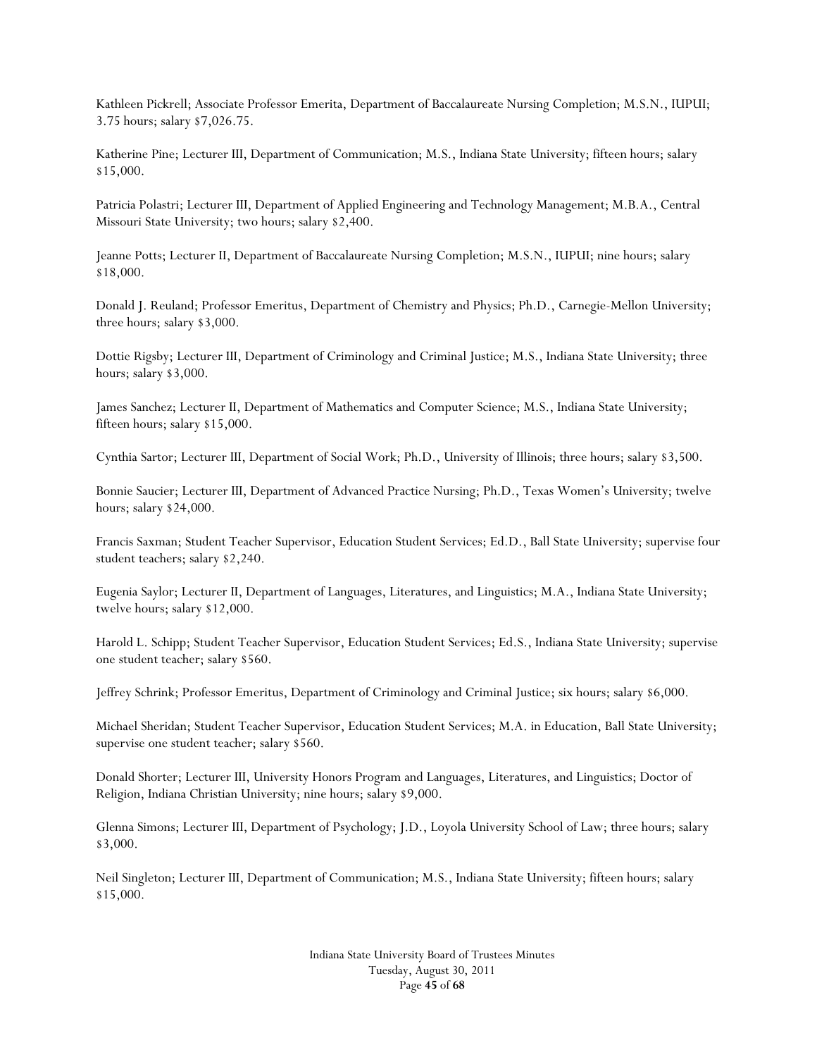Kathleen Pickrell; Associate Professor Emerita, Department of Baccalaureate Nursing Completion; M.S.N., IUPUI; 3.75 hours; salary $7,026.75.

Katherine Pine; Lecturer III, Department of Communication; M.S., Indiana State University; fifteen hours; salary $15,000.

Patricia Polastri; Lecturer III, Department of Applied Engineering and Technology Management; M.B.A., Central Missouri State University; two hours; salary $2,400.

Jeanne Potts; Lecturer II, Department of Baccalaureate Nursing Completion; M.S.N., IUPUI; nine hours; salary $18,000.

Donald J. Reuland; Professor Emeritus, Department of Chemistry and Physics; Ph.D., Carnegie-Mellon University; three hours; salary $3,000.

Dottie Rigsby; Lecturer III, Department of Criminology and Criminal Justice; M.S., Indiana State University; three hours; salary $3,000.

James Sanchez; Lecturer II, Department of Mathematics and Computer Science; M.S., Indiana State University; fifteen hours; salary $15,000.

Cynthia Sartor; Lecturer III, Department of Social Work; Ph.D., University of Illinois; three hours; salary $3,500.

Bonnie Saucier; Lecturer III, Department of Advanced Practice Nursing; Ph.D., Texas Women's University; twelve hours; salary $24,000.

Francis Saxman; Student Teacher Supervisor, Education Student Services; Ed.D., Ball State University; supervise four student teachers; salary $2,240.

Eugenia Saylor; Lecturer II, Department of Languages, Literatures, and Linguistics; M.A., Indiana State University; twelve hours; salary $12,000.

Harold L. Schipp; Student Teacher Supervisor, Education Student Services; Ed.S., Indiana State University; supervise one student teacher; salary $560.

Jeffrey Schrink; Professor Emeritus, Department of Criminology and Criminal Justice; six hours; salary $6,000.

Michael Sheridan; Student Teacher Supervisor, Education Student Services; M.A. in Education, Ball State University; supervise one student teacher; salary $560.

Donald Shorter; Lecturer III, University Honors Program and Languages, Literatures, and Linguistics; Doctor of Religion, Indiana Christian University; nine hours; salary $9,000.

Glenna Simons; Lecturer III, Department of Psychology; J.D., Loyola University School of Law; three hours; salary $3,000.

Neil Singleton; Lecturer III, Department of Communication; M.S., Indiana State University; fifteen hours; salary $15,000.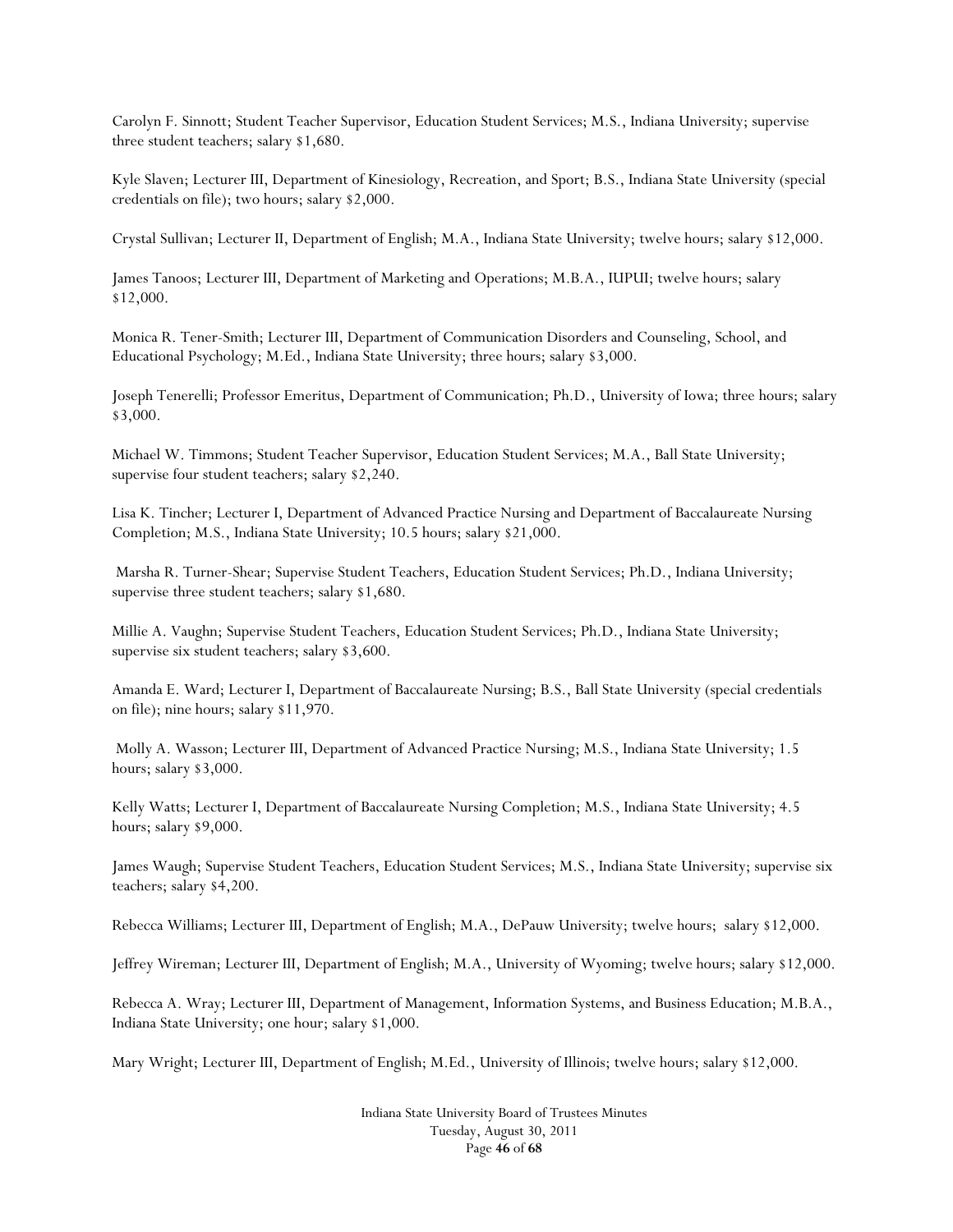Carolyn F. Sinnott; Student Teacher Supervisor, Education Student Services; M.S., Indiana University; supervise three student teachers; salary $1,680.

Kyle Slaven; Lecturer III, Department of Kinesiology, Recreation, and Sport; B.S., Indiana State University (special credentials on file); two hours; salary $2,000.

Crystal Sullivan; Lecturer II, Department of English; M.A., Indiana State University; twelve hours; salary $12,000.

James Tanoos; Lecturer III, Department of Marketing and Operations; M.B.A., IUPUI; twelve hours; salary $12,000.

Monica R. Tener-Smith; Lecturer III, Department of Communication Disorders and Counseling, School, and Educational Psychology; M.Ed., Indiana State University; three hours; salary $3,000.

Joseph Tenerelli; Professor Emeritus, Department of Communication; Ph.D., University of Iowa; three hours; salary $3,000.

Michael W. Timmons; Student Teacher Supervisor, Education Student Services; M.A., Ball State University; supervise four student teachers; salary $2,240.

Lisa K. Tincher; Lecturer I, Department of Advanced Practice Nursing and Department of Baccalaureate Nursing Completion; M.S., Indiana State University; 10.5 hours; salary $21,000.

Marsha R. Turner-Shear; Supervise Student Teachers, Education Student Services; Ph.D., Indiana University; supervise three student teachers; salary $1,680.

Millie A. Vaughn; Supervise Student Teachers, Education Student Services; Ph.D., Indiana State University; supervise six student teachers; salary $3,600.

Amanda E. Ward; Lecturer I, Department of Baccalaureate Nursing; B.S., Ball State University (special credentials on file); nine hours; salary $11,970.

Molly A. Wasson; Lecturer III, Department of Advanced Practice Nursing; M.S., Indiana State University; 1.5 hours; salary $3,000.

Kelly Watts; Lecturer I, Department of Baccalaureate Nursing Completion; M.S., Indiana State University; 4.5 hours; salary $9,000.

James Waugh; Supervise Student Teachers, Education Student Services; M.S., Indiana State University; supervise six teachers; salary $4,200.

Rebecca Williams; Lecturer III, Department of English; M.A., DePauw University; twelve hours; salary $12,000.

Jeffrey Wireman; Lecturer III, Department of English; M.A., University of Wyoming; twelve hours; salary $12,000.

Rebecca A. Wray; Lecturer III, Department of Management, Information Systems, and Business Education; M.B.A., Indiana State University; one hour; salary $1,000.

Mary Wright; Lecturer III, Department of English; M.Ed., University of Illinois; twelve hours; salary $12,000.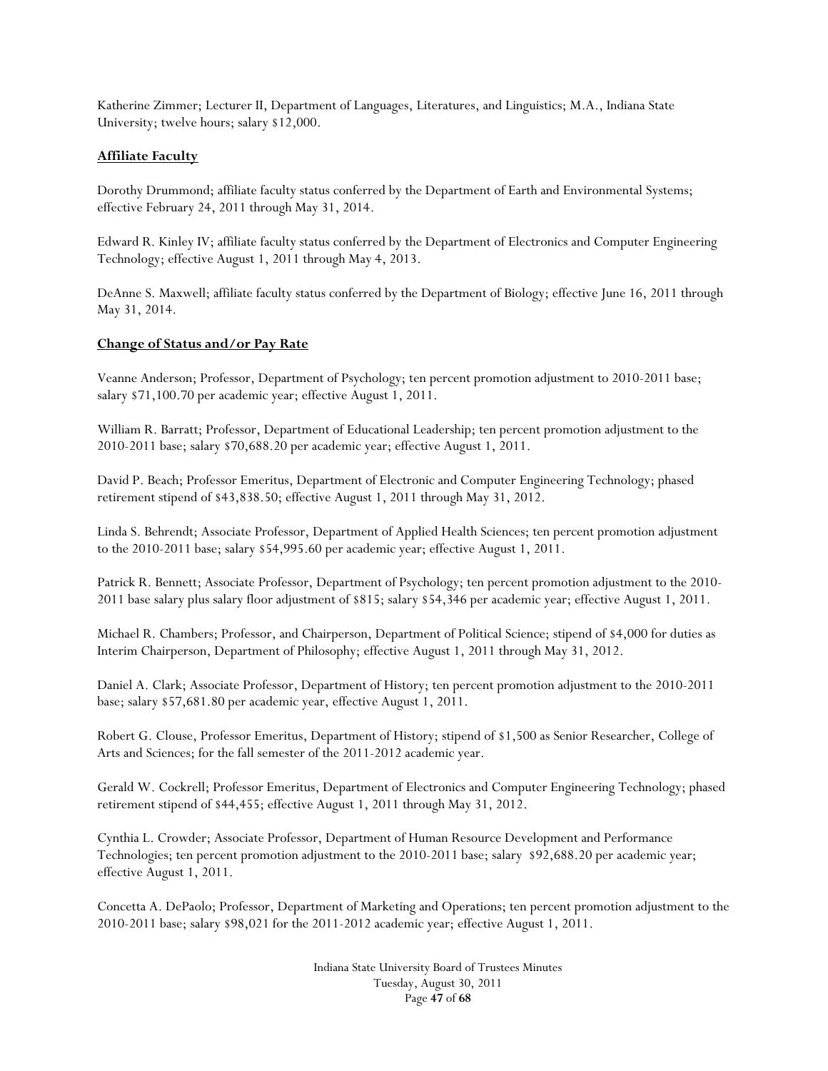Katherine Zimmer; Lecturer II, Department of Languages, Literatures, and Linguistics; M.A., Indiana State University; twelve hours; salary $12,000.

## Affiliate Faculty

Dorothy Drummond; affiliate faculty status conferred by the Department of Earth and Environmental Systems; effective February 24, 2011 through May 31, 2014.

Edward R. Kinley IV; affiliate faculty status conferred by the Department of Electronics and Computer Engineering Technology; effective August 1, 2011 through May 4, 2013.

DeAnne S. Maxwell; affiliate faculty status conferred by the Department of Biology; effective June 16, 2011 through May 31, 2014.

## Change of Status and/or Pay Rate

Veanne Anderson; Professor, Department of Psychology; ten percent promotion adjustment to 2010-2011 base; salary $71,100.70 per academic year; effective August 1, 2011.

William R. Barratt; Professor, Department of Educational Leadership; ten percent promotion adjustment to the 2010-2011 base; salary $70,688.20 per academic year; effective August 1, 2011.

David P. Beach; Professor Emeritus, Department of Electronic and Computer Engineering Technology; phased retirement stipend of $43,838.50; effective August 1, 2011 through May 31, 2012.

Linda S. Behrendt; Associate Professor, Department of Applied Health Sciences; ten percent promotion adjustment to the 2010-2011 base; salary $54,995.60 per academic year; effective August 1, 2011.

Patrick R. Bennett; Associate Professor, Department of Psychology; ten percent promotion adjustment to the 2010-2011 base salary plus salary floor adjustment of $815; salary $54,346 per academic year; effective August 1, 2011.

Michael R. Chambers; Professor, and Chairperson, Department of Political Science; stipend of $4,000 for duties as Interim Chairperson, Department of Philosophy; effective August 1, 2011 through May 31, 2012.

Daniel A. Clark; Associate Professor, Department of History; ten percent promotion adjustment to the 2010-2011 base; salary $57,681.80 per academic year, effective August 1, 2011.

Robert G. Clouse, Professor Emeritus, Department of History; stipend of $1,500 as Senior Researcher, College of Arts and Sciences; for the fall semester of the 2011-2012 academic year.

Gerald W. Cockrell; Professor Emeritus, Department of Electronics and Computer Engineering Technology; phased retirement stipend of $44,455; effective August 1, 2011 through May 31, 2012.

Cynthia L. Crowder; Associate Professor, Department of Human Resource Development and Performance Technologies; ten percent promotion adjustment to the 2010-2011 base; salary $92,688.20 per academic year; effective August 1, 2011.

Concetta A. DePaolo; Professor, Department of Marketing and Operations; ten percent promotion adjustment to the 2010-2011 base; salary $98,021 for the 2011-2012 academic year; effective August 1, 2011.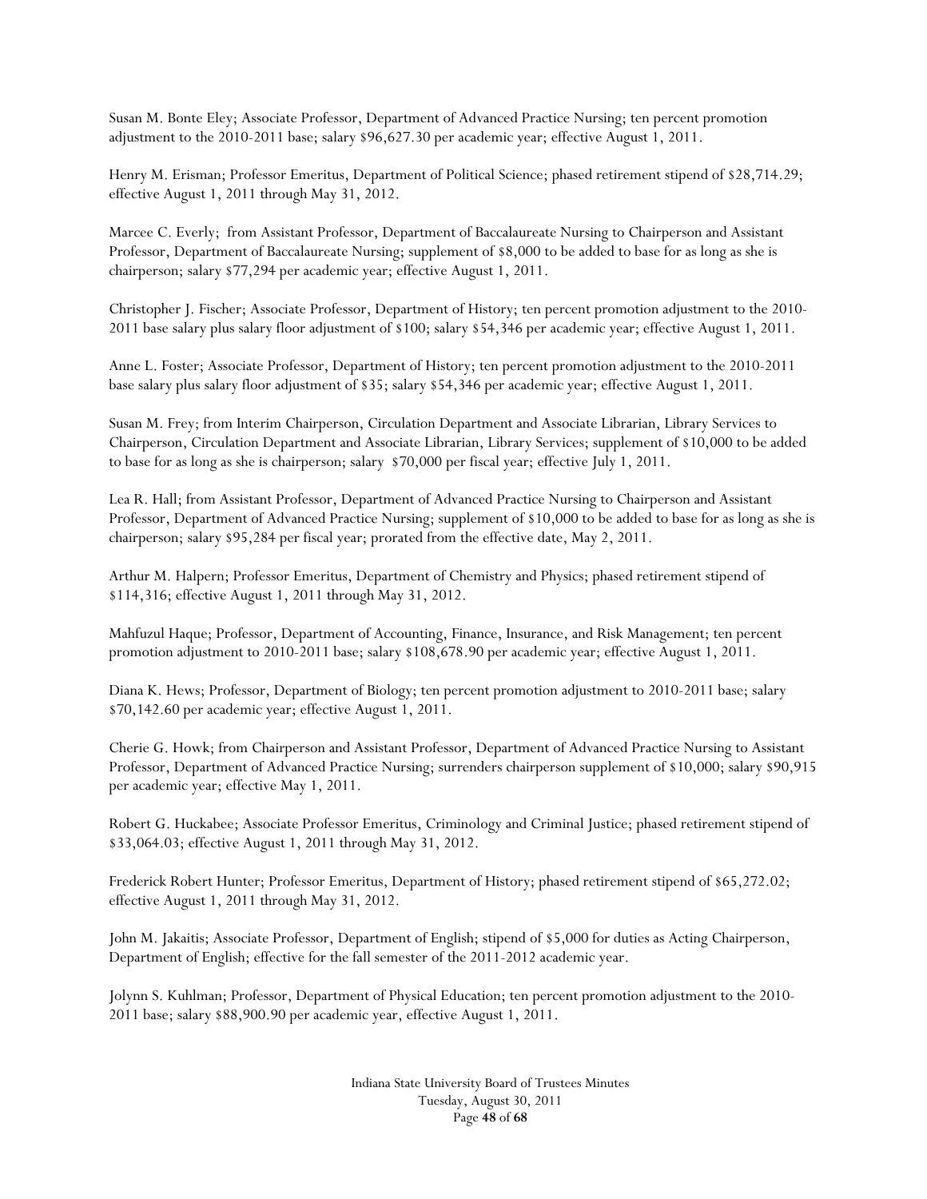Susan M. Bonte Eley; Associate Professor, Department of Advanced Practice Nursing; ten percent promotion adjustment to the 2010-2011 base; salary $96,627.30 per academic year; effective August 1, 2011.

Henry M. Erisman; Professor Emeritus, Department of Political Science; phased retirement stipend of $28,714.29; effective August 1, 2011 through May 31, 2012.

Marcee C. Everly; from Assistant Professor, Department of Baccalaureate Nursing to Chairperson and Assistant Professor, Department of Baccalaureate Nursing; supplement of $8,000 to be added to base for as long as she is chairperson; salary $77,294 per academic year; effective August 1, 2011.

Christopher J. Fischer; Associate Professor, Department of History; ten percent promotion adjustment to the 2010-2011 base salary plus salary floor adjustment of $100; salary $54,346 per academic year; effective August 1, 2011.

Anne L. Foster; Associate Professor, Department of History; ten percent promotion adjustment to the 2010-2011 base salary plus salary floor adjustment of $35; salary $54,346 per academic year; effective August 1, 2011.

Susan M. Frey; from Interim Chairperson, Circulation Department and Associate Librarian, Library Services to Chairperson, Circulation Department and Associate Librarian, Library Services; supplement of $10,000 to be added to base for as long as she is chairperson; salary $70,000 per fiscal year; effective July 1, 2011.

Lea R. Hall; from Assistant Professor, Department of Advanced Practice Nursing to Chairperson and Assistant Professor, Department of Advanced Practice Nursing; supplement of $10,000 to be added to base for as long as she is chairperson; salary $95,284 per fiscal year; prorated from the effective date, May 2, 2011.

Arthur M. Halpern; Professor Emeritus, Department of Chemistry and Physics; phased retirement stipend of $114,316; effective August 1, 2011 through May 31, 2012.

Mahfuzul Haque; Professor, Department of Accounting, Finance, Insurance, and Risk Management; ten percent promotion adjustment to 2010-2011 base; salary $108,678.90 per academic year; effective August 1, 2011.

Diana K. Hews; Professor, Department of Biology; ten percent promotion adjustment to 2010-2011 base; salary $70,142.60 per academic year; effective August 1, 2011.

Cherie G. Howk; from Chairperson and Assistant Professor, Department of Advanced Practice Nursing to Assistant Professor, Department of Advanced Practice Nursing; surrenders chairperson supplement of $10,000; salary $90,915 per academic year; effective May 1, 2011.

Robert G. Huckabee; Associate Professor Emeritus, Criminology and Criminal Justice; phased retirement stipend of $33,064.03; effective August 1, 2011 through May 31, 2012.

Frederick Robert Hunter; Professor Emeritus, Department of History; phased retirement stipend of $65,272.02; effective August 1, 2011 through May 31, 2012.

John M. Jakaitis; Associate Professor, Department of English; stipend of $5,000 for duties as Acting Chairperson, Department of English; effective for the fall semester of the 2011-2012 academic year.

Jolynn S. Kuhlman; Professor, Department of Physical Education; ten percent promotion adjustment to the 2010-2011 base; salary $88,900.90 per academic year, effective August 1, 2011.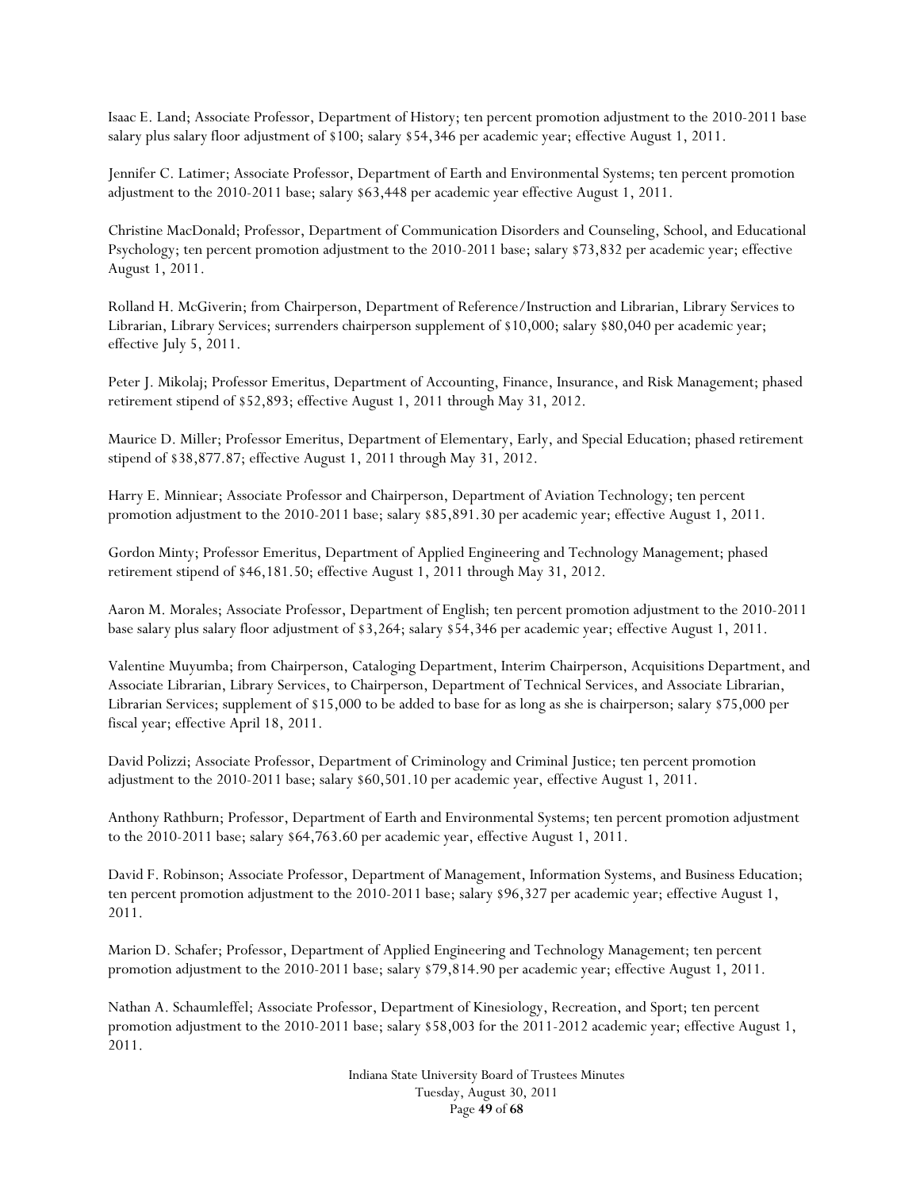Isaac E. Land; Associate Professor, Department of History; ten percent promotion adjustment to the 2010-2011 base salary plus salary floor adjustment of $100; salary $54,346 per academic year; effective August 1, 2011.

Jennifer C. Latimer; Associate Professor, Department of Earth and Environmental Systems; ten percent promotion adjustment to the 2010-2011 base; salary $63,448 per academic year effective August 1, 2011.

Christine MacDonald; Professor, Department of Communication Disorders and Counseling, School, and Educational Psychology; ten percent promotion adjustment to the 2010-2011 base; salary $73,832 per academic year; effective August 1, 2011.

Rolland H. McGiverin; from Chairperson, Department of Reference/Instruction and Librarian, Library Services to Librarian, Library Services; surrenders chairperson supplement of $10,000; salary $80,040 per academic year; effective July 5, 2011.

Peter J. Mikolaj; Professor Emeritus, Department of Accounting, Finance, Insurance, and Risk Management; phased retirement stipend of $52,893; effective August 1, 2011 through May 31, 2012.

Maurice D. Miller; Professor Emeritus, Department of Elementary, Early, and Special Education; phased retirement stipend of $38,877.87; effective August 1, 2011 through May 31, 2012.

Harry E. Minniear; Associate Professor and Chairperson, Department of Aviation Technology; ten percent promotion adjustment to the 2010-2011 base; salary $85,891.30 per academic year; effective August 1, 2011.

Gordon Minty; Professor Emeritus, Department of Applied Engineering and Technology Management; phased retirement stipend of $46,181.50; effective August 1, 2011 through May 31, 2012.

Aaron M. Morales; Associate Professor, Department of English; ten percent promotion adjustment to the 2010-2011 base salary plus salary floor adjustment of $3,264; salary $54,346 per academic year; effective August 1, 2011.

Valentine Muyumba; from Chairperson, Cataloging Department, Interim Chairperson, Acquisitions Department, and Associate Librarian, Library Services, to Chairperson, Department of Technical Services, and Associate Librarian, Librarian Services; supplement of $15,000 to be added to base for as long as she is chairperson; salary $75,000 per fiscal year; effective April 18, 2011.

David Polizzi; Associate Professor, Department of Criminology and Criminal Justice; ten percent promotion adjustment to the 2010-2011 base; salary $60,501.10 per academic year, effective August 1, 2011.

Anthony Rathburn; Professor, Department of Earth and Environmental Systems; ten percent promotion adjustment to the 2010-2011 base; salary $64,763.60 per academic year, effective August 1, 2011.

David F. Robinson; Associate Professor, Department of Management, Information Systems, and Business Education; ten percent promotion adjustment to the 2010-2011 base; salary $96,327 per academic year; effective August 1, 2011.

Marion D. Schafer; Professor, Department of Applied Engineering and Technology Management; ten percent promotion adjustment to the 2010-2011 base; salary $79,814.90 per academic year; effective August 1, 2011.

Nathan A. Schaumleffel; Associate Professor, Department of Kinesiology, Recreation, and Sport; ten percent promotion adjustment to the 2010-2011 base; salary $58,003 for the 2011-2012 academic year; effective August 1, 2011.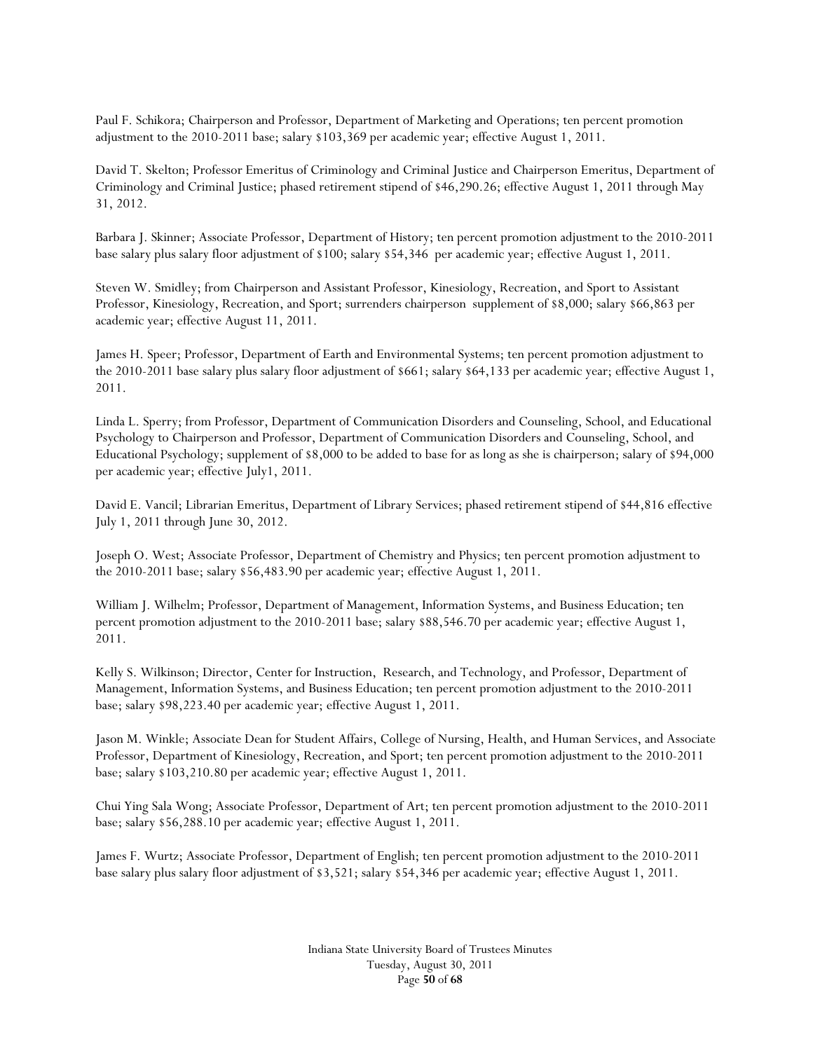Paul F. Schikora; Chairperson and Professor, Department of Marketing and Operations; ten percent promotion adjustment to the 2010-2011 base; salary $103,369 per academic year; effective August 1, 2011.

David T. Skelton; Professor Emeritus of Criminology and Criminal Justice and Chairperson Emeritus, Department of Criminology and Criminal Justice; phased retirement stipend of $46,290.26; effective August 1, 2011 through May 31, 2012.

Barbara J. Skinner; Associate Professor, Department of History; ten percent promotion adjustment to the 2010-2011 base salary plus salary floor adjustment of $100; salary $54,346 per academic year; effective August 1, 2011.

Steven W. Smidley; from Chairperson and Assistant Professor, Kinesiology, Recreation, and Sport to Assistant Professor, Kinesiology, Recreation, and Sport; surrenders chairperson supplement of $8,000; salary $66,863 per academic year; effective August 11, 2011.

James H. Speer; Professor, Department of Earth and Environmental Systems; ten percent promotion adjustment to the 2010-2011 base salary plus salary floor adjustment of $661; salary $64,133 per academic year; effective August 1, 2011.

Linda L. Sperry; from Professor, Department of Communication Disorders and Counseling, School, and Educational Psychology to Chairperson and Professor, Department of Communication Disorders and Counseling, School, and Educational Psychology; supplement of $8,000 to be added to base for as long as she is chairperson; salary of $94,000 per academic year; effective July1, 2011.

David E. Vancil; Librarian Emeritus, Department of Library Services; phased retirement stipend of $44,816 effective July 1, 2011 through June 30, 2012.

Joseph O. West; Associate Professor, Department of Chemistry and Physics; ten percent promotion adjustment to the 2010-2011 base; salary $56,483.90 per academic year; effective August 1, 2011.

William J. Wilhelm; Professor, Department of Management, Information Systems, and Business Education; ten percent promotion adjustment to the 2010-2011 base; salary $88,546.70 per academic year; effective August 1, 2011.

Kelly S. Wilkinson; Director, Center for Instruction, Research, and Technology, and Professor, Department of Management, Information Systems, and Business Education; ten percent promotion adjustment to the 2010-2011 base; salary $98,223.40 per academic year; effective August 1, 2011.

Jason M. Winkle; Associate Dean for Student Affairs, College of Nursing, Health, and Human Services, and Associate Professor, Department of Kinesiology, Recreation, and Sport; ten percent promotion adjustment to the 2010-2011 base; salary $103,210.80 per academic year; effective August 1, 2011.

Chui Ying Sala Wong; Associate Professor, Department of Art; ten percent promotion adjustment to the 2010-2011 base; salary $56,288.10 per academic year; effective August 1, 2011.

James F. Wurtz; Associate Professor, Department of English; ten percent promotion adjustment to the 2010-2011 base salary plus salary floor adjustment of $3,521; salary $54,346 per academic year; effective August 1, 2011.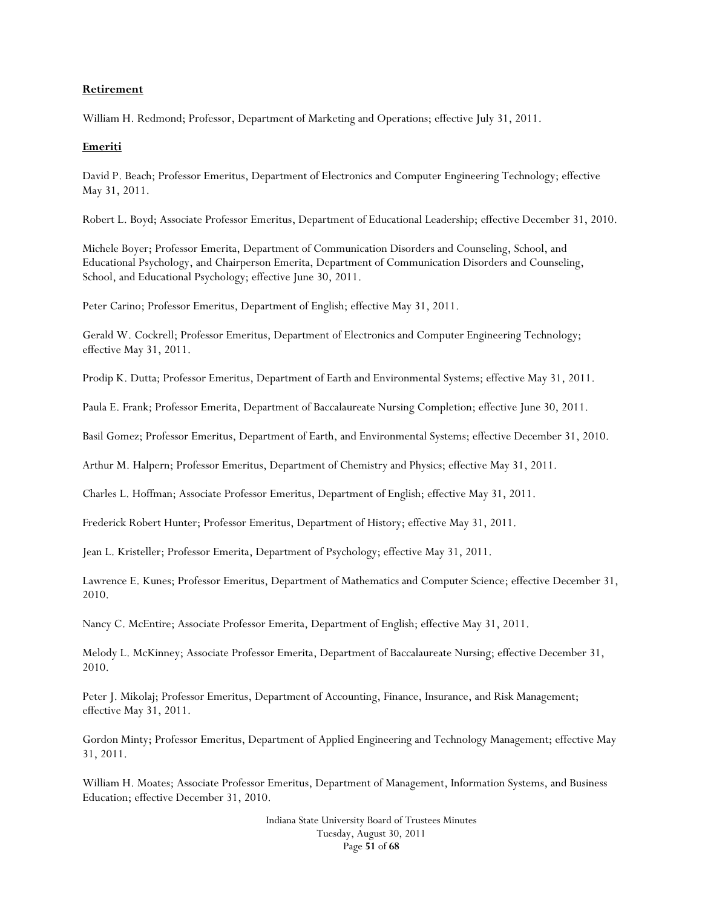**Retirement**

William H. Redmond; Professor, Department of Marketing and Operations; effective July 31, 2011.

**Emeriti**

David P. Beach; Professor Emeritus, Department of Electronics and Computer Engineering Technology; effective May 31, 2011.

Robert L. Boyd; Associate Professor Emeritus, Department of Educational Leadership; effective December 31, 2010.

Michele Boyer; Professor Emerita, Department of Communication Disorders and Counseling, School, and Educational Psychology, and Chairperson Emerita, Department of Communication Disorders and Counseling, School, and Educational Psychology; effective June 30, 2011.

Peter Carino; Professor Emeritus, Department of English; effective May 31, 2011.

Gerald W. Cockrell; Professor Emeritus, Department of Electronics and Computer Engineering Technology; effective May 31, 2011.

Prodip K. Dutta; Professor Emeritus, Department of Earth and Environmental Systems; effective May 31, 2011.

Paula E. Frank; Professor Emerita, Department of Baccalaureate Nursing Completion; effective June 30, 2011.

Basil Gomez; Professor Emeritus, Department of Earth, and Environmental Systems; effective December 31, 2010.

Arthur M. Halpern; Professor Emeritus, Department of Chemistry and Physics; effective May 31, 2011.

Charles L. Hoffman; Associate Professor Emeritus, Department of English; effective May 31, 2011.

Frederick Robert Hunter; Professor Emeritus, Department of History; effective May 31, 2011.

Jean L. Kristeller; Professor Emerita, Department of Psychology; effective May 31, 2011.

Lawrence E. Kunes; Professor Emeritus, Department of Mathematics and Computer Science; effective December 31, 2010.

Nancy C. McEntire; Associate Professor Emerita, Department of English; effective May 31, 2011.

Melody L. McKinney; Associate Professor Emerita, Department of Baccalaureate Nursing; effective December 31, 2010.

Peter J. Mikolaj; Professor Emeritus, Department of Accounting, Finance, Insurance, and Risk Management; effective May 31, 2011.

Gordon Minty; Professor Emeritus, Department of Applied Engineering and Technology Management; effective May 31, 2011.

William H. Moates; Associate Professor Emeritus, Department of Management, Information Systems, and Business Education; effective December 31, 2010.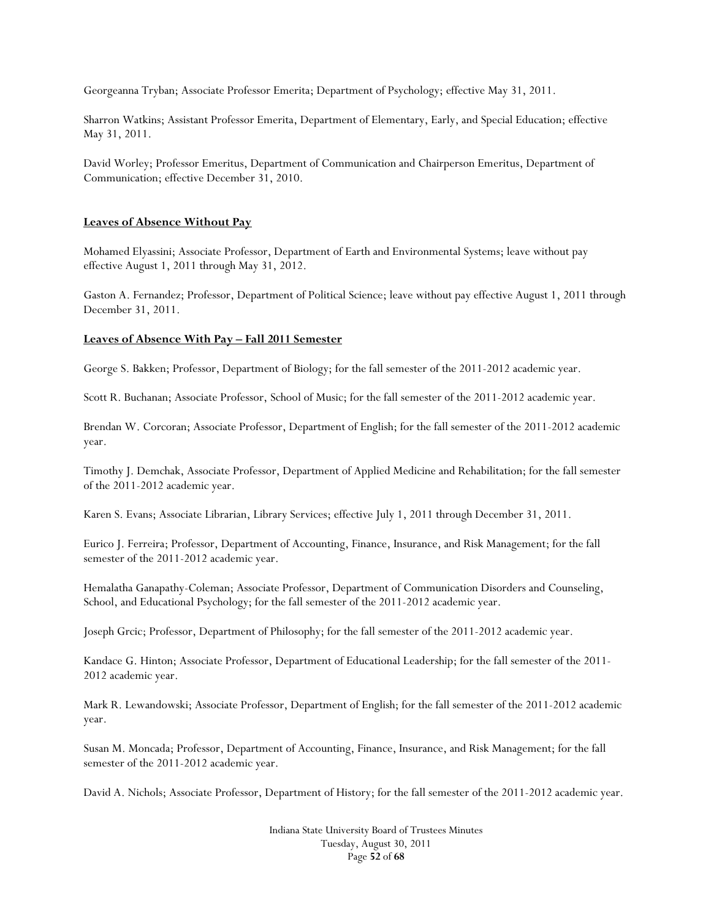Georgeanna Tryban; Associate Professor Emerita; Department of Psychology; effective May 31, 2011.

Sharron Watkins; Assistant Professor Emerita, Department of Elementary, Early, and Special Education; effective May 31, 2011.

David Worley; Professor Emeritus, Department of Communication and Chairperson Emeritus, Department of Communication; effective December 31, 2010.

**Leaves of Absence Without Pay**

Mohamed Elyassini; Associate Professor, Department of Earth and Environmental Systems; leave without pay effective August 1, 2011 through May 31, 2012.

Gaston A. Fernandez; Professor, Department of Political Science; leave without pay effective August 1, 2011 through December 31, 2011.

**Leaves of Absence With Pay – Fall 2011 Semester**

George S. Bakken; Professor, Department of Biology; for the fall semester of the 2011-2012 academic year.

Scott R. Buchanan; Associate Professor, School of Music; for the fall semester of the 2011-2012 academic year.

Brendan W. Corcoran; Associate Professor, Department of English; for the fall semester of the 2011-2012 academic year.

Timothy J. Demchak, Associate Professor, Department of Applied Medicine and Rehabilitation; for the fall semester of the 2011-2012 academic year.

Karen S. Evans; Associate Librarian, Library Services; effective July 1, 2011 through December 31, 2011.

Eurico J. Ferreira; Professor, Department of Accounting, Finance, Insurance, and Risk Management; for the fall semester of the 2011-2012 academic year.

Hemalatha Ganapathy-Coleman; Associate Professor, Department of Communication Disorders and Counseling, School, and Educational Psychology; for the fall semester of the 2011-2012 academic year.

Joseph Grcic; Professor, Department of Philosophy; for the fall semester of the 2011-2012 academic year.

Kandace G. Hinton; Associate Professor, Department of Educational Leadership; for the fall semester of the 2011-2012 academic year.

Mark R. Lewandowski; Associate Professor, Department of English; for the fall semester of the 2011-2012 academic year.

Susan M. Moncada; Professor, Department of Accounting, Finance, Insurance, and Risk Management; for the fall semester of the 2011-2012 academic year.

David A. Nichols; Associate Professor, Department of History; for the fall semester of the 2011-2012 academic year.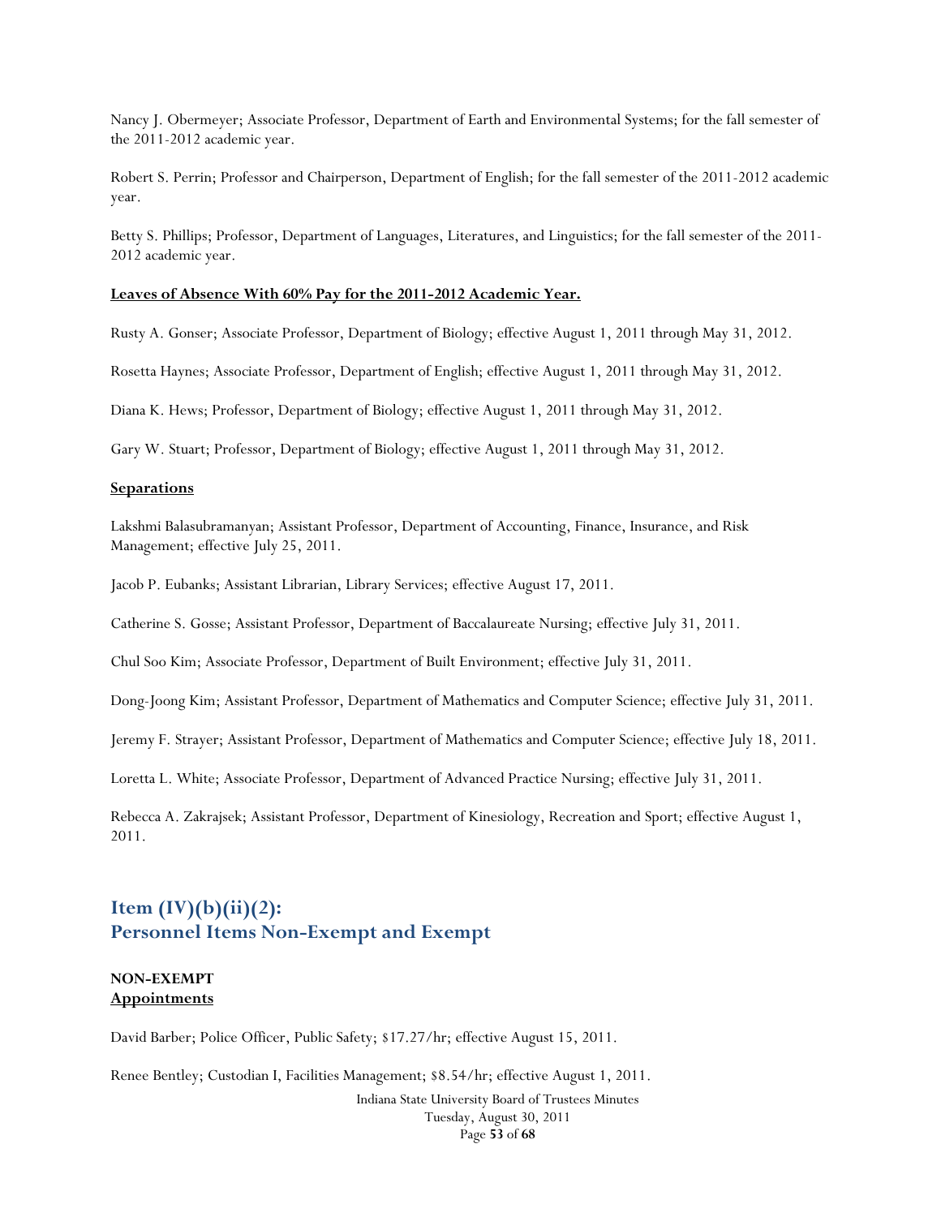Nancy J. Obermeyer; Associate Professor, Department of Earth and Environmental Systems; for the fall semester of the 2011-2012 academic year.

Robert S. Perrin; Professor and Chairperson, Department of English; for the fall semester of the 2011-2012 academic year.

Betty S. Phillips; Professor, Department of Languages, Literatures, and Linguistics; for the fall semester of the 2011-2012 academic year.

**Leaves of Absence With 60% Pay for the 2011-2012 Academic Year.**

Rusty A. Gonser; Associate Professor, Department of Biology; effective August 1, 2011 through May 31, 2012.

Rosetta Haynes; Associate Professor, Department of English; effective August 1, 2011 through May 31, 2012.

Diana K. Hews; Professor, Department of Biology; effective August 1, 2011 through May 31, 2012.

Gary W. Stuart; Professor, Department of Biology; effective August 1, 2011 through May 31, 2012.

**Separations**

Lakshmi Balasubramanyan; Assistant Professor, Department of Accounting, Finance, Insurance, and Risk Management; effective July 25, 2011.

Jacob P. Eubanks; Assistant Librarian, Library Services; effective August 17, 2011.

Catherine S. Gosse; Assistant Professor, Department of Baccalaureate Nursing; effective July 31, 2011.

Chul Soo Kim; Associate Professor, Department of Built Environment; effective July 31, 2011.

Dong-Joong Kim; Assistant Professor, Department of Mathematics and Computer Science; effective July 31, 2011.

Jeremy F. Strayer; Assistant Professor, Department of Mathematics and Computer Science; effective July 18, 2011.

Loretta L. White; Associate Professor, Department of Advanced Practice Nursing; effective July 31, 2011.

Rebecca A. Zakrajsek; Assistant Professor, Department of Kinesiology, Recreation and Sport; effective August 1, 2011.

## Item (IV)(b)(ii)(2): Personnel Items Non-Exempt and Exempt

**NON-EXEMPT**
**Appointments**

David Barber; Police Officer, Public Safety; $17.27/hr; effective August 15, 2011.

Renee Bentley; Custodian I, Facilities Management; $8.54/hr; effective August 1, 2011.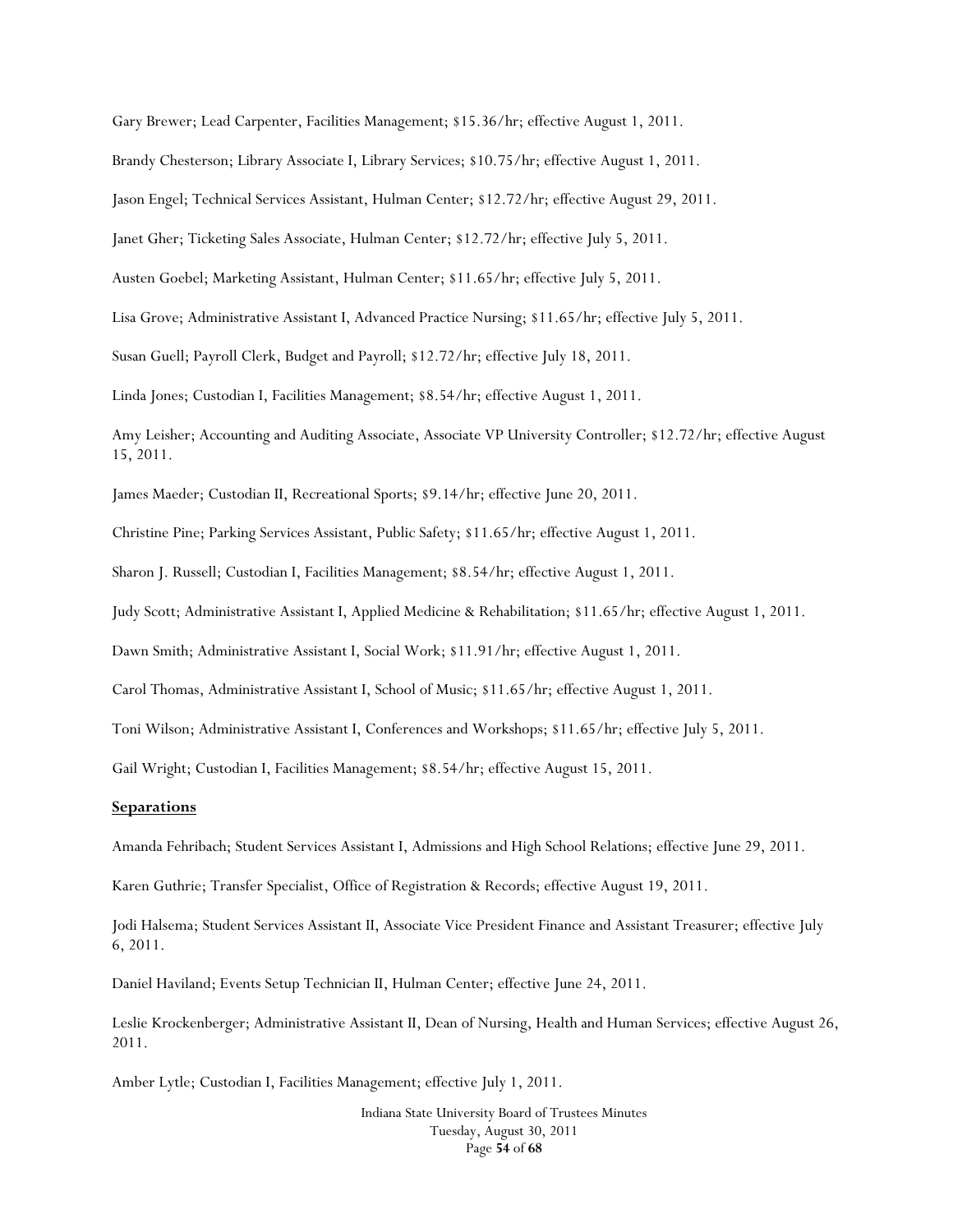Gary Brewer; Lead Carpenter, Facilities Management; $15.36/hr; effective August 1, 2011.

Brandy Chesterson; Library Associate I, Library Services; $10.75/hr; effective August 1, 2011.

Jason Engel; Technical Services Assistant, Hulman Center; $12.72/hr; effective August 29, 2011.

Janet Gher; Ticketing Sales Associate, Hulman Center; $12.72/hr; effective July 5, 2011.

Austen Goebel; Marketing Assistant, Hulman Center; $11.65/hr; effective July 5, 2011.

Lisa Grove; Administrative Assistant I, Advanced Practice Nursing; $11.65/hr; effective July 5, 2011.

Susan Guell; Payroll Clerk, Budget and Payroll; $12.72/hr; effective July 18, 2011.

Linda Jones; Custodian I, Facilities Management; $8.54/hr; effective August 1, 2011.

Amy Leisher; Accounting and Auditing Associate, Associate VP University Controller; $12.72/hr; effective August 15, 2011.

James Maeder; Custodian II, Recreational Sports; $9.14/hr; effective June 20, 2011.

Christine Pine; Parking Services Assistant, Public Safety; $11.65/hr; effective August 1, 2011.

Sharon J. Russell; Custodian I, Facilities Management; $8.54/hr; effective August 1, 2011.

Judy Scott; Administrative Assistant I, Applied Medicine & Rehabilitation; $11.65/hr; effective August 1, 2011.

Dawn Smith; Administrative Assistant I, Social Work; $11.91/hr; effective August 1, 2011.

Carol Thomas, Administrative Assistant I, School of Music; $11.65/hr; effective August 1, 2011.

Toni Wilson; Administrative Assistant I, Conferences and Workshops; $11.65/hr; effective July 5, 2011.

Gail Wright; Custodian I, Facilities Management; $8.54/hr; effective August 15, 2011.

**Separations**

Amanda Fehribach; Student Services Assistant I, Admissions and High School Relations; effective June 29, 2011.

Karen Guthrie; Transfer Specialist, Office of Registration & Records; effective August 19, 2011.

Jodi Halsema; Student Services Assistant II, Associate Vice President Finance and Assistant Treasurer; effective July 6, 2011.

Daniel Haviland; Events Setup Technician II, Hulman Center; effective June 24, 2011.

Leslie Krockenberger; Administrative Assistant II, Dean of Nursing, Health and Human Services; effective August 26, 2011.

Amber Lytle; Custodian I, Facilities Management; effective July 1, 2011.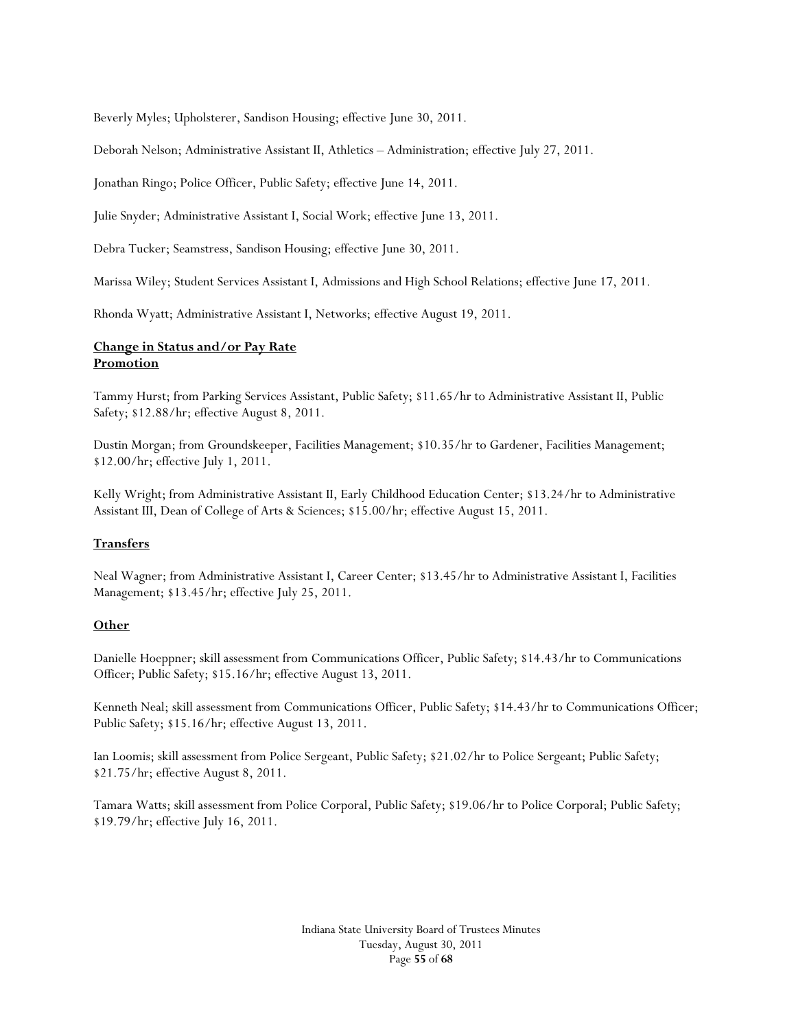Beverly Myles; Upholsterer, Sandison Housing; effective June 30, 2011.

Deborah Nelson; Administrative Assistant II, Athletics – Administration; effective July 27, 2011.

Jonathan Ringo; Police Officer, Public Safety; effective June 14, 2011.

Julie Snyder; Administrative Assistant I, Social Work; effective June 13, 2011.

Debra Tucker; Seamstress, Sandison Housing; effective June 30, 2011.

Marissa Wiley; Student Services Assistant I, Admissions and High School Relations; effective June 17, 2011.

Rhonda Wyatt; Administrative Assistant I, Networks; effective August 19, 2011.

**Change in Status and/or Pay Rate**
**Promotion**

Tammy Hurst; from Parking Services Assistant, Public Safety; $11.65/hr to Administrative Assistant II, Public Safety; $12.88/hr; effective August 8, 2011.

Dustin Morgan; from Groundskeeper, Facilities Management; $10.35/hr to Gardener, Facilities Management; $12.00/hr; effective July 1, 2011.

Kelly Wright; from Administrative Assistant II, Early Childhood Education Center; $13.24/hr to Administrative Assistant III, Dean of College of Arts & Sciences; $15.00/hr; effective August 15, 2011.

**Transfers**

Neal Wagner; from Administrative Assistant I, Career Center; $13.45/hr to Administrative Assistant I, Facilities Management; $13.45/hr; effective July 25, 2011.

**Other**

Danielle Hoeppner; skill assessment from Communications Officer, Public Safety; $14.43/hr to Communications Officer; Public Safety; $15.16/hr; effective August 13, 2011.

Kenneth Neal; skill assessment from Communications Officer, Public Safety; $14.43/hr to Communications Officer; Public Safety; $15.16/hr; effective August 13, 2011.

Ian Loomis; skill assessment from Police Sergeant, Public Safety; $21.02/hr to Police Sergeant; Public Safety; $21.75/hr; effective August 8, 2011.

Tamara Watts; skill assessment from Police Corporal, Public Safety; $19.06/hr to Police Corporal; Public Safety; $19.79/hr; effective July 16, 2011.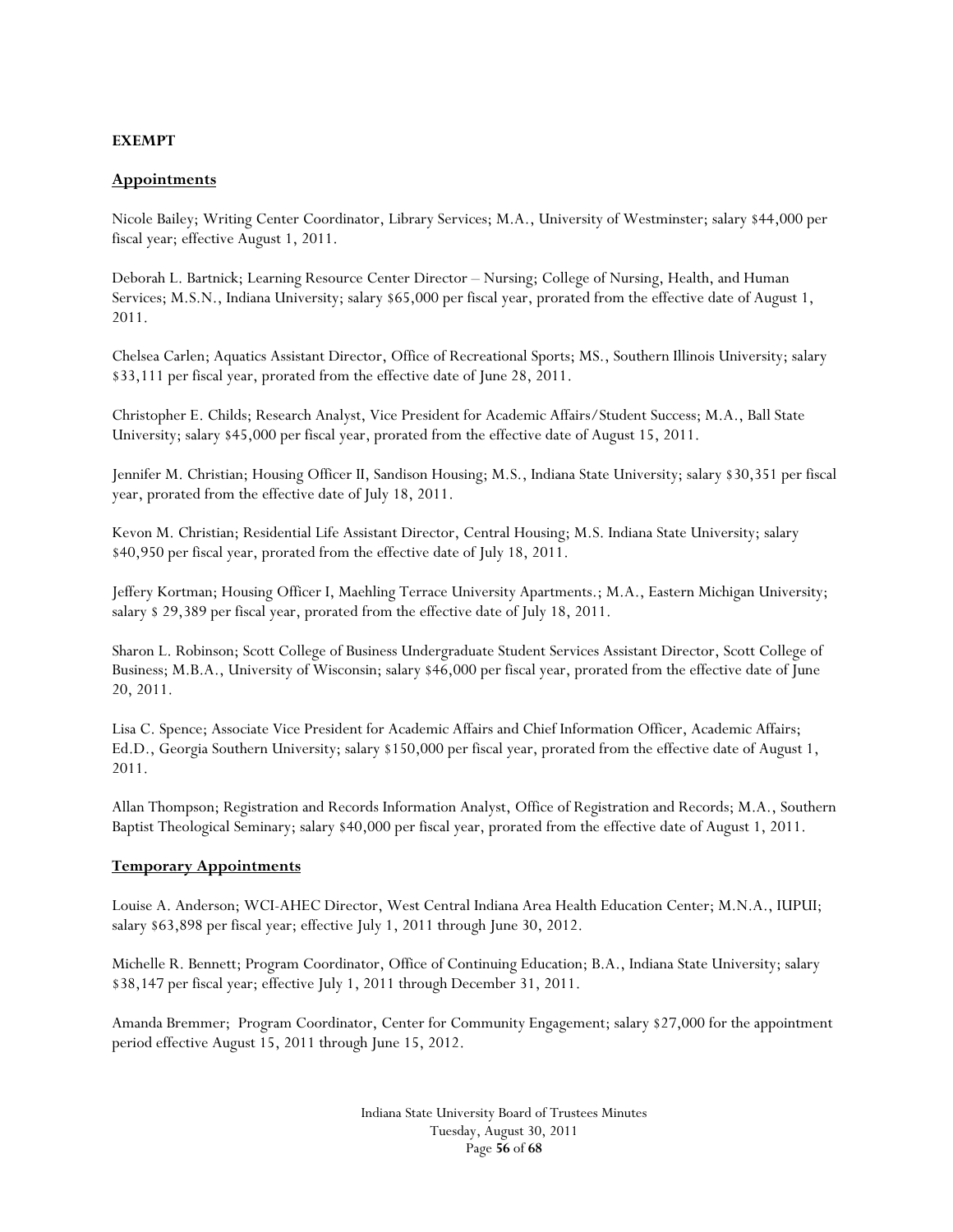**EXEMPT**

**Appointments**

Nicole Bailey; Writing Center Coordinator, Library Services; M.A., University of Westminster; salary $44,000 per fiscal year; effective August 1, 2011.

Deborah L. Bartnick; Learning Resource Center Director – Nursing; College of Nursing, Health, and Human Services; M.S.N., Indiana University; salary $65,000 per fiscal year, prorated from the effective date of August 1, 2011.

Chelsea Carlen; Aquatics Assistant Director, Office of Recreational Sports; MS., Southern Illinois University; salary $33,111 per fiscal year, prorated from the effective date of June 28, 2011.

Christopher E. Childs; Research Analyst, Vice President for Academic Affairs/Student Success; M.A., Ball State University; salary $45,000 per fiscal year, prorated from the effective date of August 15, 2011.

Jennifer M. Christian; Housing Officer II, Sandison Housing; M.S., Indiana State University; salary $30,351 per fiscal year, prorated from the effective date of July 18, 2011.

Kevon M. Christian; Residential Life Assistant Director, Central Housing; M.S. Indiana State University; salary $40,950 per fiscal year, prorated from the effective date of July 18, 2011.

Jeffery Kortman; Housing Officer I, Maehling Terrace University Apartments.; M.A., Eastern Michigan University; salary $ 29,389 per fiscal year, prorated from the effective date of July 18, 2011.

Sharon L. Robinson; Scott College of Business Undergraduate Student Services Assistant Director, Scott College of Business; M.B.A., University of Wisconsin; salary $46,000 per fiscal year, prorated from the effective date of June 20, 2011.

Lisa C. Spence; Associate Vice President for Academic Affairs and Chief Information Officer, Academic Affairs; Ed.D., Georgia Southern University; salary $150,000 per fiscal year, prorated from the effective date of August 1, 2011.

Allan Thompson; Registration and Records Information Analyst, Office of Registration and Records; M.A., Southern Baptist Theological Seminary; salary $40,000 per fiscal year, prorated from the effective date of August 1, 2011.

**Temporary Appointments**

Louise A. Anderson; WCI-AHEC Director, West Central Indiana Area Health Education Center; M.N.A., IUPUI; salary $63,898 per fiscal year; effective July 1, 2011 through June 30, 2012.

Michelle R. Bennett; Program Coordinator, Office of Continuing Education; B.A., Indiana State University; salary $38,147 per fiscal year; effective July 1, 2011 through December 31, 2011.

Amanda Bremmer; Program Coordinator, Center for Community Engagement; salary $27,000 for the appointment period effective August 15, 2011 through June 15, 2012.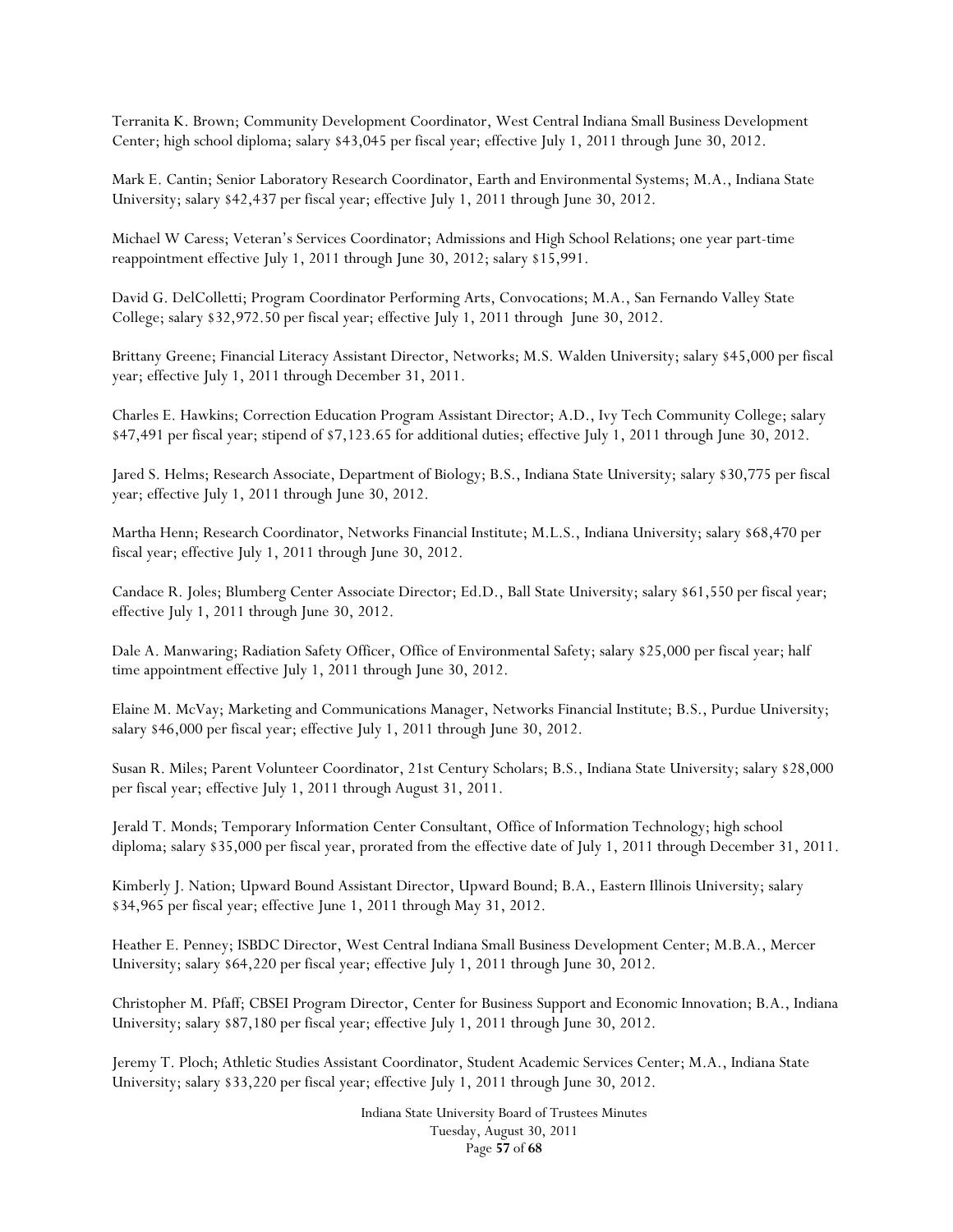Terranita K. Brown; Community Development Coordinator, West Central Indiana Small Business Development Center; high school diploma; salary $43,045 per fiscal year; effective July 1, 2011 through June 30, 2012.

Mark E. Cantin; Senior Laboratory Research Coordinator, Earth and Environmental Systems; M.A., Indiana State University; salary $42,437 per fiscal year; effective July 1, 2011 through June 30, 2012.

Michael W Caress; Veteran's Services Coordinator; Admissions and High School Relations; one year part-time reappointment effective July 1, 2011 through June 30, 2012; salary $15,991.

David G. DelColletti; Program Coordinator Performing Arts, Convocations; M.A., San Fernando Valley State College; salary $32,972.50 per fiscal year; effective July 1, 2011 through June 30, 2012.

Brittany Greene; Financial Literacy Assistant Director, Networks; M.S. Walden University; salary $45,000 per fiscal year; effective July 1, 2011 through December 31, 2011.

Charles E. Hawkins; Correction Education Program Assistant Director; A.D., Ivy Tech Community College; salary $47,491 per fiscal year; stipend of $7,123.65 for additional duties; effective July 1, 2011 through June 30, 2012.

Jared S. Helms; Research Associate, Department of Biology; B.S., Indiana State University; salary $30,775 per fiscal year; effective July 1, 2011 through June 30, 2012.

Martha Henn; Research Coordinator, Networks Financial Institute; M.L.S., Indiana University; salary $68,470 per fiscal year; effective July 1, 2011 through June 30, 2012.

Candace R. Joles; Blumberg Center Associate Director; Ed.D., Ball State University; salary $61,550 per fiscal year; effective July 1, 2011 through June 30, 2012.

Dale A. Manwaring; Radiation Safety Officer, Office of Environmental Safety; salary $25,000 per fiscal year; half time appointment effective July 1, 2011 through June 30, 2012.

Elaine M. McVay; Marketing and Communications Manager, Networks Financial Institute; B.S., Purdue University; salary $46,000 per fiscal year; effective July 1, 2011 through June 30, 2012.

Susan R. Miles; Parent Volunteer Coordinator, 21st Century Scholars; B.S., Indiana State University; salary $28,000 per fiscal year; effective July 1, 2011 through August 31, 2011.

Jerald T. Monds; Temporary Information Center Consultant, Office of Information Technology; high school diploma; salary $35,000 per fiscal year, prorated from the effective date of July 1, 2011 through December 31, 2011.

Kimberly J. Nation; Upward Bound Assistant Director, Upward Bound; B.A., Eastern Illinois University; salary $34,965 per fiscal year; effective June 1, 2011 through May 31, 2012.

Heather E. Penney; ISBDC Director, West Central Indiana Small Business Development Center; M.B.A., Mercer University; salary $64,220 per fiscal year; effective July 1, 2011 through June 30, 2012.

Christopher M. Pfaff; CBSEI Program Director, Center for Business Support and Economic Innovation; B.A., Indiana University; salary $87,180 per fiscal year; effective July 1, 2011 through June 30, 2012.

Jeremy T. Ploch; Athletic Studies Assistant Coordinator, Student Academic Services Center; M.A., Indiana State University; salary $33,220 per fiscal year; effective July 1, 2011 through June 30, 2012.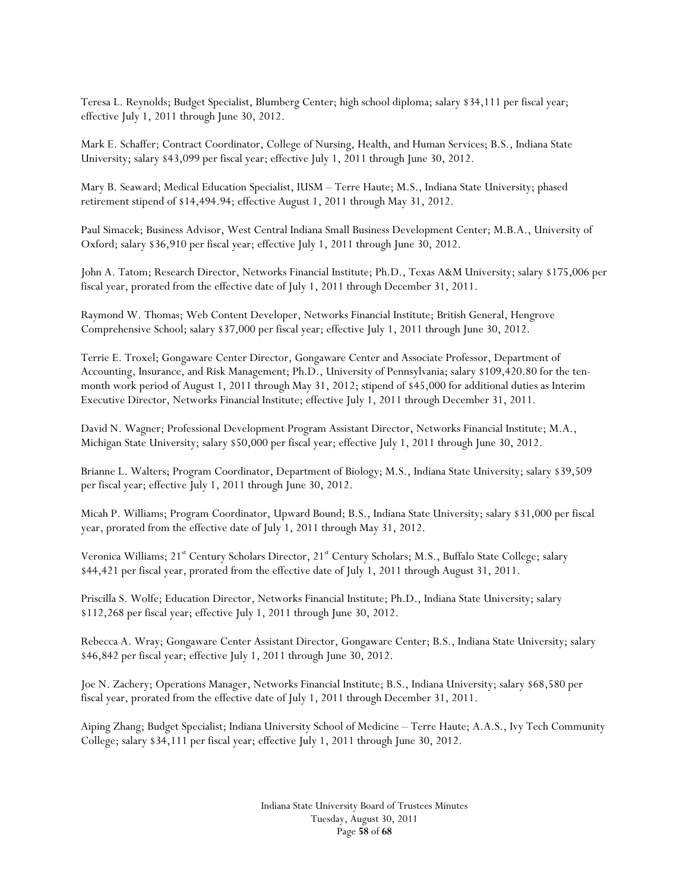Teresa L. Reynolds; Budget Specialist, Blumberg Center; high school diploma; salary $34,111 per fiscal year; effective July 1, 2011 through June 30, 2012.

Mark E. Schaffer; Contract Coordinator, College of Nursing, Health, and Human Services; B.S., Indiana State University; salary $43,099 per fiscal year; effective July 1, 2011 through June 30, 2012.

Mary B. Seaward; Medical Education Specialist, IUSM – Terre Haute; M.S., Indiana State University; phased retirement stipend of $14,494.94; effective August 1, 2011 through May 31, 2012.

Paul Simacek; Business Advisor, West Central Indiana Small Business Development Center; M.B.A., University of Oxford; salary $36,910 per fiscal year; effective July 1, 2011 through June 30, 2012.

John A. Tatom; Research Director, Networks Financial Institute; Ph.D., Texas A&M University; salary $175,006 per fiscal year, prorated from the effective date of July 1, 2011 through December 31, 2011.

Raymond W. Thomas; Web Content Developer, Networks Financial Institute; British General, Hengrove Comprehensive School; salary $37,000 per fiscal year; effective July 1, 2011 through June 30, 2012.

Terrie E. Troxel; Gongaware Center Director, Gongaware Center and Associate Professor, Department of Accounting, Insurance, and Risk Management; Ph.D., University of Pennsylvania; salary $109,420.80 for the ten-month work period of August 1, 2011 through May 31, 2012; stipend of $45,000 for additional duties as Interim Executive Director, Networks Financial Institute; effective July 1, 2011 through December 31, 2011.

David N. Wagner; Professional Development Program Assistant Director, Networks Financial Institute; M.A., Michigan State University; salary $50,000 per fiscal year; effective July 1, 2011 through June 30, 2012.

Brianne L. Walters; Program Coordinator, Department of Biology; M.S., Indiana State University; salary $39,509 per fiscal year; effective July 1, 2011 through June 30, 2012.

Micah P. Williams; Program Coordinator, Upward Bound; B.S., Indiana State University; salary $31,000 per fiscal year, prorated from the effective date of July 1, 2011 through May 31, 2012.

Veronica Williams; 21st Century Scholars Director, 21st Century Scholars; M.S., Buffalo State College; salary $44,421 per fiscal year, prorated from the effective date of July 1, 2011 through August 31, 2011.

Priscilla S. Wolfe; Education Director, Networks Financial Institute; Ph.D., Indiana State University; salary $112,268 per fiscal year; effective July 1, 2011 through June 30, 2012.

Rebecca A. Wray; Gongaware Center Assistant Director, Gongaware Center; B.S., Indiana State University; salary $46,842 per fiscal year; effective July 1, 2011 through June 30, 2012.

Joe N. Zachery; Operations Manager, Networks Financial Institute; B.S., Indiana University; salary $68,580 per fiscal year, prorated from the effective date of July 1, 2011 through December 31, 2011.

Aiping Zhang; Budget Specialist; Indiana University School of Medicine – Terre Haute; A.A.S., Ivy Tech Community College; salary $34,111 per fiscal year; effective July 1, 2011 through June 30, 2012.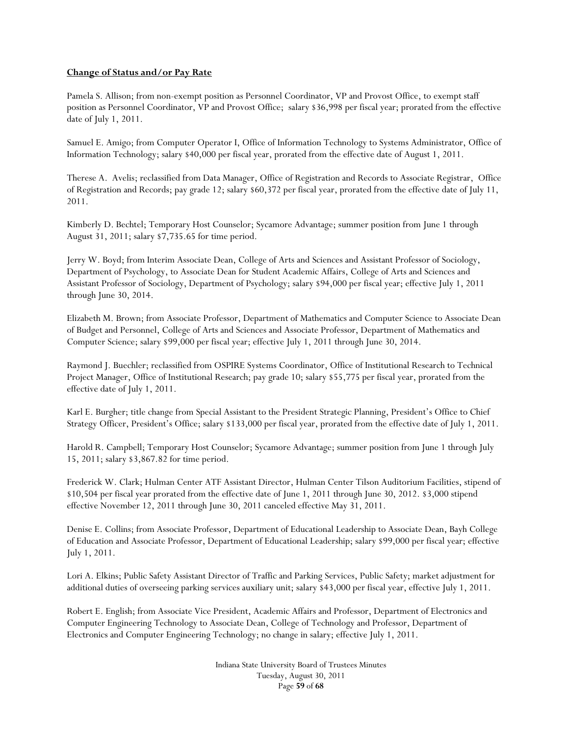**Change of Status and/or Pay Rate**

Pamela S. Allison; from non-exempt position as Personnel Coordinator, VP and Provost Office, to exempt staff position as Personnel Coordinator, VP and Provost Office; salary $36,998 per fiscal year; prorated from the effective date of July 1, 2011.

Samuel E. Amigo; from Computer Operator I, Office of Information Technology to Systems Administrator, Office of Information Technology; salary $40,000 per fiscal year, prorated from the effective date of August 1, 2011.

Therese A. Avelis; reclassified from Data Manager, Office of Registration and Records to Associate Registrar, Office of Registration and Records; pay grade 12; salary $60,372 per fiscal year, prorated from the effective date of July 11, 2011.

Kimberly D. Bechtel; Temporary Host Counselor; Sycamore Advantage; summer position from June 1 through August 31, 2011; salary $7,735.65 for time period.

Jerry W. Boyd; from Interim Associate Dean, College of Arts and Sciences and Assistant Professor of Sociology, Department of Psychology, to Associate Dean for Student Academic Affairs, College of Arts and Sciences and Assistant Professor of Sociology, Department of Psychology; salary $94,000 per fiscal year; effective July 1, 2011 through June 30, 2014.

Elizabeth M. Brown; from Associate Professor, Department of Mathematics and Computer Science to Associate Dean of Budget and Personnel, College of Arts and Sciences and Associate Professor, Department of Mathematics and Computer Science; salary $99,000 per fiscal year; effective July 1, 2011 through June 30, 2014.

Raymond J. Buechler; reclassified from OSPIRE Systems Coordinator, Office of Institutional Research to Technical Project Manager, Office of Institutional Research; pay grade 10; salary $55,775 per fiscal year, prorated from the effective date of July 1, 2011.

Karl E. Burgher; title change from Special Assistant to the President Strategic Planning, President's Office to Chief Strategy Officer, President's Office; salary $133,000 per fiscal year, prorated from the effective date of July 1, 2011.

Harold R. Campbell; Temporary Host Counselor; Sycamore Advantage; summer position from June 1 through July 15, 2011; salary $3,867.82 for time period.

Frederick W. Clark; Hulman Center ATF Assistant Director, Hulman Center Tilson Auditorium Facilities, stipend of $10,504 per fiscal year prorated from the effective date of June 1, 2011 through June 30, 2012. $3,000 stipend effective November 12, 2011 through June 30, 2011 canceled effective May 31, 2011.

Denise E. Collins; from Associate Professor, Department of Educational Leadership to Associate Dean, Bayh College of Education and Associate Professor, Department of Educational Leadership; salary $99,000 per fiscal year; effective July 1, 2011.

Lori A. Elkins; Public Safety Assistant Director of Traffic and Parking Services, Public Safety; market adjustment for additional duties of overseeing parking services auxiliary unit; salary $43,000 per fiscal year, effective July 1, 2011.

Robert E. English; from Associate Vice President, Academic Affairs and Professor, Department of Electronics and Computer Engineering Technology to Associate Dean, College of Technology and Professor, Department of Electronics and Computer Engineering Technology; no change in salary; effective July 1, 2011.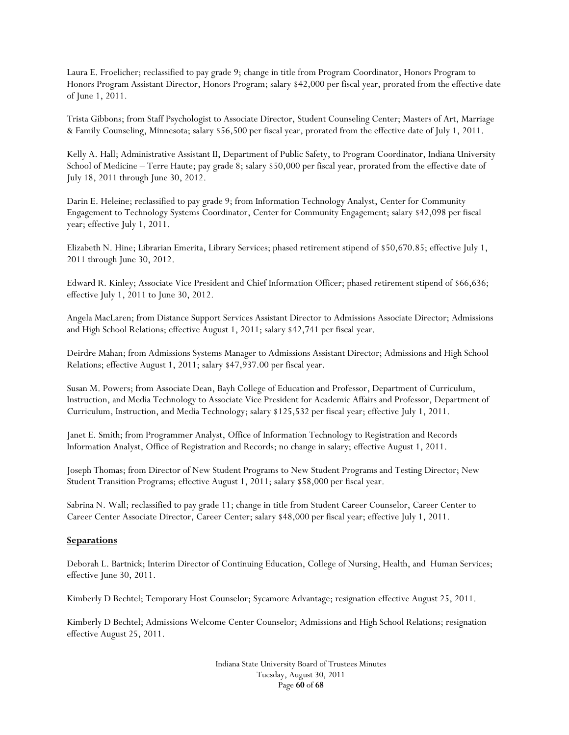Laura E. Froelicher; reclassified to pay grade 9; change in title from Program Coordinator, Honors Program to Honors Program Assistant Director, Honors Program; salary $42,000 per fiscal year, prorated from the effective date of June 1, 2011.

Trista Gibbons; from Staff Psychologist to Associate Director, Student Counseling Center; Masters of Art, Marriage & Family Counseling, Minnesota; salary $56,500 per fiscal year, prorated from the effective date of July 1, 2011.

Kelly A. Hall; Administrative Assistant II, Department of Public Safety, to Program Coordinator, Indiana University School of Medicine – Terre Haute; pay grade 8; salary $50,000 per fiscal year, prorated from the effective date of July 18, 2011 through June 30, 2012.

Darin E. Heleine; reclassified to pay grade 9; from Information Technology Analyst, Center for Community Engagement to Technology Systems Coordinator, Center for Community Engagement; salary $42,098 per fiscal year; effective July 1, 2011.

Elizabeth N. Hine; Librarian Emerita, Library Services; phased retirement stipend of $50,670.85; effective July 1, 2011 through June 30, 2012.

Edward R. Kinley; Associate Vice President and Chief Information Officer; phased retirement stipend of $66,636; effective July 1, 2011 to June 30, 2012.

Angela MacLaren; from Distance Support Services Assistant Director to Admissions Associate Director; Admissions and High School Relations; effective August 1, 2011; salary $42,741 per fiscal year.

Deirdre Mahan; from Admissions Systems Manager to Admissions Assistant Director; Admissions and High School Relations; effective August 1, 2011; salary $47,937.00 per fiscal year.

Susan M. Powers; from Associate Dean, Bayh College of Education and Professor, Department of Curriculum, Instruction, and Media Technology to Associate Vice President for Academic Affairs and Professor, Department of Curriculum, Instruction, and Media Technology; salary $125,532 per fiscal year; effective July 1, 2011.

Janet E. Smith; from Programmer Analyst, Office of Information Technology to Registration and Records Information Analyst, Office of Registration and Records; no change in salary; effective August 1, 2011.

Joseph Thomas; from Director of New Student Programs to New Student Programs and Testing Director; New Student Transition Programs; effective August 1, 2011; salary $58,000 per fiscal year.

Sabrina N. Wall; reclassified to pay grade 11; change in title from Student Career Counselor, Career Center to Career Center Associate Director, Career Center; salary $48,000 per fiscal year; effective July 1, 2011.

**Separations**

Deborah L. Bartnick; Interim Director of Continuing Education, College of Nursing, Health, and Human Services; effective June 30, 2011.

Kimberly D Bechtel; Temporary Host Counselor; Sycamore Advantage; resignation effective August 25, 2011.

Kimberly D Bechtel; Admissions Welcome Center Counselor; Admissions and High School Relations; resignation effective August 25, 2011.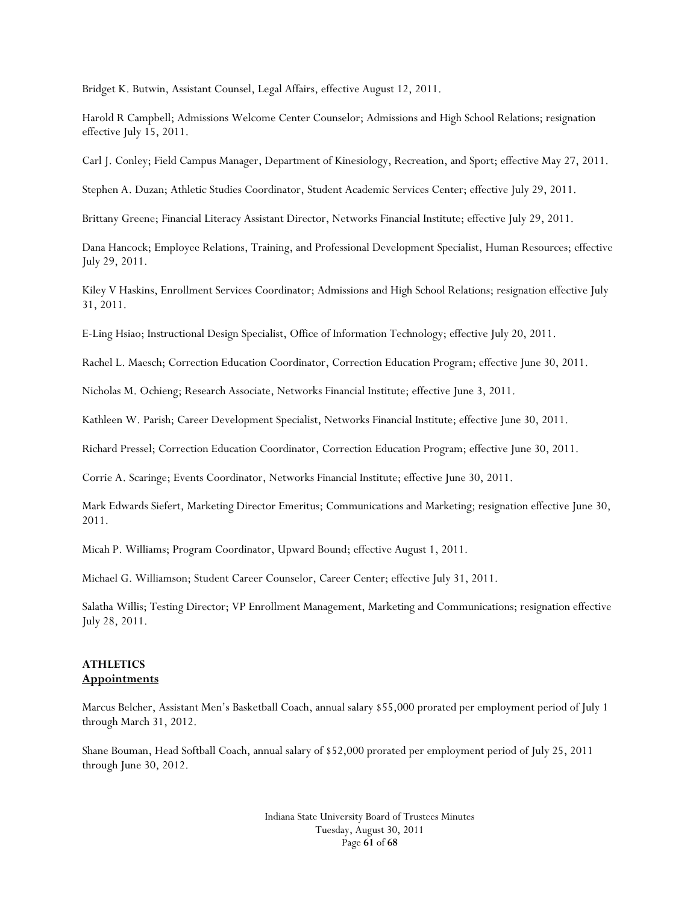Bridget K. Butwin, Assistant Counsel, Legal Affairs, effective August 12, 2011.

Harold R Campbell; Admissions Welcome Center Counselor; Admissions and High School Relations; resignation effective July 15, 2011.

Carl J. Conley; Field Campus Manager, Department of Kinesiology, Recreation, and Sport; effective May 27, 2011.

Stephen A. Duzan; Athletic Studies Coordinator, Student Academic Services Center; effective July 29, 2011.

Brittany Greene; Financial Literacy Assistant Director, Networks Financial Institute; effective July 29, 2011.

Dana Hancock; Employee Relations, Training, and Professional Development Specialist, Human Resources; effective July 29, 2011.

Kiley V Haskins, Enrollment Services Coordinator; Admissions and High School Relations; resignation effective July 31, 2011.

E-Ling Hsiao; Instructional Design Specialist, Office of Information Technology; effective July 20, 2011.

Rachel L. Maesch; Correction Education Coordinator, Correction Education Program; effective June 30, 2011.

Nicholas M. Ochieng; Research Associate, Networks Financial Institute; effective June 3, 2011.

Kathleen W. Parish; Career Development Specialist, Networks Financial Institute; effective June 30, 2011.

Richard Pressel; Correction Education Coordinator, Correction Education Program; effective June 30, 2011.

Corrie A. Scaringe; Events Coordinator, Networks Financial Institute; effective June 30, 2011.

Mark Edwards Siefert, Marketing Director Emeritus; Communications and Marketing; resignation effective June 30, 2011.

Micah P. Williams; Program Coordinator, Upward Bound; effective August 1, 2011.

Michael G. Williamson; Student Career Counselor, Career Center; effective July 31, 2011.

Salatha Willis; Testing Director; VP Enrollment Management, Marketing and Communications; resignation effective July 28, 2011.

**ATHLETICS**
**Appointments**

Marcus Belcher, Assistant Men's Basketball Coach, annual salary $55,000 prorated per employment period of July 1 through March 31, 2012.

Shane Bouman, Head Softball Coach, annual salary of $52,000 prorated per employment period of July 25, 2011 through June 30, 2012.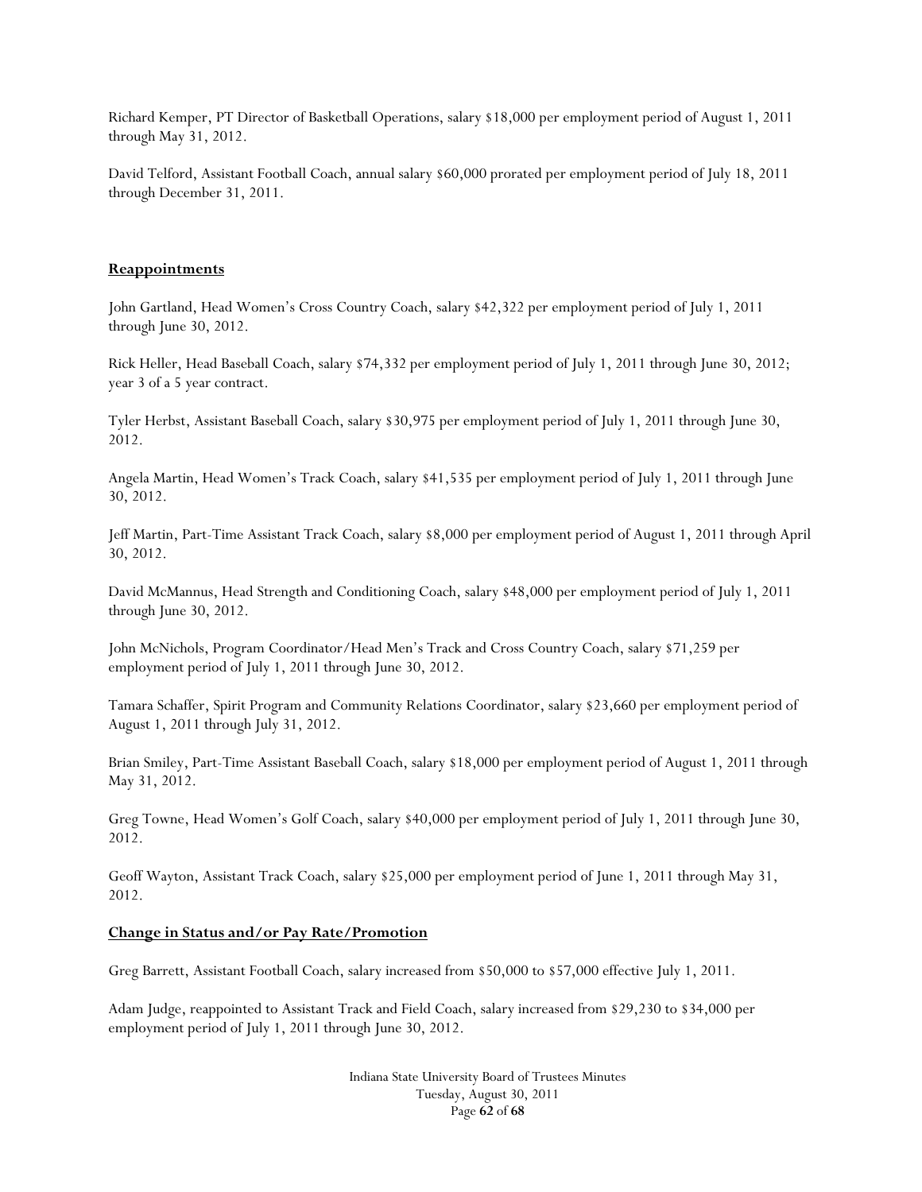Richard Kemper, PT Director of Basketball Operations, salary $18,000 per employment period of August 1, 2011 through May 31, 2012.

David Telford, Assistant Football Coach, annual salary $60,000 prorated per employment period of July 18, 2011 through December 31, 2011.

**Reappointments**

John Gartland, Head Women's Cross Country Coach, salary $42,322 per employment period of July 1, 2011 through June 30, 2012.

Rick Heller, Head Baseball Coach, salary $74,332 per employment period of July 1, 2011 through June 30, 2012; year 3 of a 5 year contract.

Tyler Herbst, Assistant Baseball Coach, salary $30,975 per employment period of July 1, 2011 through June 30, 2012.

Angela Martin, Head Women's Track Coach, salary $41,535 per employment period of July 1, 2011 through June 30, 2012.

Jeff Martin, Part-Time Assistant Track Coach, salary $8,000 per employment period of August 1, 2011 through April 30, 2012.

David McMannus, Head Strength and Conditioning Coach, salary $48,000 per employment period of July 1, 2011 through June 30, 2012.

John McNichols, Program Coordinator/Head Men's Track and Cross Country Coach, salary $71,259 per employment period of July 1, 2011 through June 30, 2012.

Tamara Schaffer, Spirit Program and Community Relations Coordinator, salary $23,660 per employment period of August 1, 2011 through July 31, 2012.

Brian Smiley, Part-Time Assistant Baseball Coach, salary $18,000 per employment period of August 1, 2011 through May 31, 2012.

Greg Towne, Head Women's Golf Coach, salary $40,000 per employment period of July 1, 2011 through June 30, 2012.

Geoff Wayton, Assistant Track Coach, salary $25,000 per employment period of June 1, 2011 through May 31, 2012.

**Change in Status and/or Pay Rate/Promotion**

Greg Barrett, Assistant Football Coach, salary increased from $50,000 to $57,000 effective July 1, 2011.

Adam Judge, reappointed to Assistant Track and Field Coach, salary increased from $29,230 to $34,000 per employment period of July 1, 2011 through June 30, 2012.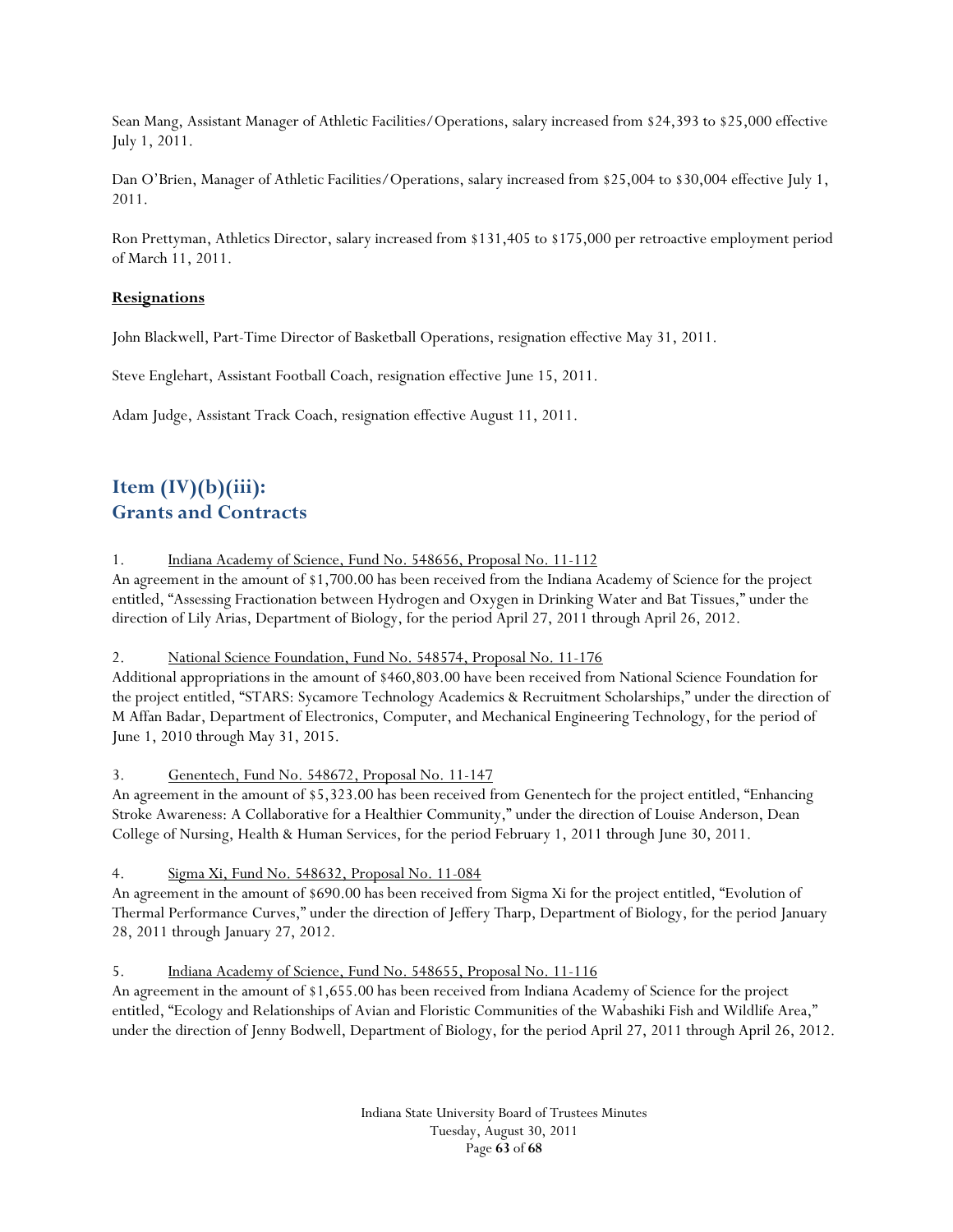Sean Mang, Assistant Manager of Athletic Facilities/Operations, salary increased from $24,393 to $25,000 effective July 1, 2011.

Dan O'Brien, Manager of Athletic Facilities/Operations, salary increased from $25,004 to $30,004 effective July 1, 2011.

Ron Prettyman, Athletics Director, salary increased from $131,405 to $175,000 per retroactive employment period of March 11, 2011.

**Resignations**

John Blackwell, Part-Time Director of Basketball Operations, resignation effective May 31, 2011.

Steve Englehart, Assistant Football Coach, resignation effective June 15, 2011.

Adam Judge, Assistant Track Coach, resignation effective August 11, 2011.

## Item (IV)(b)(iii): Grants and Contracts

1. Indiana Academy of Science, Fund No. 548656, Proposal No. 11-112
An agreement in the amount of $1,700.00 has been received from the Indiana Academy of Science for the project entitled, "Assessing Fractionation between Hydrogen and Oxygen in Drinking Water and Bat Tissues," under the direction of Lily Arias, Department of Biology, for the period April 27, 2011 through April 26, 2012.

2. National Science Foundation, Fund No. 548574, Proposal No. 11-176
Additional appropriations in the amount of $460,803.00 have been received from National Science Foundation for the project entitled, "STARS: Sycamore Technology Academics & Recruitment Scholarships," under the direction of M Affan Badar, Department of Electronics, Computer, and Mechanical Engineering Technology, for the period of June 1, 2010 through May 31, 2015.

3. Genentech, Fund No. 548672, Proposal No. 11-147
An agreement in the amount of $5,323.00 has been received from Genentech for the project entitled, "Enhancing Stroke Awareness: A Collaborative for a Healthier Community," under the direction of Louise Anderson, Dean College of Nursing, Health & Human Services, for the period February 1, 2011 through June 30, 2011.

4. Sigma Xi, Fund No. 548632, Proposal No. 11-084
An agreement in the amount of $690.00 has been received from Sigma Xi for the project entitled, "Evolution of Thermal Performance Curves," under the direction of Jeffery Tharp, Department of Biology, for the period January 28, 2011 through January 27, 2012.

5. Indiana Academy of Science, Fund No. 548655, Proposal No. 11-116
An agreement in the amount of $1,655.00 has been received from Indiana Academy of Science for the project entitled, "Ecology and Relationships of Avian and Floristic Communities of the Wabashiki Fish and Wildlife Area," under the direction of Jenny Bodwell, Department of Biology, for the period April 27, 2011 through April 26, 2012.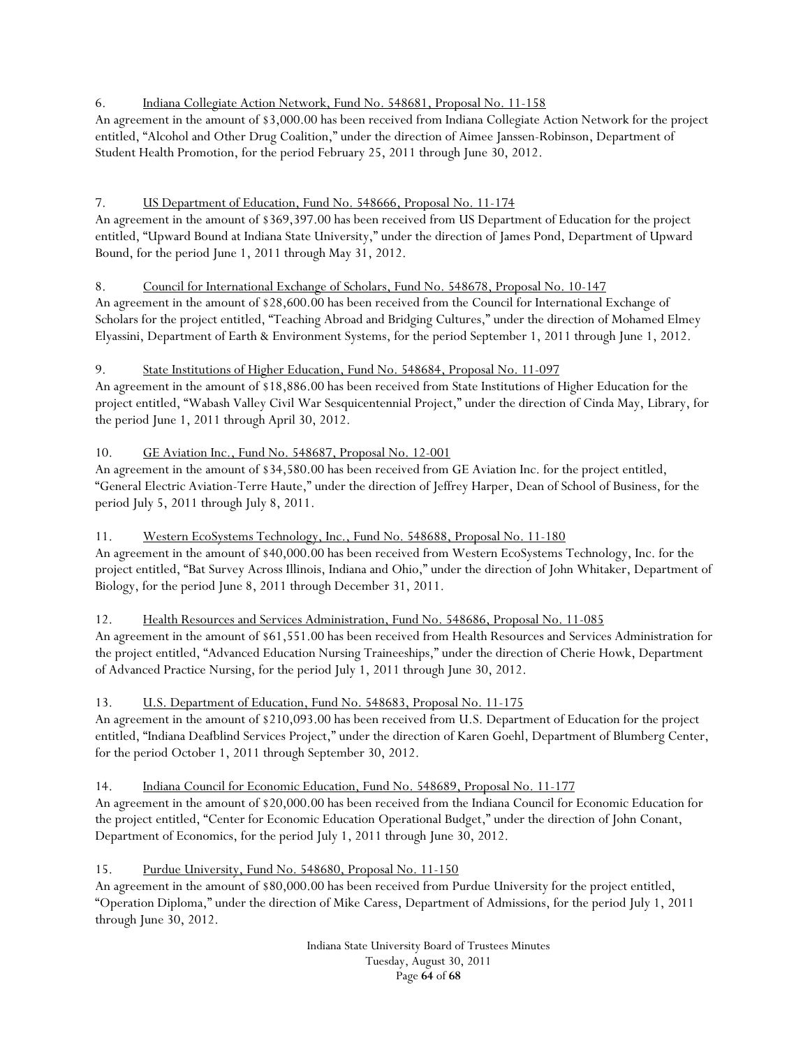6. <u>Indiana Collegiate Action Network, Fund No. 548681, Proposal No. 11-158</u>
An agreement in the amount of $3,000.00 has been received from Indiana Collegiate Action Network for the project entitled, "Alcohol and Other Drug Coalition," under the direction of Aimee Janssen-Robinson, Department of Student Health Promotion, for the period February 25, 2011 through June 30, 2012.

7. <u>US Department of Education, Fund No. 548666, Proposal No. 11-174</u>
An agreement in the amount of $369,397.00 has been received from US Department of Education for the project entitled, "Upward Bound at Indiana State University," under the direction of James Pond, Department of Upward Bound, for the period June 1, 2011 through May 31, 2012.

8. <u>Council for International Exchange of Scholars, Fund No. 548678, Proposal No. 10-147</u>
An agreement in the amount of $28,600.00 has been received from the Council for International Exchange of Scholars for the project entitled, "Teaching Abroad and Bridging Cultures," under the direction of Mohamed Elmey Elyassini, Department of Earth & Environment Systems, for the period September 1, 2011 through June 1, 2012.

9. <u>State Institutions of Higher Education, Fund No. 548684, Proposal No. 11-097</u>
An agreement in the amount of $18,886.00 has been received from State Institutions of Higher Education for the project entitled, "Wabash Valley Civil War Sesquicentennial Project," under the direction of Cinda May, Library, for the period June 1, 2011 through April 30, 2012.

10. <u>GE Aviation Inc., Fund No. 548687, Proposal No. 12-001</u>
An agreement in the amount of $34,580.00 has been received from GE Aviation Inc. for the project entitled, "General Electric Aviation-Terre Haute," under the direction of Jeffrey Harper, Dean of School of Business, for the period July 5, 2011 through July 8, 2011.

11. <u>Western EcoSystems Technology, Inc., Fund No. 548688, Proposal No. 11-180</u>
An agreement in the amount of $40,000.00 has been received from Western EcoSystems Technology, Inc. for the project entitled, "Bat Survey Across Illinois, Indiana and Ohio," under the direction of John Whitaker, Department of Biology, for the period June 8, 2011 through December 31, 2011.

12. <u>Health Resources and Services Administration, Fund No. 548686, Proposal No. 11-085</u>
An agreement in the amount of $61,551.00 has been received from Health Resources and Services Administration for the project entitled, "Advanced Education Nursing Traineeships," under the direction of Cherie Howk, Department of Advanced Practice Nursing, for the period July 1, 2011 through June 30, 2012.

13. <u>U.S. Department of Education, Fund No. 548683, Proposal No. 11-175</u>
An agreement in the amount of $210,093.00 has been received from U.S. Department of Education for the project entitled, "Indiana Deafblind Services Project," under the direction of Karen Goehl, Department of Blumberg Center, for the period October 1, 2011 through September 30, 2012.

14. <u>Indiana Council for Economic Education, Fund No. 548689, Proposal No. 11-177</u>
An agreement in the amount of $20,000.00 has been received from the Indiana Council for Economic Education for the project entitled, "Center for Economic Education Operational Budget," under the direction of John Conant, Department of Economics, for the period July 1, 2011 through June 30, 2012.

15. <u>Purdue University, Fund No. 548680, Proposal No. 11-150</u>
An agreement in the amount of $80,000.00 has been received from Purdue University for the project entitled, "Operation Diploma," under the direction of Mike Caress, Department of Admissions, for the period July 1, 2011 through June 30, 2012.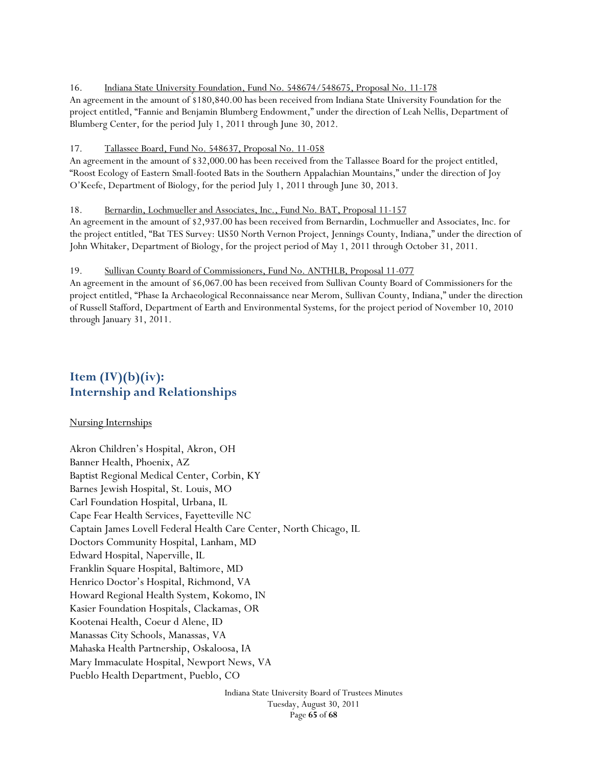16. Indiana State University Foundation, Fund No. 548674/548675, Proposal No. 11-178

An agreement in the amount of $180,840.00 has been received from Indiana State University Foundation for the project entitled, "Fannie and Benjamin Blumberg Endowment," under the direction of Leah Nellis, Department of Blumberg Center, for the period July 1, 2011 through June 30, 2012.

17. Tallassee Board, Fund No. 548637, Proposal No. 11-058

An agreement in the amount of $32,000.00 has been received from the Tallassee Board for the project entitled, "Roost Ecology of Eastern Small-footed Bats in the Southern Appalachian Mountains," under the direction of Joy O'Keefe, Department of Biology, for the period July 1, 2011 through June 30, 2013.

18. Bernardin, Lochmueller and Associates, Inc., Fund No. BAT, Proposal 11-157

An agreement in the amount of $2,937.00 has been received from Bernardin, Lochmueller and Associates, Inc. for the project entitled, "Bat TES Survey: US50 North Vernon Project, Jennings County, Indiana," under the direction of John Whitaker, Department of Biology, for the project period of May 1, 2011 through October 31, 2011.

19. Sullivan County Board of Commissioners, Fund No. ANTHLB, Proposal 11-077

An agreement in the amount of $6,067.00 has been received from Sullivan County Board of Commissioners for the project entitled, "Phase Ia Archaeological Reconnaissance near Merom, Sullivan County, Indiana," under the direction of Russell Stafford, Department of Earth and Environmental Systems, for the project period of November 10, 2010 through January 31, 2011.

## Item (IV)(b)(iv): Internship and Relationships

Nursing Internships

Akron Children's Hospital, Akron, OH
Banner Health, Phoenix, AZ
Baptist Regional Medical Center, Corbin, KY
Barnes Jewish Hospital, St. Louis, MO
Carl Foundation Hospital, Urbana, IL
Cape Fear Health Services, Fayetteville NC
Captain James Lovell Federal Health Care Center, North Chicago, IL
Doctors Community Hospital, Lanham, MD
Edward Hospital, Naperville, IL
Franklin Square Hospital, Baltimore, MD
Henrico Doctor's Hospital, Richmond, VA
Howard Regional Health System, Kokomo, IN
Kasier Foundation Hospitals, Clackamas, OR
Kootenai Health, Coeur d Alene, ID
Manassas City Schools, Manassas, VA
Mahaska Health Partnership, Oskaloosa, IA
Mary Immaculate Hospital, Newport News, VA
Pueblo Health Department, Pueblo, CO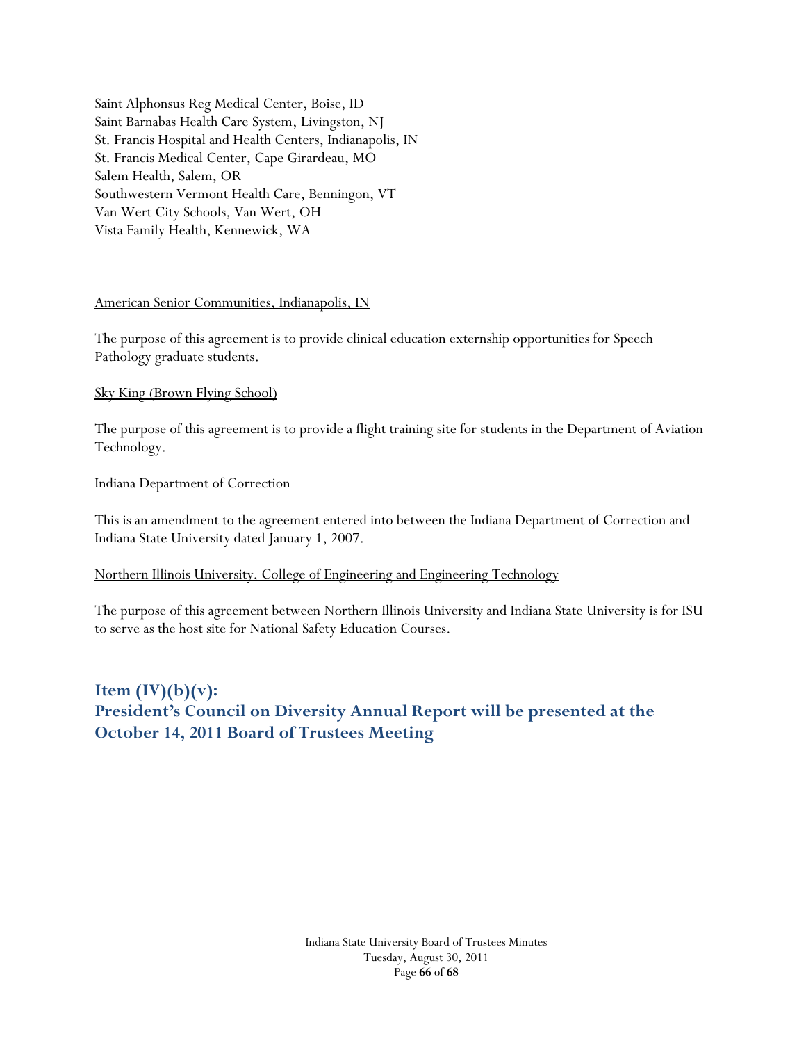Saint Alphonsus Reg Medical Center, Boise, ID
Saint Barnabas Health Care System, Livingston, NJ
St. Francis Hospital and Health Centers, Indianapolis, IN
St. Francis Medical Center, Cape Girardeau, MO
Salem Health, Salem, OR
Southwestern Vermont Health Care, Benningon, VT
Van Wert City Schools, Van Wert, OH
Vista Family Health, Kennewick, WA

<u>American Senior Communities, Indianapolis, IN</u>

The purpose of this agreement is to provide clinical education externship opportunities for Speech Pathology graduate students.

<u>Sky King (Brown Flying School)</u>

The purpose of this agreement is to provide a flight training site for students in the Department of Aviation Technology.

<u>Indiana Department of Correction</u>

This is an amendment to the agreement entered into between the Indiana Department of Correction and Indiana State University dated January 1, 2007.

<u>Northern Illinois University, College of Engineering and Engineering Technology</u>

The purpose of this agreement between Northern Illinois University and Indiana State University is for ISU to serve as the host site for National Safety Education Courses.

## Item (IV)(b)(v):
## President's Council on Diversity Annual Report will be presented at the October 14, 2011 Board of Trustees Meeting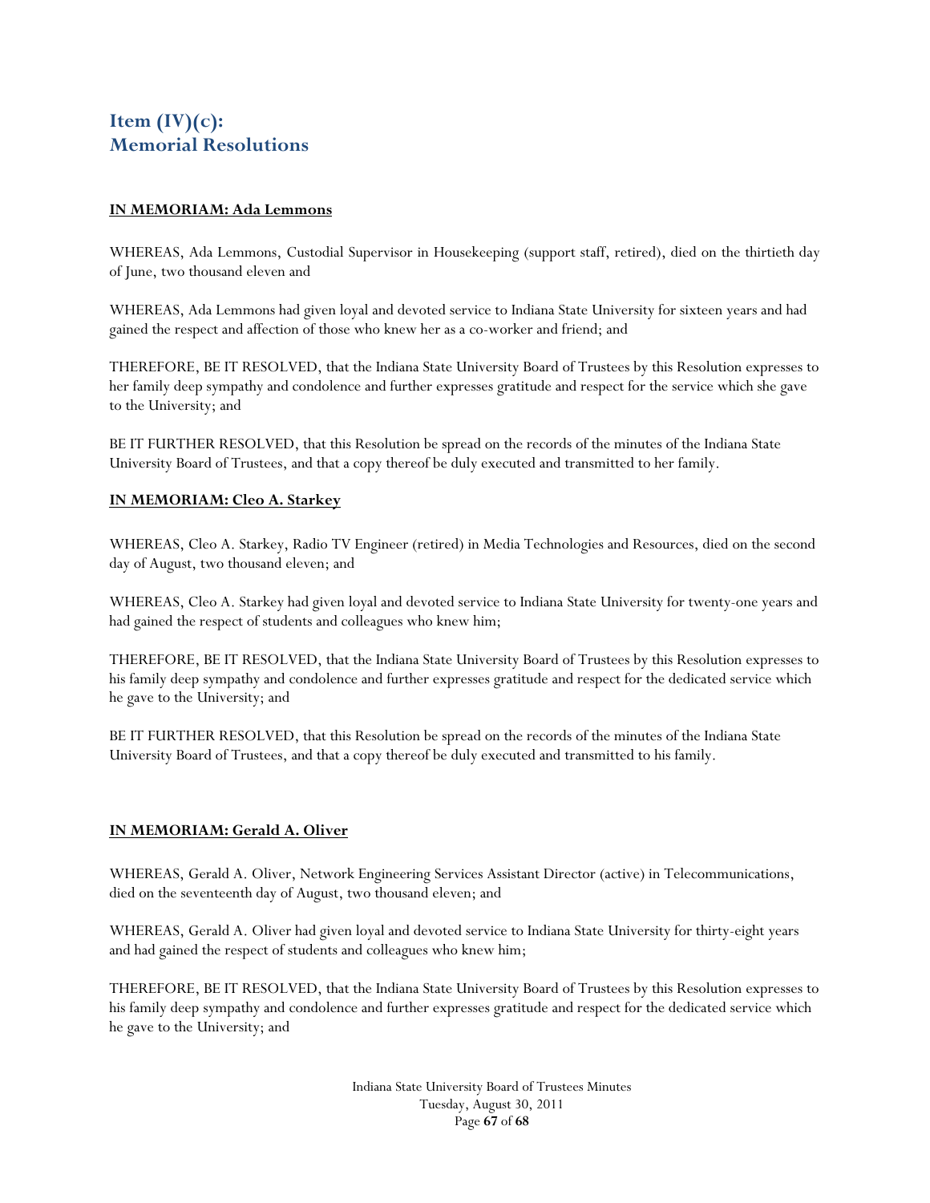# Item (IV)(c): Memorial Resolutions

**IN MEMORIAM: Ada Lemmons**

WHEREAS, Ada Lemmons, Custodial Supervisor in Housekeeping (support staff, retired), died on the thirtieth day of June, two thousand eleven and

WHEREAS, Ada Lemmons had given loyal and devoted service to Indiana State University for sixteen years and had gained the respect and affection of those who knew her as a co-worker and friend; and

THEREFORE, BE IT RESOLVED, that the Indiana State University Board of Trustees by this Resolution expresses to her family deep sympathy and condolence and further expresses gratitude and respect for the service which she gave to the University; and

BE IT FURTHER RESOLVED, that this Resolution be spread on the records of the minutes of the Indiana State University Board of Trustees, and that a copy thereof be duly executed and transmitted to her family.

**IN MEMORIAM: Cleo A. Starkey**

WHEREAS, Cleo A. Starkey, Radio TV Engineer (retired) in Media Technologies and Resources, died on the second day of August, two thousand eleven; and

WHEREAS, Cleo A. Starkey had given loyal and devoted service to Indiana State University for twenty-one years and had gained the respect of students and colleagues who knew him;

THEREFORE, BE IT RESOLVED, that the Indiana State University Board of Trustees by this Resolution expresses to his family deep sympathy and condolence and further expresses gratitude and respect for the dedicated service which he gave to the University; and

BE IT FURTHER RESOLVED, that this Resolution be spread on the records of the minutes of the Indiana State University Board of Trustees, and that a copy thereof be duly executed and transmitted to his family.

**IN MEMORIAM: Gerald A. Oliver**

WHEREAS, Gerald A. Oliver, Network Engineering Services Assistant Director (active) in Telecommunications, died on the seventeenth day of August, two thousand eleven; and

WHEREAS, Gerald A. Oliver had given loyal and devoted service to Indiana State University for thirty-eight years and had gained the respect of students and colleagues who knew him;

THEREFORE, BE IT RESOLVED, that the Indiana State University Board of Trustees by this Resolution expresses to his family deep sympathy and condolence and further expresses gratitude and respect for the dedicated service which he gave to the University; and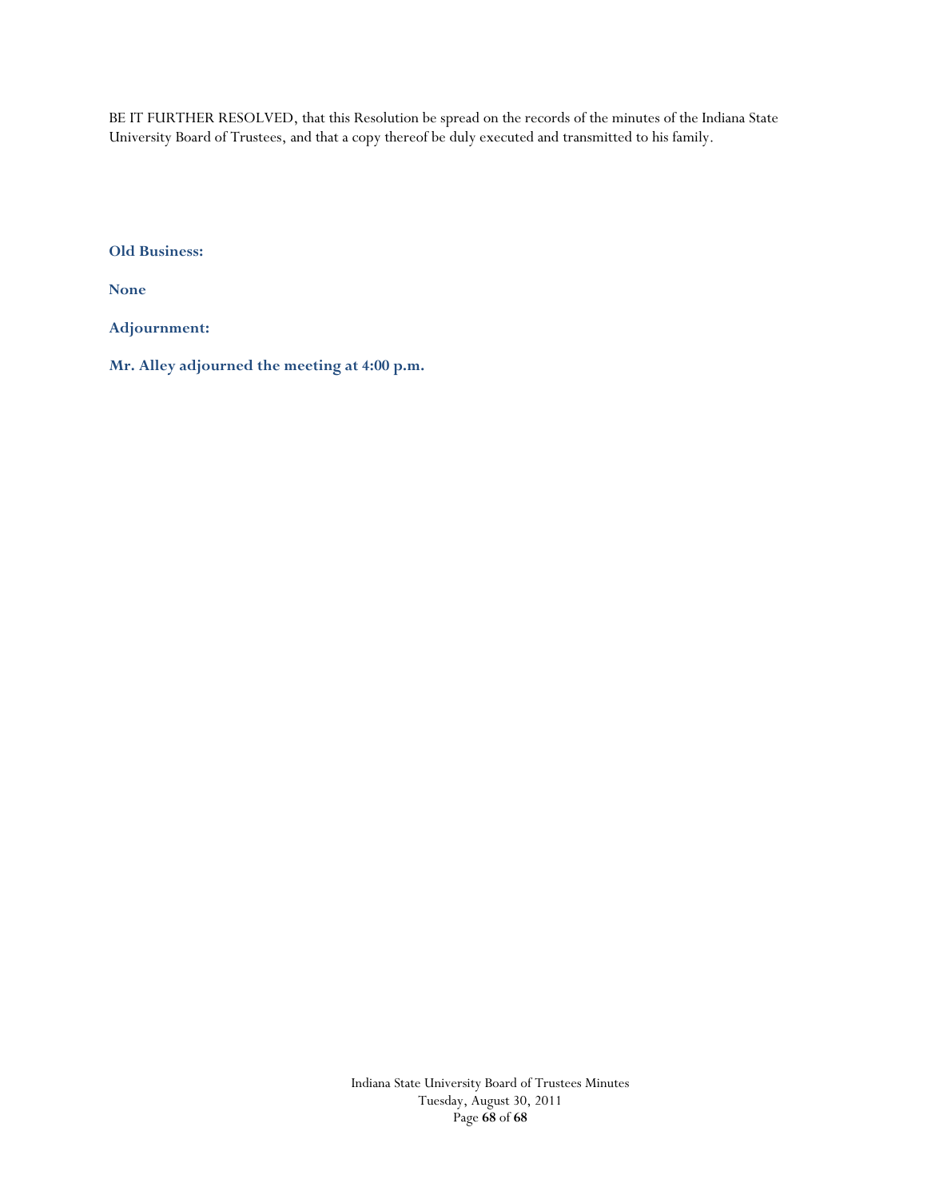BE IT FURTHER RESOLVED, that this Resolution be spread on the records of the minutes of the Indiana State University Board of Trustees, and that a copy thereof be duly executed and transmitted to his family.

**Old Business:**

**None**

**Adjournment:**

**Mr. Alley adjourned the meeting at 4:00 p.m.**